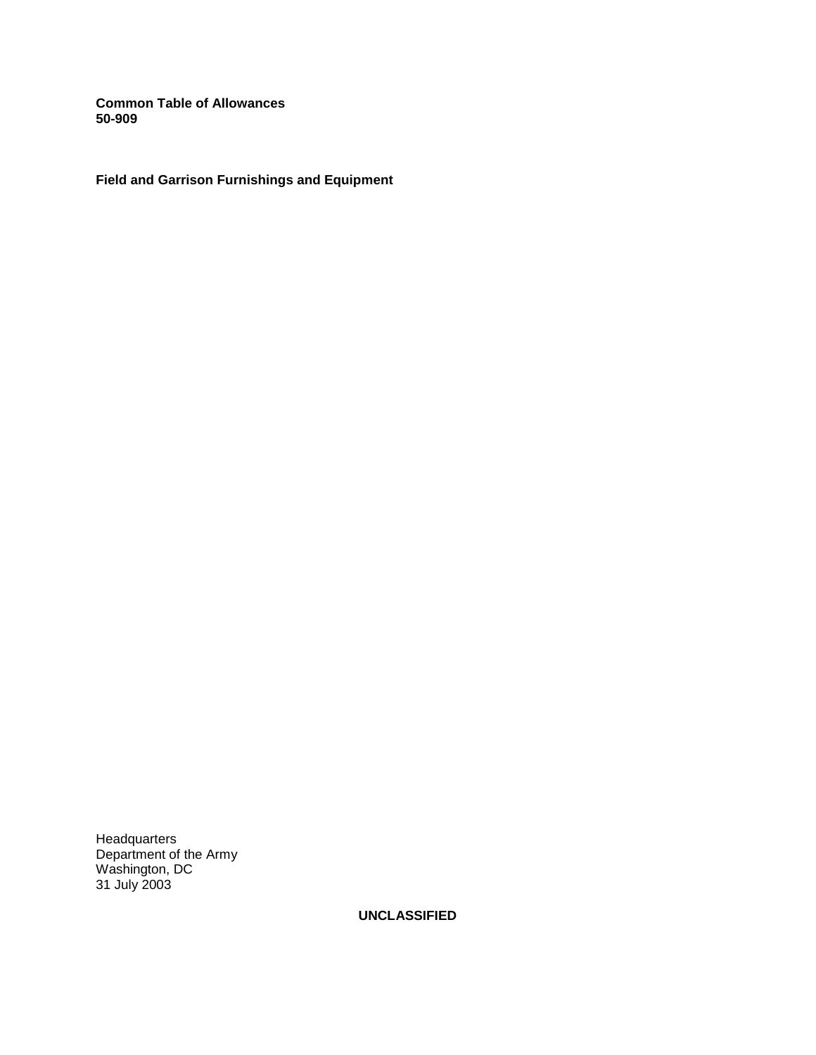**Common Table of Allowances**
**50-909**

**Field and Garrison Furnishings and Equipment**

Headquarters
Department of the Army
Washington, DC
31 July 2003

**UNCLASSIFIED**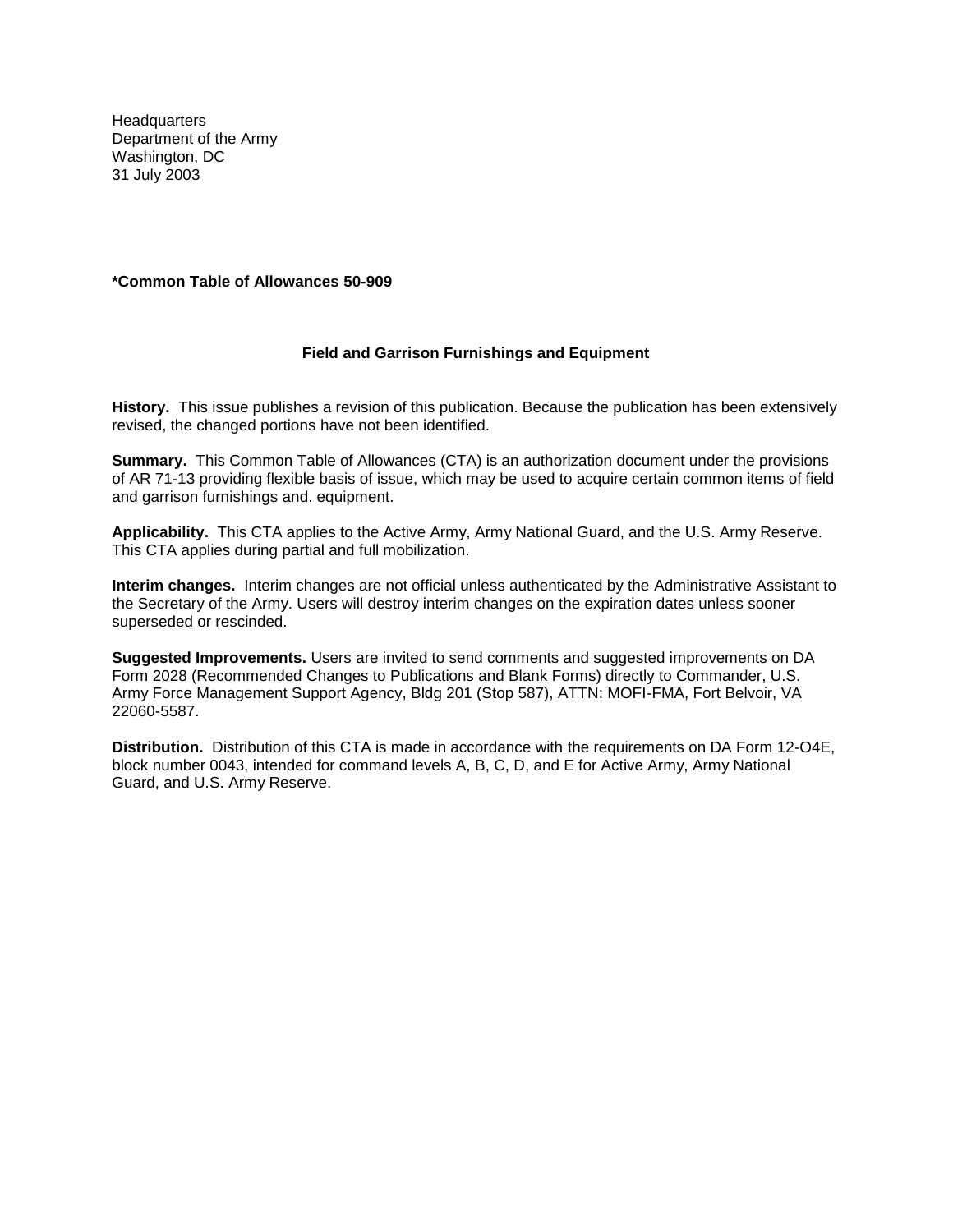Headquarters
Department of the Army
Washington, DC
31 July 2003

**\*Common Table of Allowances 50-909**

## Field and Garrison Furnishings and Equipment

**History.** This issue publishes a revision of this publication. Because the publication has been extensively revised, the changed portions have not been identified.

**Summary.** This Common Table of Allowances (CTA) is an authorization document under the provisions of AR 71-13 providing flexible basis of issue, which may be used to acquire certain common items of field and garrison furnishings and. equipment.

**Applicability.** This CTA applies to the Active Army, Army National Guard, and the U.S. Army Reserve. This CTA applies during partial and full mobilization.

**Interim changes.** Interim changes are not official unless authenticated by the Administrative Assistant to the Secretary of the Army. Users will destroy interim changes on the expiration dates unless sooner superseded or rescinded.

**Suggested Improvements.** Users are invited to send comments and suggested improvements on DA Form 2028 (Recommended Changes to Publications and Blank Forms) directly to Commander, U.S. Army Force Management Support Agency, Bldg 201 (Stop 587), ATTN: MOFI-FMA, Fort Belvoir, VA 22060-5587.

**Distribution.** Distribution of this CTA is made in accordance with the requirements on DA Form 12-O4E, block number 0043, intended for command levels A, B, C, D, and E for Active Army, Army National Guard, and U.S. Army Reserve.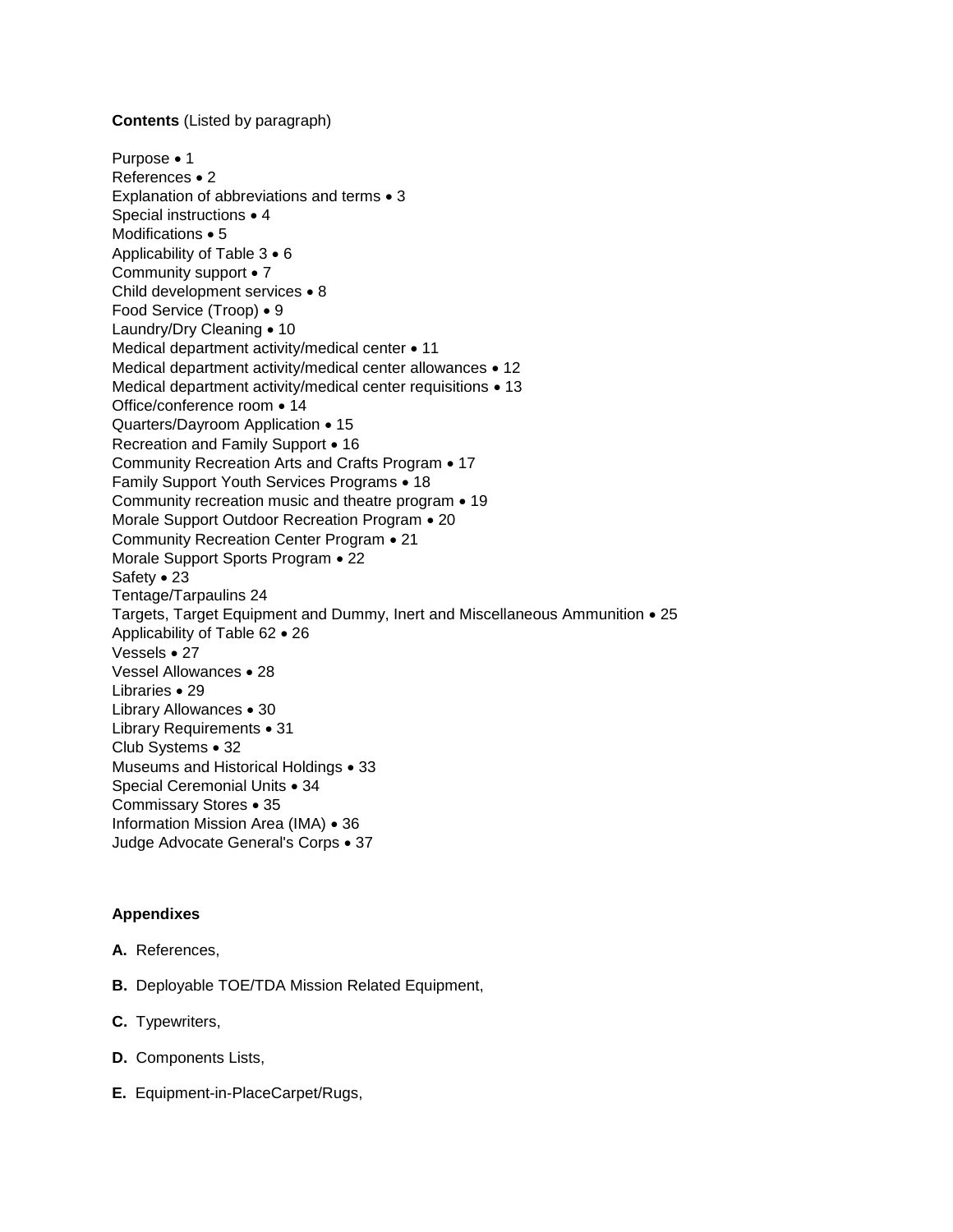**Contents** (Listed by paragraph)

Purpose • 1
References • 2
Explanation of abbreviations and terms • 3
Special instructions • 4
Modifications • 5
Applicability of Table 3 • 6
Community support • 7
Child development services • 8
Food Service (Troop) • 9
Laundry/Dry Cleaning • 10
Medical department activity/medical center • 11
Medical department activity/medical center allowances • 12
Medical department activity/medical center requisitions • 13
Office/conference room • 14
Quarters/Dayroom Application • 15
Recreation and Family Support • 16
Community Recreation Arts and Crafts Program • 17
Family Support Youth Services Programs • 18
Community recreation music and theatre program • 19
Morale Support Outdoor Recreation Program • 20
Community Recreation Center Program • 21
Morale Support Sports Program • 22
Safety • 23
Tentage/Tarpaulins 24
Targets, Target Equipment and Dummy, Inert and Miscellaneous Ammunition • 25
Applicability of Table 62 • 26
Vessels • 27
Vessel Allowances • 28
Libraries • 29
Library Allowances • 30
Library Requirements • 31
Club Systems • 32
Museums and Historical Holdings • 33
Special Ceremonial Units • 34
Commissary Stores • 35
Information Mission Area (IMA) • 36
Judge Advocate General's Corps • 37

**Appendixes**

**A.** References,

**B.** Deployable TOE/TDA Mission Related Equipment,

**C.** Typewriters,

**D.** Components Lists,

**E.** Equipment-in-PlaceCarpet/Rugs,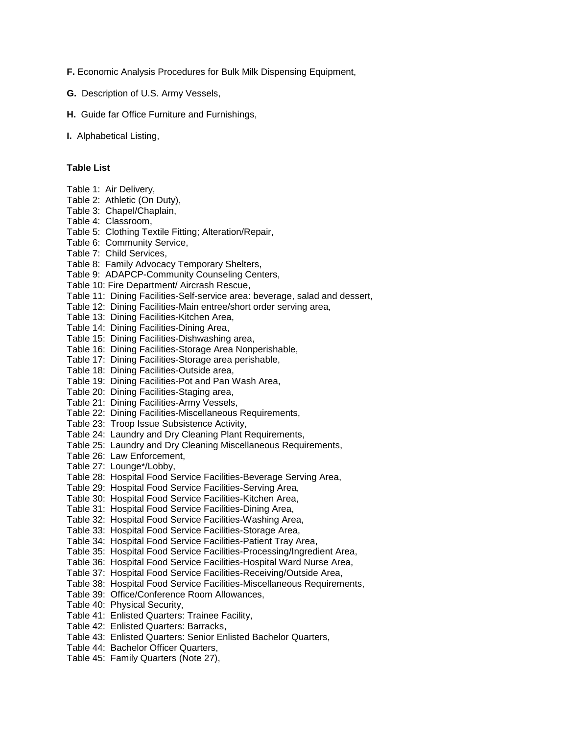**F.** Economic Analysis Procedures for Bulk Milk Dispensing Equipment,

**G.** Description of U.S. Army Vessels,

**H.** Guide far Office Furniture and Furnishings,

**I.** Alphabetical Listing,

**Table List**

Table 1: Air Delivery,
Table 2: Athletic (On Duty),
Table 3: Chapel/Chaplain,
Table 4: Classroom,
Table 5: Clothing Textile Fitting; Alteration/Repair,
Table 6: Community Service,
Table 7: Child Services,
Table 8: Family Advocacy Temporary Shelters,
Table 9: ADAPCP-Community Counseling Centers,
Table 10: Fire Department/ Aircrash Rescue,
Table 11: Dining Facilities-Self-service area: beverage, salad and dessert,
Table 12: Dining Facilities-Main entree/short order serving area,
Table 13: Dining Facilities-Kitchen Area,
Table 14: Dining Facilities-Dining Area,
Table 15: Dining Facilities-Dishwashing area,
Table 16: Dining Facilities-Storage Area Nonperishable,
Table 17: Dining Facilities-Storage area perishable,
Table 18: Dining Facilities-Outside area,
Table 19: Dining Facilities-Pot and Pan Wash Area,
Table 20: Dining Facilities-Staging area,
Table 21: Dining Facilities-Army Vessels,
Table 22: Dining Facilities-Miscellaneous Requirements,
Table 23: Troop Issue Subsistence Activity,
Table 24: Laundry and Dry Cleaning Plant Requirements,
Table 25: Laundry and Dry Cleaning Miscellaneous Requirements,
Table 26: Law Enforcement,
Table 27: Lounge*/Lobby,
Table 28: Hospital Food Service Facilities-Beverage Serving Area,
Table 29: Hospital Food Service Facilities-Serving Area,
Table 30: Hospital Food Service Facilities-Kitchen Area,
Table 31: Hospital Food Service Facilities-Dining Area,
Table 32: Hospital Food Service Facilities-Washing Area,
Table 33: Hospital Food Service Facilities-Storage Area,
Table 34: Hospital Food Service Facilities-Patient Tray Area,
Table 35: Hospital Food Service Facilities-Processing/Ingredient Area,
Table 36: Hospital Food Service Facilities-Hospital Ward Nurse Area,
Table 37: Hospital Food Service Facilities-Receiving/Outside Area,
Table 38: Hospital Food Service Facilities-Miscellaneous Requirements,
Table 39: Office/Conference Room Allowances,
Table 40: Physical Security,
Table 41: Enlisted Quarters: Trainee Facility,
Table 42: Enlisted Quarters: Barracks,
Table 43: Enlisted Quarters: Senior Enlisted Bachelor Quarters,
Table 44: Bachelor Officer Quarters,
Table 45: Family Quarters (Note 27),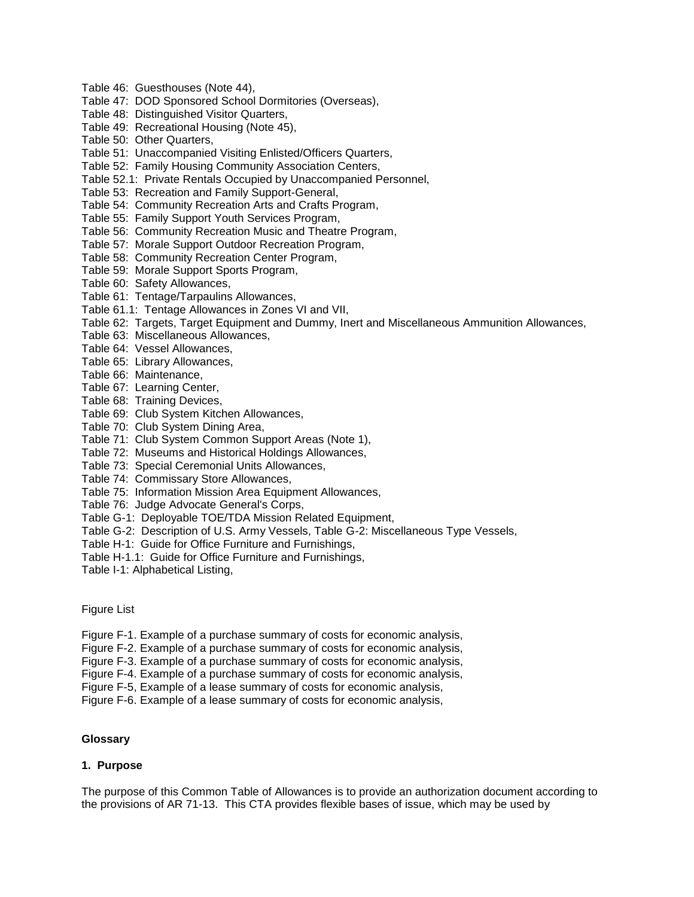Table 46: Guesthouses (Note 44),
Table 47: DOD Sponsored School Dormitories (Overseas),
Table 48: Distinguished Visitor Quarters,
Table 49: Recreational Housing (Note 45),
Table 50: Other Quarters,
Table 51: Unaccompanied Visiting Enlisted/Officers Quarters,
Table 52: Family Housing Community Association Centers,
Table 52.1: Private Rentals Occupied by Unaccompanied Personnel,
Table 53: Recreation and Family Support-General,
Table 54: Community Recreation Arts and Crafts Program,
Table 55: Family Support Youth Services Program,
Table 56: Community Recreation Music and Theatre Program,
Table 57: Morale Support Outdoor Recreation Program,
Table 58: Community Recreation Center Program,
Table 59: Morale Support Sports Program,
Table 60: Safety Allowances,
Table 61: Tentage/Tarpaulins Allowances,
Table 61.1: Tentage Allowances in Zones VI and VII,
Table 62: Targets, Target Equipment and Dummy, Inert and Miscellaneous Ammunition Allowances,
Table 63: Miscellaneous Allowances,
Table 64: Vessel Allowances,
Table 65: Library Allowances,
Table 66: Maintenance,
Table 67: Learning Center,
Table 68: Training Devices,
Table 69: Club System Kitchen Allowances,
Table 70: Club System Dining Area,
Table 71: Club System Common Support Areas (Note 1),
Table 72: Museums and Historical Holdings Allowances,
Table 73: Special Ceremonial Units Allowances,
Table 74: Commissary Store Allowances,
Table 75: Information Mission Area Equipment Allowances,
Table 76: Judge Advocate General's Corps,
Table G-1: Deployable TOE/TDA Mission Related Equipment,
Table G-2: Description of U.S. Army Vessels, Table G-2: Miscellaneous Type Vessels,
Table H-1: Guide for Office Furniture and Furnishings,
Table H-1.1: Guide for Office Furniture and Furnishings,
Table I-1: Alphabetical Listing,

Figure List

Figure F-1. Example of a purchase summary of costs for economic analysis,
Figure F-2. Example of a purchase summary of costs for economic analysis,
Figure F-3. Example of a purchase summary of costs for economic analysis,
Figure F-4. Example of a purchase summary of costs for economic analysis,
Figure F-5, Example of a lease summary of costs for economic analysis,
Figure F-6. Example of a lease summary of costs for economic analysis,

**Glossary**

**1. Purpose**

The purpose of this Common Table of Allowances is to provide an authorization document according to the provisions of AR 71-13. This CTA provides flexible bases of issue, which may be used by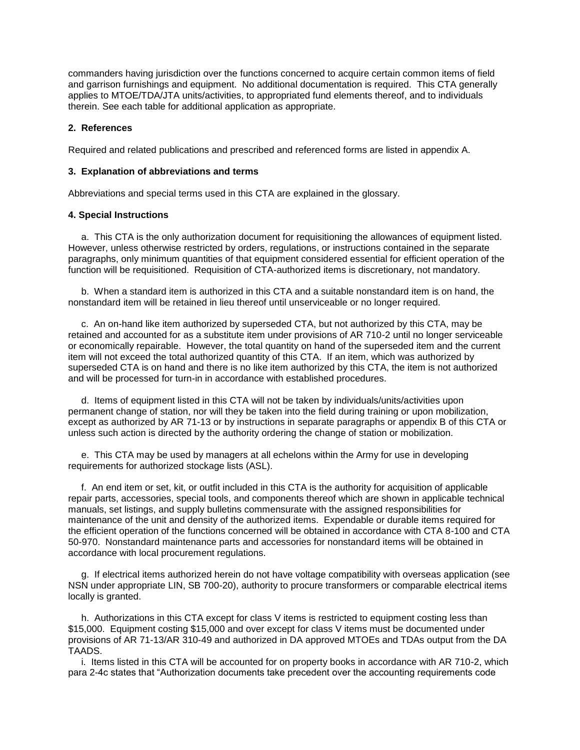commanders having jurisdiction over the functions concerned to acquire certain common items of field and garrison furnishings and equipment. No additional documentation is required. This CTA generally applies to MTOE/TDA/JTA units/activities, to appropriated fund elements thereof, and to individuals therein. See each table for additional application as appropriate.

**2. References**

Required and related publications and prescribed and referenced forms are listed in appendix A.

**3. Explanation of abbreviations and terms**

Abbreviations and special terms used in this CTA are explained in the glossary.

**4. Special Instructions**

a. This CTA is the only authorization document for requisitioning the allowances of equipment listed. However, unless otherwise restricted by orders, regulations, or instructions contained in the separate paragraphs, only minimum quantities of that equipment considered essential for efficient operation of the function will be requisitioned. Requisition of CTA-authorized items is discretionary, not mandatory.

b. When a standard item is authorized in this CTA and a suitable nonstandard item is on hand, the nonstandard item will be retained in lieu thereof until unserviceable or no longer required.

c. An on-hand like item authorized by superseded CTA, but not authorized by this CTA, may be retained and accounted for as a substitute item under provisions of AR 710-2 until no longer serviceable or economically repairable. However, the total quantity on hand of the superseded item and the current item will not exceed the total authorized quantity of this CTA. If an item, which was authorized by superseded CTA is on hand and there is no like item authorized by this CTA, the item is not authorized and will be processed for turn-in in accordance with established procedures.

d. Items of equipment listed in this CTA will not be taken by individuals/units/activities upon permanent change of station, nor will they be taken into the field during training or upon mobilization, except as authorized by AR 71-13 or by instructions in separate paragraphs or appendix B of this CTA or unless such action is directed by the authority ordering the change of station or mobilization.

e. This CTA may be used by managers at all echelons within the Army for use in developing requirements for authorized stockage lists (ASL).

f. An end item or set, kit, or outfit included in this CTA is the authority for acquisition of applicable repair parts, accessories, special tools, and components thereof which are shown in applicable technical manuals, set listings, and supply bulletins commensurate with the assigned responsibilities for maintenance of the unit and density of the authorized items. Expendable or durable items required for the efficient operation of the functions concerned will be obtained in accordance with CTA 8-100 and CTA 50-970. Nonstandard maintenance parts and accessories for nonstandard items will be obtained in accordance with local procurement regulations.

g. If electrical items authorized herein do not have voltage compatibility with overseas application (see NSN under appropriate LIN, SB 700-20), authority to procure transformers or comparable electrical items locally is granted.

h. Authorizations in this CTA except for class V items is restricted to equipment costing less than $15,000. Equipment costing $15,000 and over except for class V items must be documented under provisions of AR 71-13/AR 310-49 and authorized in DA approved MTOEs and TDAs output from the DA TAADS.

i. Items listed in this CTA will be accounted for on property books in accordance with AR 710-2, which para 2-4c states that "Authorization documents take precedent over the accounting requirements code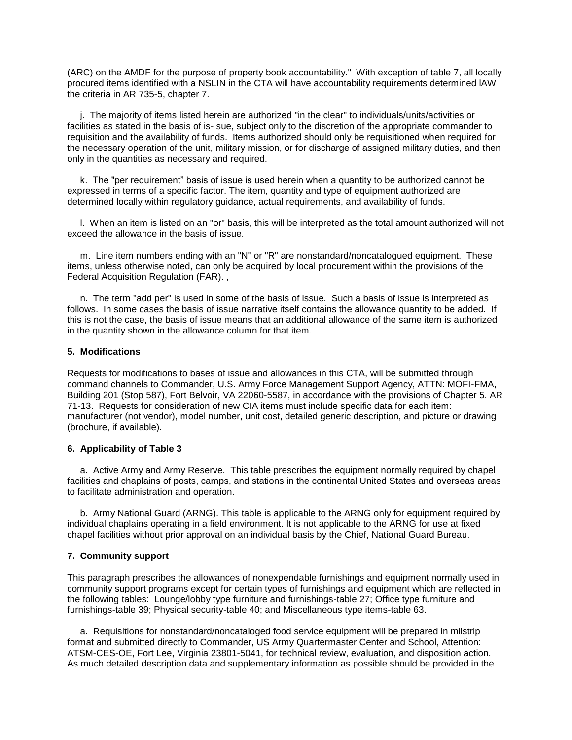(ARC) on the AMDF for the purpose of property book accountability." With exception of table 7, all locally procured items identified with a NSLIN in the CTA will have accountability requirements determined lAW the criteria in AR 735-5, chapter 7.

j. The majority of items listed herein are authorized "in the clear" to individuals/units/activities or facilities as stated in the basis of is- sue, subject only to the discretion of the appropriate commander to requisition and the availability of funds. Items authorized should only be requisitioned when required for the necessary operation of the unit, military mission, or for discharge of assigned military duties, and then only in the quantities as necessary and required.

k. The "per requirement" basis of issue is used herein when a quantity to be authorized cannot be expressed in terms of a specific factor. The item, quantity and type of equipment authorized are determined locally within regulatory guidance, actual requirements, and availability of funds.

l. When an item is listed on an "or" basis, this will be interpreted as the total amount authorized will not exceed the allowance in the basis of issue.

m. Line item numbers ending with an "N" or "R" are nonstandard/noncatalogued equipment. These items, unless otherwise noted, can only be acquired by local procurement within the provisions of the Federal Acquisition Regulation (FAR). ,

n. The term "add per" is used in some of the basis of issue. Such a basis of issue is interpreted as follows. In some cases the basis of issue narrative itself contains the allowance quantity to be added. If this is not the case, the basis of issue means that an additional allowance of the same item is authorized in the quantity shown in the allowance column for that item.

**5. Modifications**

Requests for modifications to bases of issue and allowances in this CTA, will be submitted through command channels to Commander, U.S. Army Force Management Support Agency, ATTN: MOFI-FMA, Building 201 (Stop 587), Fort Belvoir, VA 22060-5587, in accordance with the provisions of Chapter 5. AR 71-13. Requests for consideration of new CIA items must include specific data for each item: manufacturer (not vendor), model number, unit cost, detailed generic description, and picture or drawing (brochure, if available).

**6. Applicability of Table 3**

a. Active Army and Army Reserve. This table prescribes the equipment normally required by chapel facilities and chaplains of posts, camps, and stations in the continental United States and overseas areas to facilitate administration and operation.

b. Army National Guard (ARNG). This table is applicable to the ARNG only for equipment required by individual chaplains operating in a field environment. It is not applicable to the ARNG for use at fixed chapel facilities without prior approval on an individual basis by the Chief, National Guard Bureau.

**7. Community support**

This paragraph prescribes the allowances of nonexpendable furnishings and equipment normally used in community support programs except for certain types of furnishings and equipment which are reflected in the following tables: Lounge/lobby type furniture and furnishings-table 27; Office type furniture and furnishings-table 39; Physical security-table 40; and Miscellaneous type items-table 63.

a. Requisitions for nonstandard/noncataloged food service equipment will be prepared in milstrip format and submitted directly to Commander, US Army Quartermaster Center and School, Attention: ATSM-CES-OE, Fort Lee, Virginia 23801-5041, for technical review, evaluation, and disposition action. As much detailed description data and supplementary information as possible should be provided in the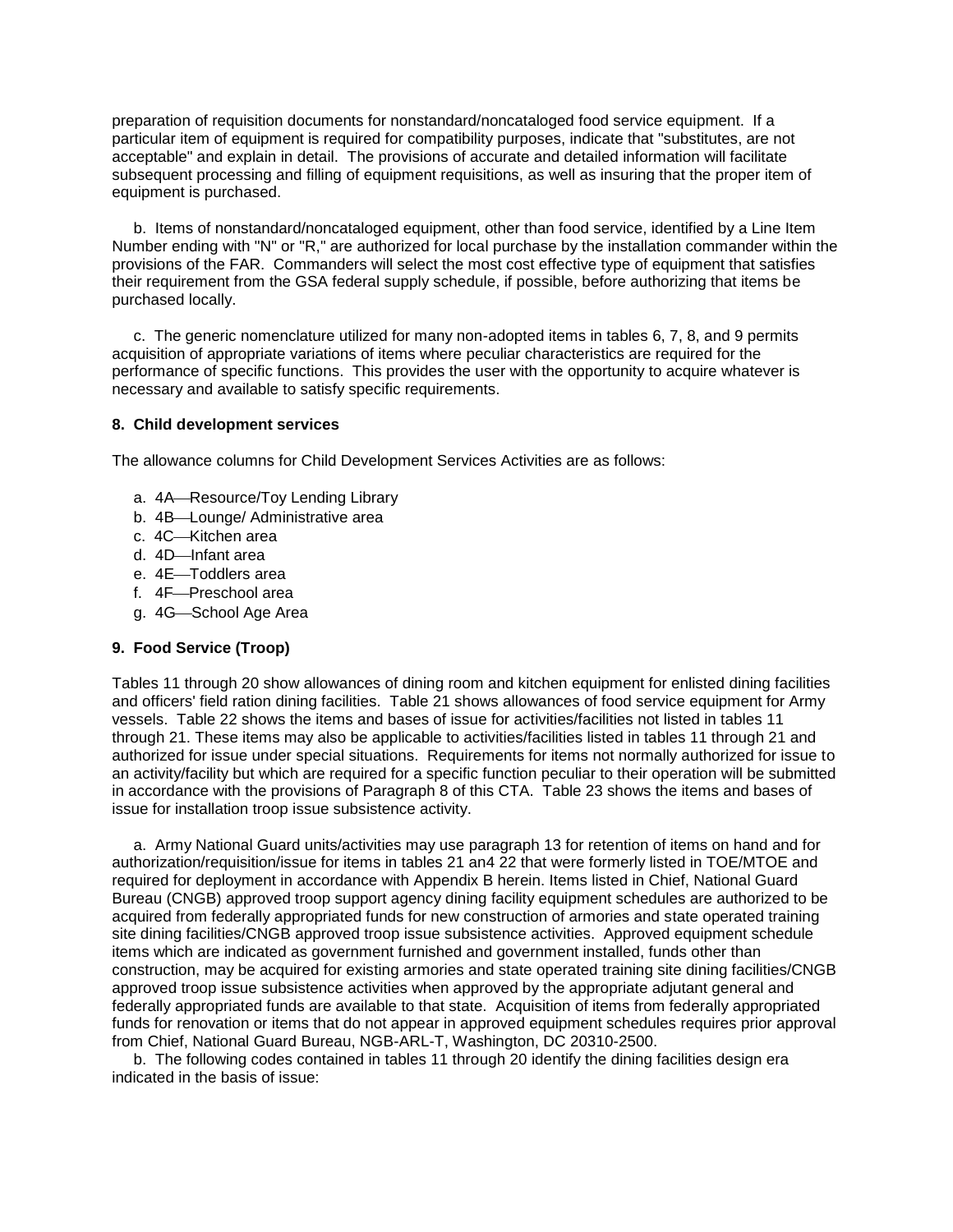preparation of requisition documents for nonstandard/noncataloged food service equipment. If a particular item of equipment is required for compatibility purposes, indicate that "substitutes, are not acceptable" and explain in detail. The provisions of accurate and detailed information will facilitate subsequent processing and filling of equipment requisitions, as well as insuring that the proper item of equipment is purchased.

b. Items of nonstandard/noncataloged equipment, other than food service, identified by a Line Item Number ending with "N" or "R," are authorized for local purchase by the installation commander within the provisions of the FAR. Commanders will select the most cost effective type of equipment that satisfies their requirement from the GSA federal supply schedule, if possible, before authorizing that items be purchased locally.

c. The generic nomenclature utilized for many non-adopted items in tables 6, 7, 8, and 9 permits acquisition of appropriate variations of items where peculiar characteristics are required for the performance of specific functions. This provides the user with the opportunity to acquire whatever is necessary and available to satisfy specific requirements.

**8. Child development services**

The allowance columns for Child Development Services Activities are as follows:

a. 4A—Resource/Toy Lending Library
b. 4B—Lounge/ Administrative area
c. 4C—Kitchen area
d. 4D—Infant area
e. 4E—Toddlers area
f. 4F—Preschool area
g. 4G—School Age Area

**9. Food Service (Troop)**

Tables 11 through 20 show allowances of dining room and kitchen equipment for enlisted dining facilities and officers' field ration dining facilities. Table 21 shows allowances of food service equipment for Army vessels. Table 22 shows the items and bases of issue for activities/facilities not listed in tables 11 through 21. These items may also be applicable to activities/facilities listed in tables 11 through 21 and authorized for issue under special situations. Requirements for items not normally authorized for issue to an activity/facility but which are required for a specific function peculiar to their operation will be submitted in accordance with the provisions of Paragraph 8 of this CTA. Table 23 shows the items and bases of issue for installation troop issue subsistence activity.

a. Army National Guard units/activities may use paragraph 13 for retention of items on hand and for authorization/requisition/issue for items in tables 21 an4 22 that were formerly listed in TOE/MTOE and required for deployment in accordance with Appendix B herein. Items listed in Chief, National Guard Bureau (CNGB) approved troop support agency dining facility equipment schedules are authorized to be acquired from federally appropriated funds for new construction of armories and state operated training site dining facilities/CNGB approved troop issue subsistence activities. Approved equipment schedule items which are indicated as government furnished and government installed, funds other than construction, may be acquired for existing armories and state operated training site dining facilities/CNGB approved troop issue subsistence activities when approved by the appropriate adjutant general and federally appropriated funds are available to that state. Acquisition of items from federally appropriated funds for renovation or items that do not appear in approved equipment schedules requires prior approval from Chief, National Guard Bureau, NGB-ARL-T, Washington, DC 20310-2500.

b. The following codes contained in tables 11 through 20 identify the dining facilities design era indicated in the basis of issue: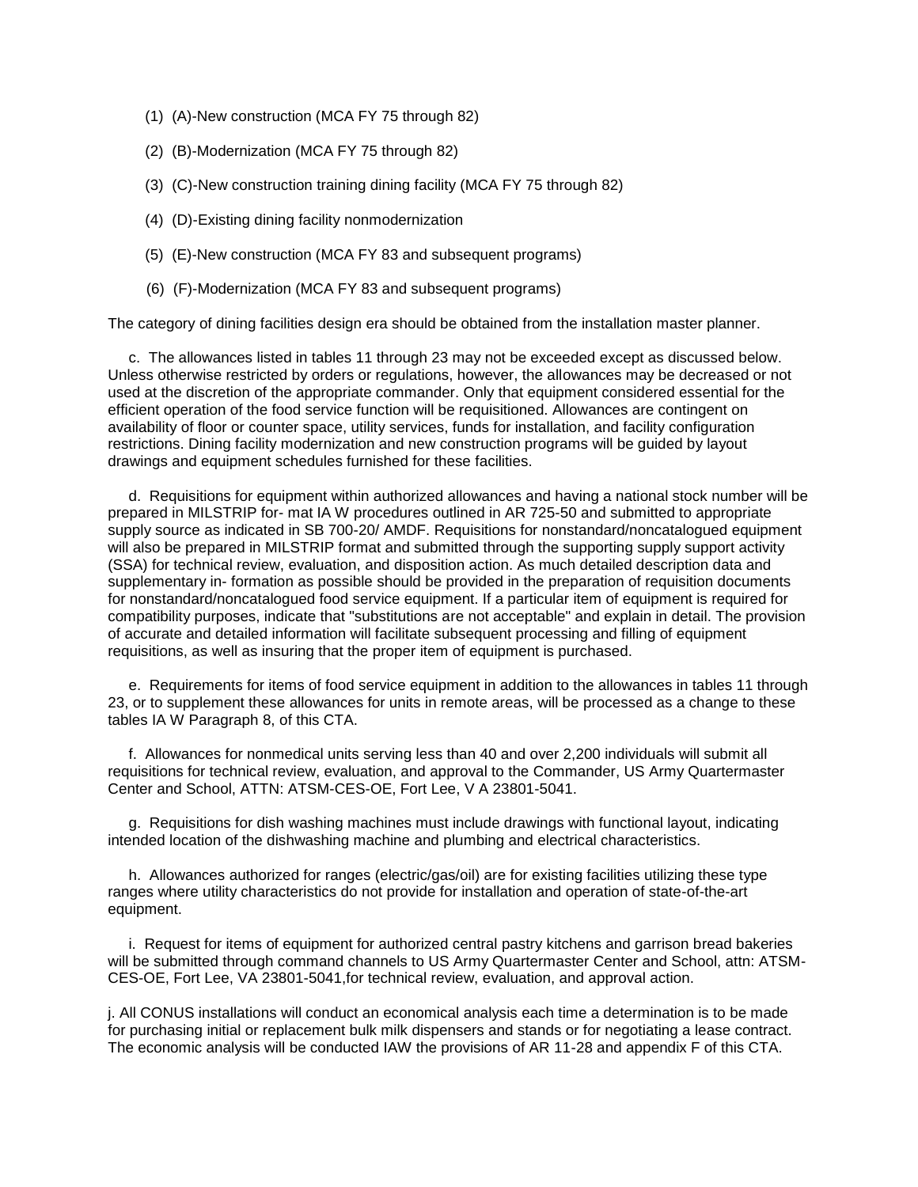(1) (A)-New construction (MCA FY 75 through 82)

(2) (B)-Modernization (MCA FY 75 through 82)

(3) (C)-New construction training dining facility (MCA FY 75 through 82)

(4) (D)-Existing dining facility nonmodernization

(5) (E)-New construction (MCA FY 83 and subsequent programs)

(6) (F)-Modernization (MCA FY 83 and subsequent programs)

The category of dining facilities design era should be obtained from the installation master planner.

c. The allowances listed in tables 11 through 23 may not be exceeded except as discussed below. Unless otherwise restricted by orders or regulations, however, the allowances may be decreased or not used at the discretion of the appropriate commander. Only that equipment considered essential for the efficient operation of the food service function will be requisitioned. Allowances are contingent on availability of floor or counter space, utility services, funds for installation, and facility configuration restrictions. Dining facility modernization and new construction programs will be guided by layout drawings and equipment schedules furnished for these facilities.

d. Requisitions for equipment within authorized allowances and having a national stock number will be prepared in MILSTRIP for- mat IA W procedures outlined in AR 725-50 and submitted to appropriate supply source as indicated in SB 700-20/ AMDF. Requisitions for nonstandard/noncatalogued equipment will also be prepared in MILSTRIP format and submitted through the supporting supply support activity (SSA) for technical review, evaluation, and disposition action. As much detailed description data and supplementary in- formation as possible should be provided in the preparation of requisition documents for nonstandard/noncatalogued food service equipment. If a particular item of equipment is required for compatibility purposes, indicate that "substitutions are not acceptable" and explain in detail. The provision of accurate and detailed information will facilitate subsequent processing and filling of equipment requisitions, as well as insuring that the proper item of equipment is purchased.

e. Requirements for items of food service equipment in addition to the allowances in tables 11 through 23, or to supplement these allowances for units in remote areas, will be processed as a change to these tables IA W Paragraph 8, of this CTA.

f. Allowances for nonmedical units serving less than 40 and over 2,200 individuals will submit all requisitions for technical review, evaluation, and approval to the Commander, US Army Quartermaster Center and School, ATTN: ATSM-CES-OE, Fort Lee, V A 23801-5041.

g. Requisitions for dish washing machines must include drawings with functional layout, indicating intended location of the dishwashing machine and plumbing and electrical characteristics.

h. Allowances authorized for ranges (electric/gas/oil) are for existing facilities utilizing these type ranges where utility characteristics do not provide for installation and operation of state-of-the-art equipment.

i. Request for items of equipment for authorized central pastry kitchens and garrison bread bakeries will be submitted through command channels to US Army Quartermaster Center and School, attn: ATSM-CES-OE, Fort Lee, VA 23801-5041,for technical review, evaluation, and approval action.

j. All CONUS installations will conduct an economical analysis each time a determination is to be made for purchasing initial or replacement bulk milk dispensers and stands or for negotiating a lease contract. The economic analysis will be conducted IAW the provisions of AR 11-28 and appendix F of this CTA.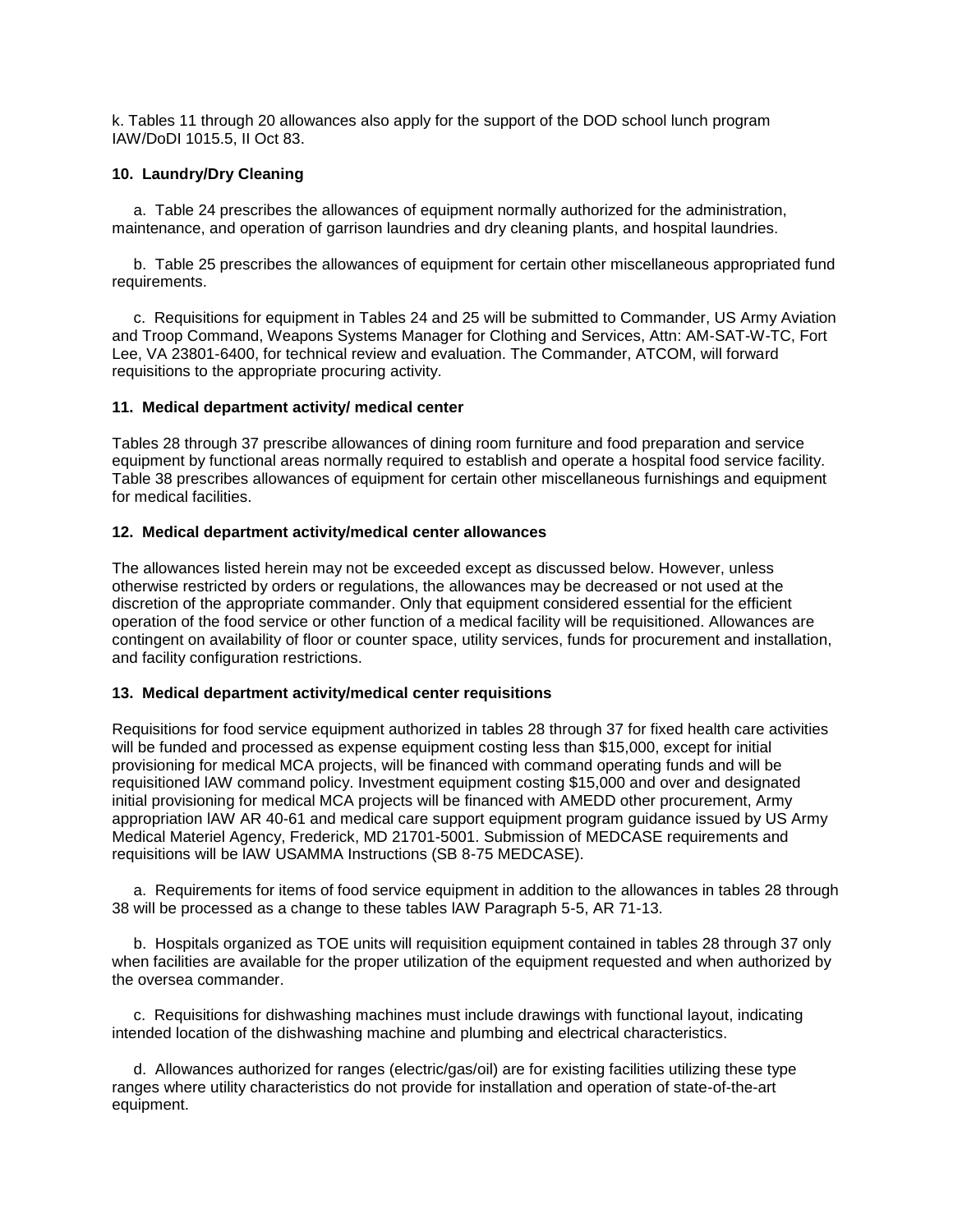k. Tables 11 through 20 allowances also apply for the support of the DOD school lunch program IAW/DoDI 1015.5, II Oct 83.

**10. Laundry/Dry Cleaning**

a. Table 24 prescribes the allowances of equipment normally authorized for the administration, maintenance, and operation of garrison laundries and dry cleaning plants, and hospital laundries.

b. Table 25 prescribes the allowances of equipment for certain other miscellaneous appropriated fund requirements.

c. Requisitions for equipment in Tables 24 and 25 will be submitted to Commander, US Army Aviation and Troop Command, Weapons Systems Manager for Clothing and Services, Attn: AM-SAT-W-TC, Fort Lee, VA 23801-6400, for technical review and evaluation. The Commander, ATCOM, will forward requisitions to the appropriate procuring activity.

**11. Medical department activity/ medical center**

Tables 28 through 37 prescribe allowances of dining room furniture and food preparation and service equipment by functional areas normally required to establish and operate a hospital food service facility. Table 38 prescribes allowances of equipment for certain other miscellaneous furnishings and equipment for medical facilities.

**12. Medical department activity/medical center allowances**

The allowances listed herein may not be exceeded except as discussed below. However, unless otherwise restricted by orders or regulations, the allowances may be decreased or not used at the discretion of the appropriate commander. Only that equipment considered essential for the efficient operation of the food service or other function of a medical facility will be requisitioned. Allowances are contingent on availability of floor or counter space, utility services, funds for procurement and installation, and facility configuration restrictions.

**13. Medical department activity/medical center requisitions**

Requisitions for food service equipment authorized in tables 28 through 37 for fixed health care activities will be funded and processed as expense equipment costing less than $15,000, except for initial provisioning for medical MCA projects, will be financed with command operating funds and will be requisitioned lAW command policy. Investment equipment costing $15,000 and over and designated initial provisioning for medical MCA projects will be financed with AMEDD other procurement, Army appropriation lAW AR 40-61 and medical care support equipment program guidance issued by US Army Medical Materiel Agency, Frederick, MD 21701-5001. Submission of MEDCASE requirements and requisitions will be lAW USAMMA Instructions (SB 8-75 MEDCASE).

a. Requirements for items of food service equipment in addition to the allowances in tables 28 through 38 will be processed as a change to these tables lAW Paragraph 5-5, AR 71-13.

b. Hospitals organized as TOE units will requisition equipment contained in tables 28 through 37 only when facilities are available for the proper utilization of the equipment requested and when authorized by the oversea commander.

c. Requisitions for dishwashing machines must include drawings with functional layout, indicating intended location of the dishwashing machine and plumbing and electrical characteristics.

d. Allowances authorized for ranges (electric/gas/oil) are for existing facilities utilizing these type ranges where utility characteristics do not provide for installation and operation of state-of-the-art equipment.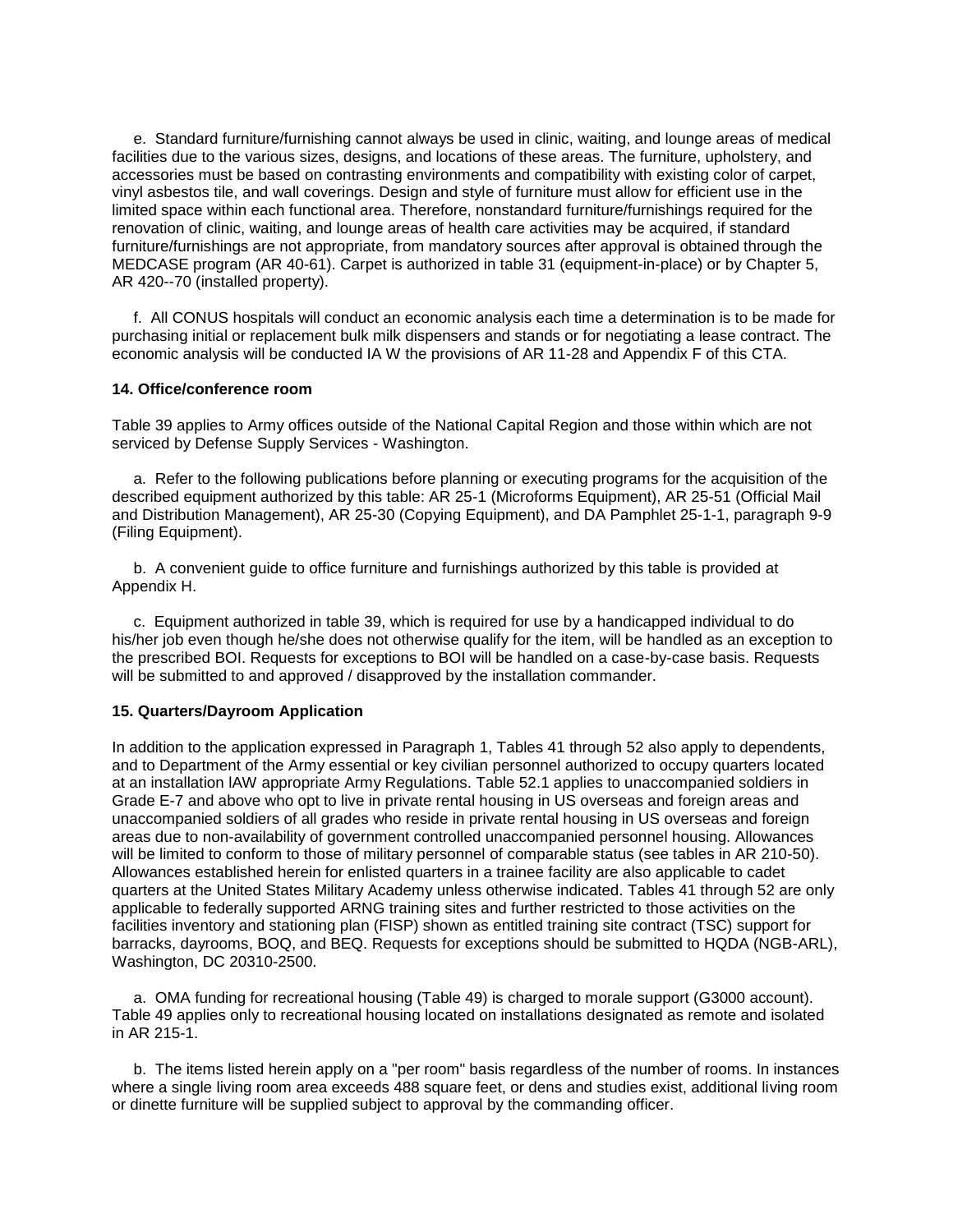e. Standard furniture/furnishing cannot always be used in clinic, waiting, and lounge areas of medical facilities due to the various sizes, designs, and locations of these areas. The furniture, upholstery, and accessories must be based on contrasting environments and compatibility with existing color of carpet, vinyl asbestos tile, and wall coverings. Design and style of furniture must allow for efficient use in the limited space within each functional area. Therefore, nonstandard furniture/furnishings required for the renovation of clinic, waiting, and lounge areas of health care activities may be acquired, if standard furniture/furnishings are not appropriate, from mandatory sources after approval is obtained through the MEDCASE program (AR 40-61). Carpet is authorized in table 31 (equipment-in-place) or by Chapter 5, AR 420--70 (installed property).

f. All CONUS hospitals will conduct an economic analysis each time a determination is to be made for purchasing initial or replacement bulk milk dispensers and stands or for negotiating a lease contract. The economic analysis will be conducted IA W the provisions of AR 11-28 and Appendix F of this CTA.

**14. Office/conference room**

Table 39 applies to Army offices outside of the National Capital Region and those within which are not serviced by Defense Supply Services - Washington.

a. Refer to the following publications before planning or executing programs for the acquisition of the described equipment authorized by this table: AR 25-1 (Microforms Equipment), AR 25-51 (Official Mail and Distribution Management), AR 25-30 (Copying Equipment), and DA Pamphlet 25-1-1, paragraph 9-9 (Filing Equipment).

b. A convenient guide to office furniture and furnishings authorized by this table is provided at Appendix H.

c. Equipment authorized in table 39, which is required for use by a handicapped individual to do his/her job even though he/she does not otherwise qualify for the item, will be handled as an exception to the prescribed BOI. Requests for exceptions to BOI will be handled on a case-by-case basis. Requests will be submitted to and approved / disapproved by the installation commander.

**15. Quarters/Dayroom Application**

In addition to the application expressed in Paragraph 1, Tables 41 through 52 also apply to dependents, and to Department of the Army essential or key civilian personnel authorized to occupy quarters located at an installation IAW appropriate Army Regulations. Table 52.1 applies to unaccompanied soldiers in Grade E-7 and above who opt to live in private rental housing in US overseas and foreign areas and unaccompanied soldiers of all grades who reside in private rental housing in US overseas and foreign areas due to non-availability of government controlled unaccompanied personnel housing. Allowances will be limited to conform to those of military personnel of comparable status (see tables in AR 210-50). Allowances established herein for enlisted quarters in a trainee facility are also applicable to cadet quarters at the United States Military Academy unless otherwise indicated. Tables 41 through 52 are only applicable to federally supported ARNG training sites and further restricted to those activities on the facilities inventory and stationing plan (FISP) shown as entitled training site contract (TSC) support for barracks, dayrooms, BOQ, and BEQ. Requests for exceptions should be submitted to HQDA (NGB-ARL), Washington, DC 20310-2500.

a. OMA funding for recreational housing (Table 49) is charged to morale support (G3000 account). Table 49 applies only to recreational housing located on installations designated as remote and isolated in AR 215-1.

b. The items listed herein apply on a "per room" basis regardless of the number of rooms. In instances where a single living room area exceeds 488 square feet, or dens and studies exist, additional living room or dinette furniture will be supplied subject to approval by the commanding officer.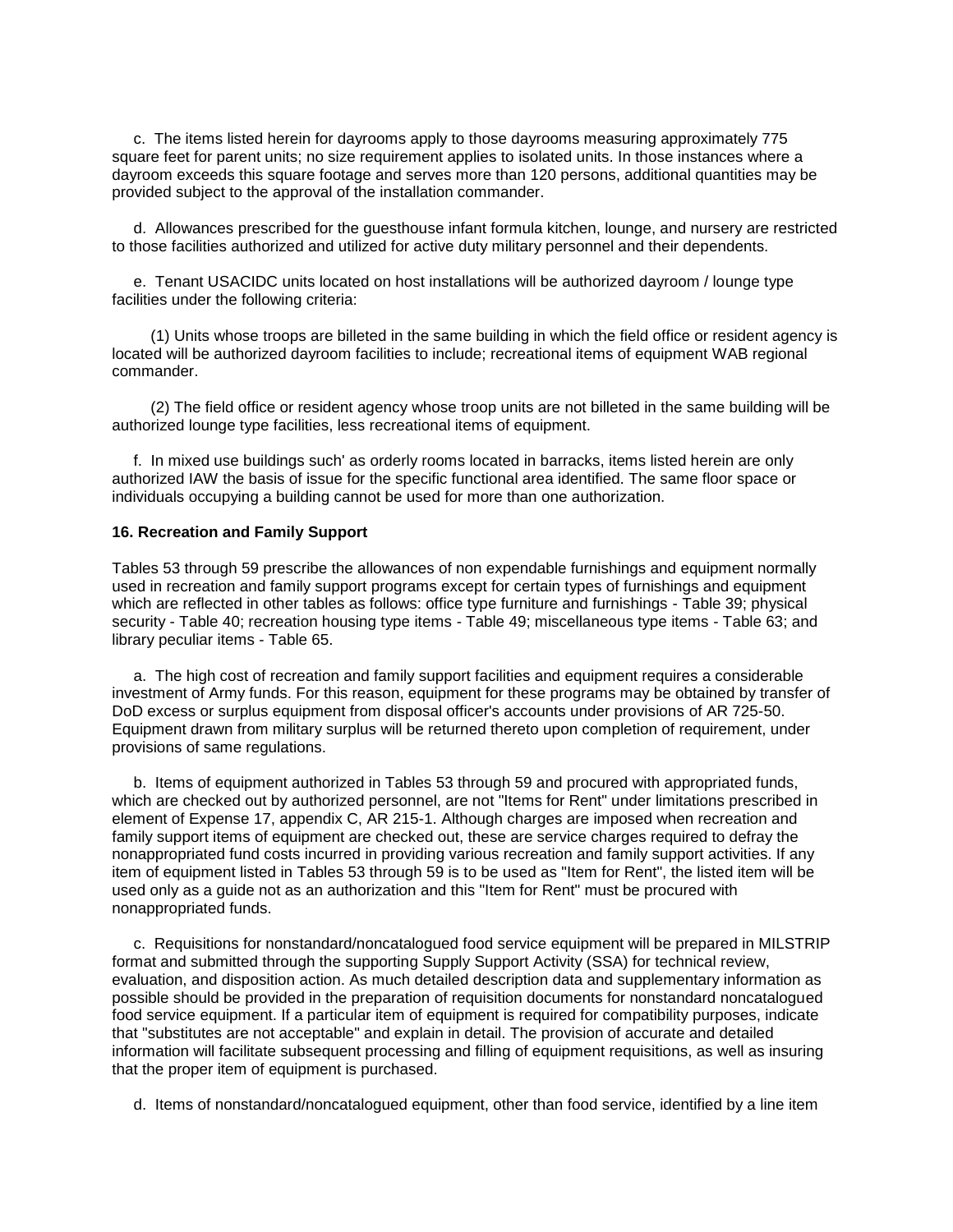c. The items listed herein for dayrooms apply to those dayrooms measuring approximately 775 square feet for parent units; no size requirement applies to isolated units. In those instances where a dayroom exceeds this square footage and serves more than 120 persons, additional quantities may be provided subject to the approval of the installation commander.

d. Allowances prescribed for the guesthouse infant formula kitchen, lounge, and nursery are restricted to those facilities authorized and utilized for active duty military personnel and their dependents.

e. Tenant USACIDC units located on host installations will be authorized dayroom / lounge type facilities under the following criteria:

(1) Units whose troops are billeted in the same building in which the field office or resident agency is located will be authorized dayroom facilities to include; recreational items of equipment WAB regional commander.

(2) The field office or resident agency whose troop units are not billeted in the same building will be authorized lounge type facilities, less recreational items of equipment.

f. In mixed use buildings such' as orderly rooms located in barracks, items listed herein are only authorized IAW the basis of issue for the specific functional area identified. The same floor space or individuals occupying a building cannot be used for more than one authorization.

**16. Recreation and Family Support**

Tables 53 through 59 prescribe the allowances of non expendable furnishings and equipment normally used in recreation and family support programs except for certain types of furnishings and equipment which are reflected in other tables as follows: office type furniture and furnishings - Table 39; physical security - Table 40; recreation housing type items - Table 49; miscellaneous type items - Table 63; and library peculiar items - Table 65.

a. The high cost of recreation and family support facilities and equipment requires a considerable investment of Army funds. For this reason, equipment for these programs may be obtained by transfer of DoD excess or surplus equipment from disposal officer's accounts under provisions of AR 725-50. Equipment drawn from military surplus will be returned thereto upon completion of requirement, under provisions of same regulations.

b. Items of equipment authorized in Tables 53 through 59 and procured with appropriated funds, which are checked out by authorized personnel, are not "Items for Rent" under limitations prescribed in element of Expense 17, appendix C, AR 215-1. Although charges are imposed when recreation and family support items of equipment are checked out, these are service charges required to defray the nonappropriated fund costs incurred in providing various recreation and family support activities. If any item of equipment listed in Tables 53 through 59 is to be used as "Item for Rent", the listed item will be used only as a guide not as an authorization and this "Item for Rent" must be procured with nonappropriated funds.

c. Requisitions for nonstandard/noncatalogued food service equipment will be prepared in MILSTRIP format and submitted through the supporting Supply Support Activity (SSA) for technical review, evaluation, and disposition action. As much detailed description data and supplementary information as possible should be provided in the preparation of requisition documents for nonstandard noncatalogued food service equipment. If a particular item of equipment is required for compatibility purposes, indicate that "substitutes are not acceptable" and explain in detail. The provision of accurate and detailed information will facilitate subsequent processing and filling of equipment requisitions, as well as insuring that the proper item of equipment is purchased.

d. Items of nonstandard/noncatalogued equipment, other than food service, identified by a line item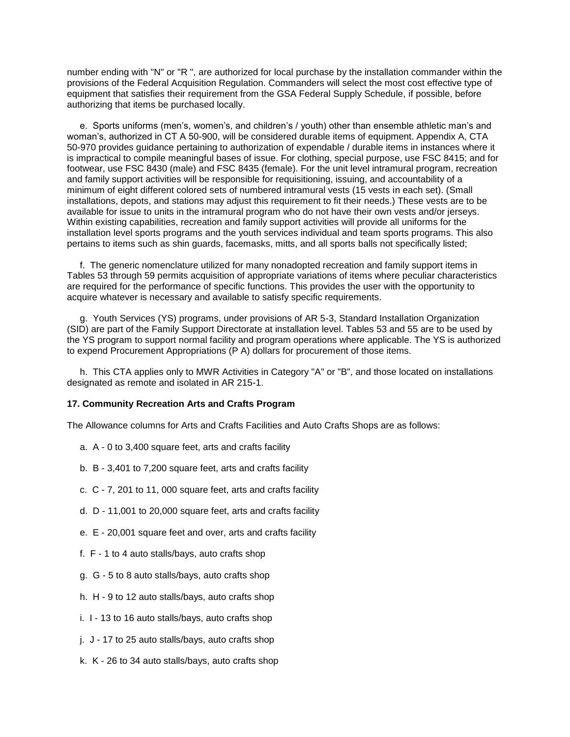number ending with "N" or "R ", are authorized for local purchase by the installation commander within the provisions of the Federal Acquisition Regulation. Commanders will select the most cost effective type of equipment that satisfies their requirement from the GSA Federal Supply Schedule, if possible, before authorizing that items be purchased locally.

e. Sports uniforms (men's, women's, and children's / youth) other than ensemble athletic man's and woman's, authorized in CT A 50-900, will be considered durable items of equipment. Appendix A, CTA 50-970 provides guidance pertaining to authorization of expendable / durable items in instances where it is impractical to compile meaningful bases of issue. For clothing, special purpose, use FSC 8415; and for footwear, use FSC 8430 (male) and FSC 8435 (female). For the unit level intramural program, recreation and family support activities will be responsible for requisitioning, issuing, and accountability of a minimum of eight different colored sets of numbered intramural vests (15 vests in each set). (Small installations, depots, and stations may adjust this requirement to fit their needs.) These vests are to be available for issue to units in the intramural program who do not have their own vests and/or jerseys. Within existing capabilities, recreation and family support activities will provide all uniforms for the installation level sports programs and the youth services individual and team sports programs. This also pertains to items such as shin guards, facemasks, mitts, and all sports balls not specifically listed;

f. The generic nomenclature utilized for many nonadopted recreation and family support items in Tables 53 through 59 permits acquisition of appropriate variations of items where peculiar characteristics are required for the performance of specific functions. This provides the user with the opportunity to acquire whatever is necessary and available to satisfy specific requirements.

g. Youth Services (YS) programs, under provisions of AR 5-3, Standard Installation Organization (SID) are part of the Family Support Directorate at installation level. Tables 53 and 55 are to be used by the YS program to support normal facility and program operations where applicable. The YS is authorized to expend Procurement Appropriations (P A) dollars for procurement of those items.

h. This CTA applies only to MWR Activities in Category "A" or "B", and those located on installations designated as remote and isolated in AR 215-1.

**17. Community Recreation Arts and Crafts Program**

The Allowance columns for Arts and Crafts Facilities and Auto Crafts Shops are as follows:

a. A - 0 to 3,400 square feet, arts and crafts facility

b. B - 3,401 to 7,200 square feet, arts and crafts facility

c. C - 7, 201 to 11, 000 square feet, arts and crafts facility

d. D - 11,001 to 20,000 square feet, arts and crafts facility

e. E - 20,001 square feet and over, arts and crafts facility

f. F - 1 to 4 auto stalls/bays, auto crafts shop

g. G - 5 to 8 auto stalls/bays, auto crafts shop

h. H - 9 to 12 auto stalls/bays, auto crafts shop

i. I - 13 to 16 auto stalls/bays, auto crafts shop

j. J - 17 to 25 auto stalls/bays, auto crafts shop

k. K - 26 to 34 auto stalls/bays, auto crafts shop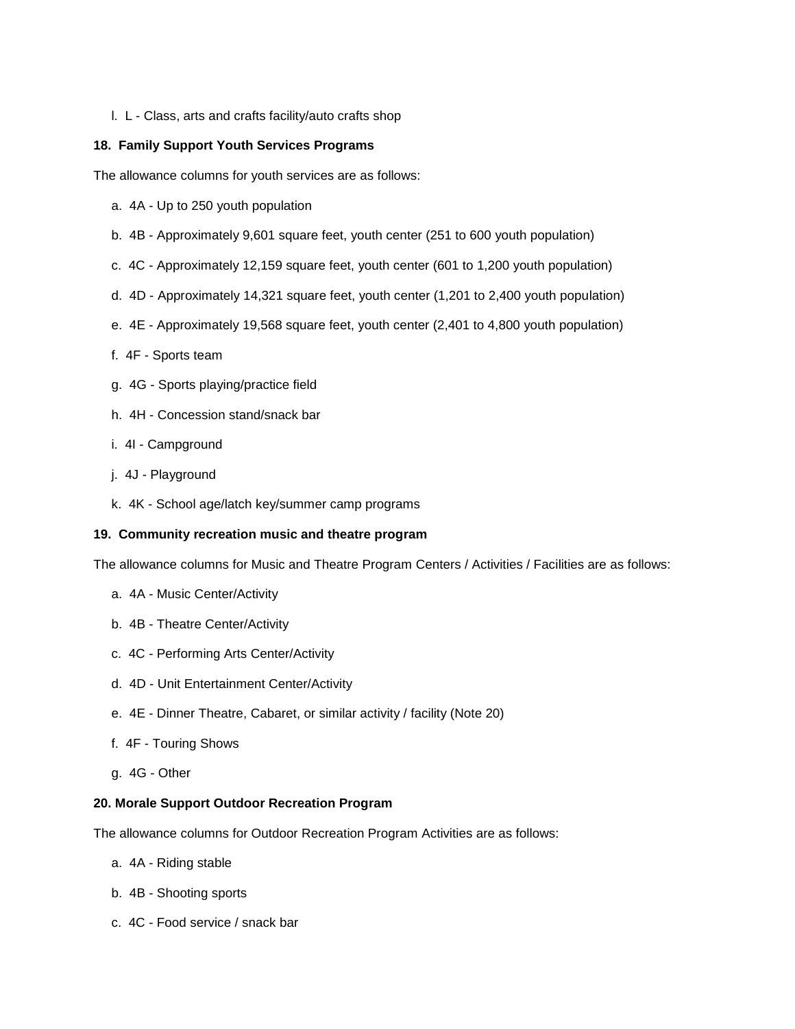l. L - Class, arts and crafts facility/auto crafts shop

**18. Family Support Youth Services Programs**

The allowance columns for youth services are as follows:

a. 4A - Up to 250 youth population

b. 4B - Approximately 9,601 square feet, youth center (251 to 600 youth population)

c. 4C - Approximately 12,159 square feet, youth center (601 to 1,200 youth population)

d. 4D - Approximately 14,321 square feet, youth center (1,201 to 2,400 youth population)

e. 4E - Approximately 19,568 square feet, youth center (2,401 to 4,800 youth population)

f. 4F - Sports team

g. 4G - Sports playing/practice field

h. 4H - Concession stand/snack bar

i. 4I - Campground

j. 4J - Playground

k. 4K - School age/latch key/summer camp programs

**19. Community recreation music and theatre program**

The allowance columns for Music and Theatre Program Centers / Activities / Facilities are as follows:

a. 4A - Music Center/Activity

b. 4B - Theatre Center/Activity

c. 4C - Performing Arts Center/Activity

d. 4D - Unit Entertainment Center/Activity

e. 4E - Dinner Theatre, Cabaret, or similar activity / facility (Note 20)

f. 4F - Touring Shows

g. 4G - Other

**20. Morale Support Outdoor Recreation Program**

The allowance columns for Outdoor Recreation Program Activities are as follows:

a. 4A - Riding stable

b. 4B - Shooting sports

c. 4C - Food service / snack bar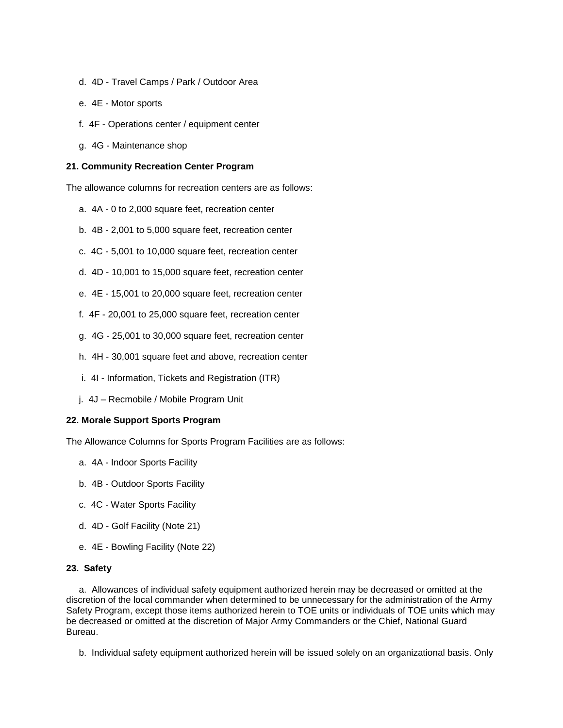d. 4D - Travel Camps / Park / Outdoor Area

e. 4E - Motor sports

f. 4F - Operations center / equipment center

g. 4G - Maintenance shop

**21. Community Recreation Center Program**

The allowance columns for recreation centers are as follows:

a. 4A - 0 to 2,000 square feet, recreation center

b. 4B - 2,001 to 5,000 square feet, recreation center

c. 4C - 5,001 to 10,000 square feet, recreation center

d. 4D - 10,001 to 15,000 square feet, recreation center

e. 4E - 15,001 to 20,000 square feet, recreation center

f. 4F - 20,001 to 25,000 square feet, recreation center

g. 4G - 25,001 to 30,000 square feet, recreation center

h. 4H - 30,001 square feet and above, recreation center

i. 4I - Information, Tickets and Registration (ITR)

j. 4J – Recmobile / Mobile Program Unit

**22. Morale Support Sports Program**

The Allowance Columns for Sports Program Facilities are as follows:

a. 4A - Indoor Sports Facility

b. 4B - Outdoor Sports Facility

c. 4C - Water Sports Facility

d. 4D - Golf Facility (Note 21)

e. 4E - Bowling Facility (Note 22)

**23. Safety**

a. Allowances of individual safety equipment authorized herein may be decreased or omitted at the discretion of the local commander when determined to be unnecessary for the administration of the Army Safety Program, except those items authorized herein to TOE units or individuals of TOE units which may be decreased or omitted at the discretion of Major Army Commanders or the Chief, National Guard Bureau.

b. Individual safety equipment authorized herein will be issued solely on an organizational basis. Only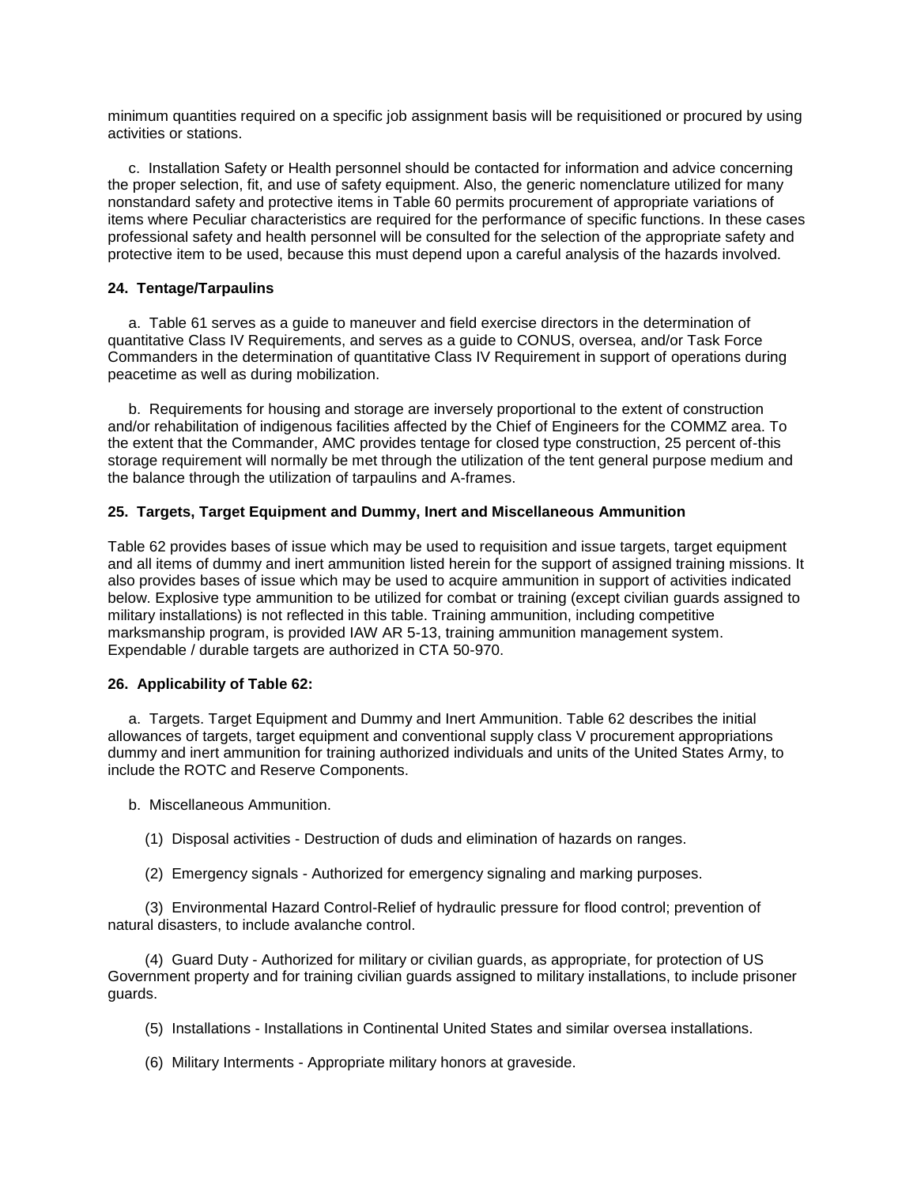minimum quantities required on a specific job assignment basis will be requisitioned or procured by using activities or stations.

c. Installation Safety or Health personnel should be contacted for information and advice concerning the proper selection, fit, and use of safety equipment. Also, the generic nomenclature utilized for many nonstandard safety and protective items in Table 60 permits procurement of appropriate variations of items where Peculiar characteristics are required for the performance of specific functions. In these cases professional safety and health personnel will be consulted for the selection of the appropriate safety and protective item to be used, because this must depend upon a careful analysis of the hazards involved.

**24. Tentage/Tarpaulins**

a. Table 61 serves as a guide to maneuver and field exercise directors in the determination of quantitative Class IV Requirements, and serves as a guide to CONUS, oversea, and/or Task Force Commanders in the determination of quantitative Class IV Requirement in support of operations during peacetime as well as during mobilization.

b. Requirements for housing and storage are inversely proportional to the extent of construction and/or rehabilitation of indigenous facilities affected by the Chief of Engineers for the COMMZ area. To the extent that the Commander, AMC provides tentage for closed type construction, 25 percent of-this storage requirement will normally be met through the utilization of the tent general purpose medium and the balance through the utilization of tarpaulins and A-frames.

**25. Targets, Target Equipment and Dummy, Inert and Miscellaneous Ammunition**

Table 62 provides bases of issue which may be used to requisition and issue targets, target equipment and all items of dummy and inert ammunition listed herein for the support of assigned training missions. It also provides bases of issue which may be used to acquire ammunition in support of activities indicated below. Explosive type ammunition to be utilized for combat or training (except civilian guards assigned to military installations) is not reflected in this table. Training ammunition, including competitive marksmanship program, is provided IAW AR 5-13, training ammunition management system. Expendable / durable targets are authorized in CTA 50-970.

**26. Applicability of Table 62:**

a. Targets. Target Equipment and Dummy and Inert Ammunition. Table 62 describes the initial allowances of targets, target equipment and conventional supply class V procurement appropriations dummy and inert ammunition for training authorized individuals and units of the United States Army, to include the ROTC and Reserve Components.

b. Miscellaneous Ammunition.

(1) Disposal activities - Destruction of duds and elimination of hazards on ranges.

(2) Emergency signals - Authorized for emergency signaling and marking purposes.

(3) Environmental Hazard Control-Relief of hydraulic pressure for flood control; prevention of natural disasters, to include avalanche control.

(4) Guard Duty - Authorized for military or civilian guards, as appropriate, for protection of US Government property and for training civilian guards assigned to military installations, to include prisoner guards.

(5) Installations - Installations in Continental United States and similar oversea installations.

(6) Military Interments - Appropriate military honors at graveside.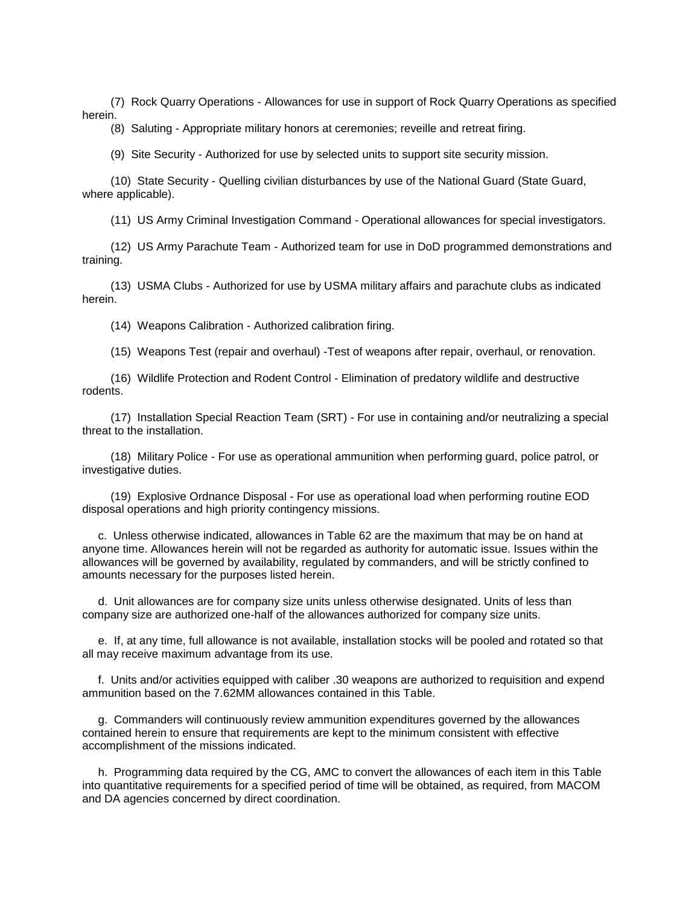(7) Rock Quarry Operations - Allowances for use in support of Rock Quarry Operations as specified herein.

(8) Saluting - Appropriate military honors at ceremonies; reveille and retreat firing.

(9) Site Security - Authorized for use by selected units to support site security mission.

(10) State Security - Quelling civilian disturbances by use of the National Guard (State Guard, where applicable).

(11) US Army Criminal Investigation Command - Operational allowances for special investigators.

(12) US Army Parachute Team - Authorized team for use in DoD programmed demonstrations and training.

(13) USMA Clubs - Authorized for use by USMA military affairs and parachute clubs as indicated herein.

(14) Weapons Calibration - Authorized calibration firing.

(15) Weapons Test (repair and overhaul) -Test of weapons after repair, overhaul, or renovation.

(16) Wildlife Protection and Rodent Control - Elimination of predatory wildlife and destructive rodents.

(17) Installation Special Reaction Team (SRT) - For use in containing and/or neutralizing a special threat to the installation.

(18) Military Police - For use as operational ammunition when performing guard, police patrol, or investigative duties.

(19) Explosive Ordnance Disposal - For use as operational load when performing routine EOD disposal operations and high priority contingency missions.

c. Unless otherwise indicated, allowances in Table 62 are the maximum that may be on hand at anyone time. Allowances herein will not be regarded as authority for automatic issue. Issues within the allowances will be governed by availability, regulated by commanders, and will be strictly confined to amounts necessary for the purposes listed herein.

d. Unit allowances are for company size units unless otherwise designated. Units of less than company size are authorized one-half of the allowances authorized for company size units.

e. If, at any time, full allowance is not available, installation stocks will be pooled and rotated so that all may receive maximum advantage from its use.

f. Units and/or activities equipped with caliber .30 weapons are authorized to requisition and expend ammunition based on the 7.62MM allowances contained in this Table.

g. Commanders will continuously review ammunition expenditures governed by the allowances contained herein to ensure that requirements are kept to the minimum consistent with effective accomplishment of the missions indicated.

h. Programming data required by the CG, AMC to convert the allowances of each item in this Table into quantitative requirements for a specified period of time will be obtained, as required, from MACOM and DA agencies concerned by direct coordination.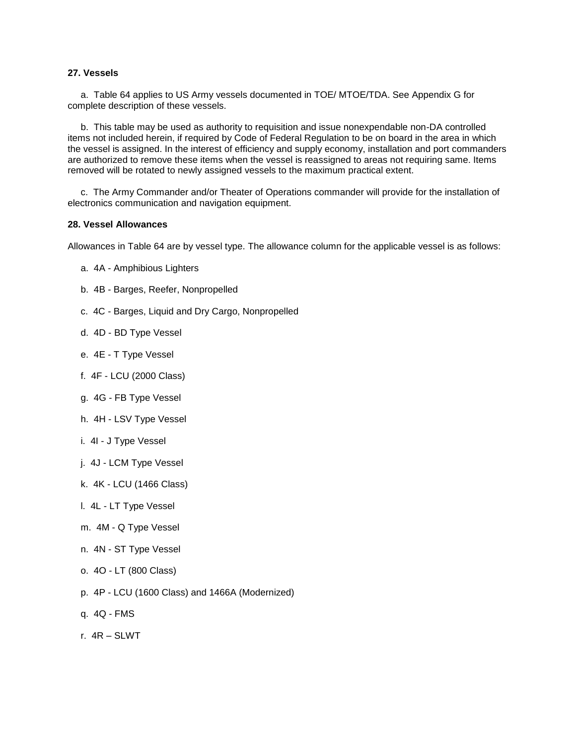**27. Vessels**

a. Table 64 applies to US Army vessels documented in TOE/ MTOE/TDA. See Appendix G for complete description of these vessels.

b. This table may be used as authority to requisition and issue nonexpendable non-DA controlled items not included herein, if required by Code of Federal Regulation to be on board in the area in which the vessel is assigned. In the interest of efficiency and supply economy, installation and port commanders are authorized to remove these items when the vessel is reassigned to areas not requiring same. Items removed will be rotated to newly assigned vessels to the maximum practical extent.

c. The Army Commander and/or Theater of Operations commander will provide for the installation of electronics communication and navigation equipment.

**28. Vessel Allowances**

Allowances in Table 64 are by vessel type. The allowance column for the applicable vessel is as follows:

a. 4A - Amphibious Lighters

b. 4B - Barges, Reefer, Nonpropelled

c. 4C - Barges, Liquid and Dry Cargo, Nonpropelled

d. 4D - BD Type Vessel

e. 4E - T Type Vessel

f. 4F - LCU (2000 Class)

g. 4G - FB Type Vessel

h. 4H - LSV Type Vessel

i. 4I - J Type Vessel

j. 4J - LCM Type Vessel

k. 4K - LCU (1466 Class)

l. 4L - LT Type Vessel

m. 4M - Q Type Vessel

n. 4N - ST Type Vessel

o. 4O - LT (800 Class)

p. 4P - LCU (1600 Class) and 1466A (Modernized)

q. 4Q - FMS

r. 4R – SLWT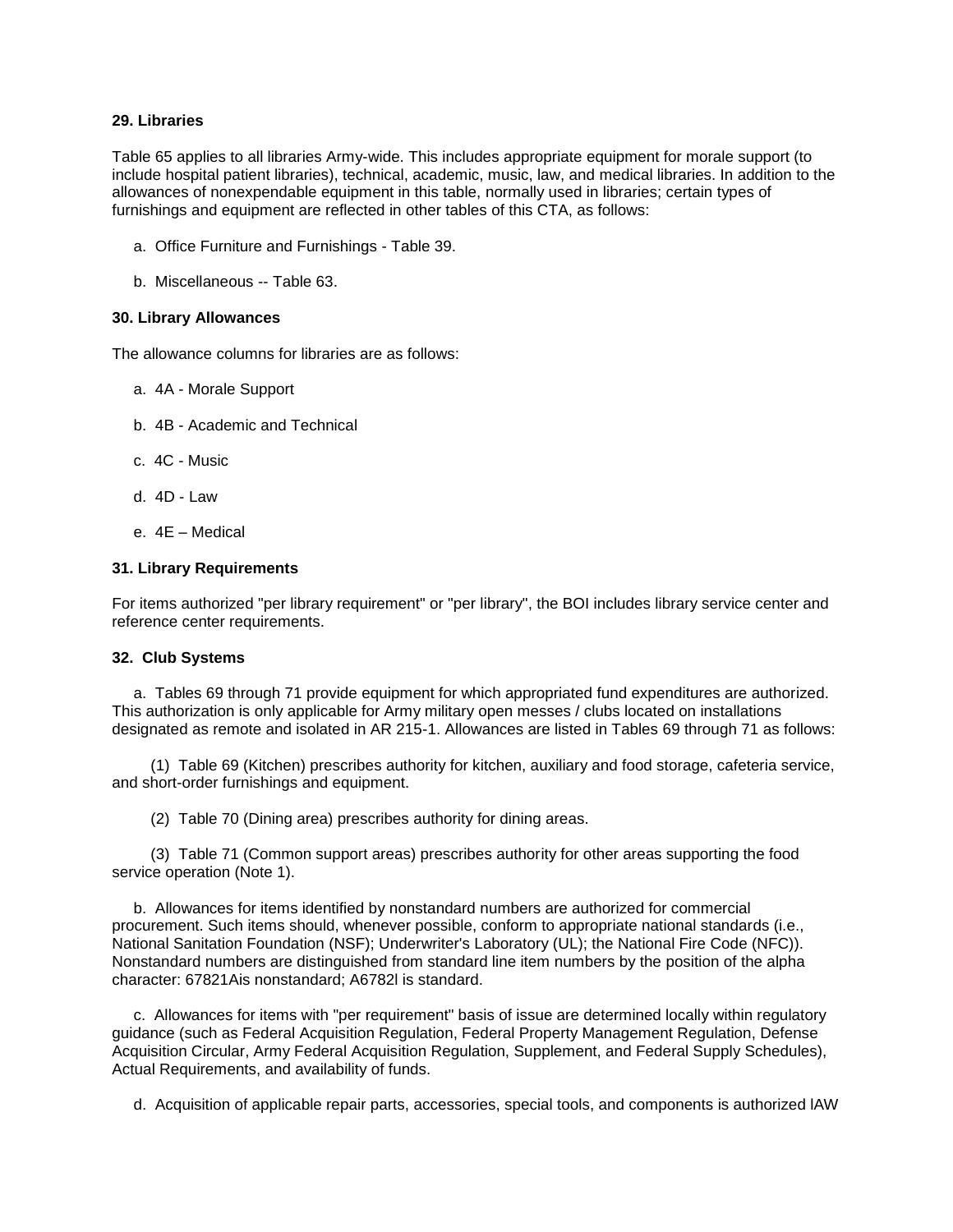**29. Libraries**

Table 65 applies to all libraries Army-wide. This includes appropriate equipment for morale support (to include hospital patient libraries), technical, academic, music, law, and medical libraries. In addition to the allowances of nonexpendable equipment in this table, normally used in libraries; certain types of furnishings and equipment are reflected in other tables of this CTA, as follows:

a. Office Furniture and Furnishings - Table 39.

b. Miscellaneous -- Table 63.

**30. Library Allowances**

The allowance columns for libraries are as follows:

a. 4A - Morale Support

b. 4B - Academic and Technical

c. 4C - Music

d. 4D - Law

e. 4E – Medical

**31. Library Requirements**

For items authorized "per library requirement" or "per library", the BOI includes library service center and reference center requirements.

**32. Club Systems**

a. Tables 69 through 71 provide equipment for which appropriated fund expenditures are authorized. This authorization is only applicable for Army military open messes / clubs located on installations designated as remote and isolated in AR 215-1. Allowances are listed in Tables 69 through 71 as follows:

(1) Table 69 (Kitchen) prescribes authority for kitchen, auxiliary and food storage, cafeteria service, and short-order furnishings and equipment.

(2) Table 70 (Dining area) prescribes authority for dining areas.

(3) Table 71 (Common support areas) prescribes authority for other areas supporting the food service operation (Note 1).

b. Allowances for items identified by nonstandard numbers are authorized for commercial procurement. Such items should, whenever possible, conform to appropriate national standards (i.e., National Sanitation Foundation (NSF); Underwriter's Laboratory (UL); the National Fire Code (NFC)). Nonstandard numbers are distinguished from standard line item numbers by the position of the alpha character: 67821Ais nonstandard; A6782l is standard.

c. Allowances for items with "per requirement" basis of issue are determined locally within regulatory guidance (such as Federal Acquisition Regulation, Federal Property Management Regulation, Defense Acquisition Circular, Army Federal Acquisition Regulation, Supplement, and Federal Supply Schedules), Actual Requirements, and availability of funds.

d. Acquisition of applicable repair parts, accessories, special tools, and components is authorized IAW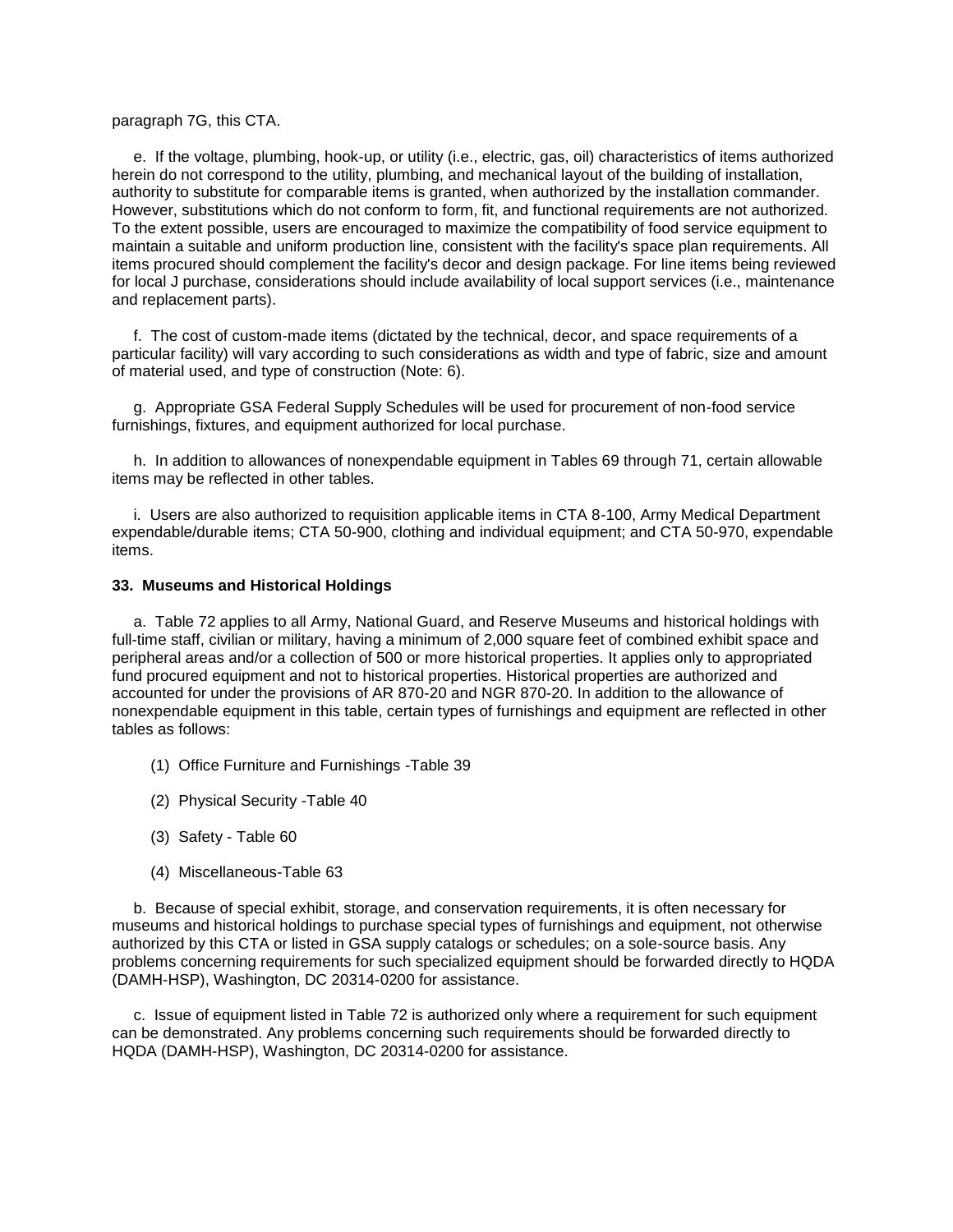paragraph 7G, this CTA.

e. If the voltage, plumbing, hook-up, or utility (i.e., electric, gas, oil) characteristics of items authorized herein do not correspond to the utility, plumbing, and mechanical layout of the building of installation, authority to substitute for comparable items is granted, when authorized by the installation commander. However, substitutions which do not conform to form, fit, and functional requirements are not authorized. To the extent possible, users are encouraged to maximize the compatibility of food service equipment to maintain a suitable and uniform production line, consistent with the facility's space plan requirements. All items procured should complement the facility's decor and design package. For line items being reviewed for local J purchase, considerations should include availability of local support services (i.e., maintenance and replacement parts).

f. The cost of custom-made items (dictated by the technical, decor, and space requirements of a particular facility) will vary according to such considerations as width and type of fabric, size and amount of material used, and type of construction (Note: 6).

g. Appropriate GSA Federal Supply Schedules will be used for procurement of non-food service furnishings, fixtures, and equipment authorized for local purchase.

h. In addition to allowances of nonexpendable equipment in Tables 69 through 71, certain allowable items may be reflected in other tables.

i. Users are also authorized to requisition applicable items in CTA 8-100, Army Medical Department expendable/durable items; CTA 50-900, clothing and individual equipment; and CTA 50-970, expendable items.

**33. Museums and Historical Holdings**

a. Table 72 applies to all Army, National Guard, and Reserve Museums and historical holdings with full-time staff, civilian or military, having a minimum of 2,000 square feet of combined exhibit space and peripheral areas and/or a collection of 500 or more historical properties. It applies only to appropriated fund procured equipment and not to historical properties. Historical properties are authorized and accounted for under the provisions of AR 870-20 and NGR 870-20. In addition to the allowance of nonexpendable equipment in this table, certain types of furnishings and equipment are reflected in other tables as follows:

(1) Office Furniture and Furnishings -Table 39

(2) Physical Security -Table 40

(3) Safety - Table 60

(4) Miscellaneous-Table 63

b. Because of special exhibit, storage, and conservation requirements, it is often necessary for museums and historical holdings to purchase special types of furnishings and equipment, not otherwise authorized by this CTA or listed in GSA supply catalogs or schedules; on a sole-source basis. Any problems concerning requirements for such specialized equipment should be forwarded directly to HQDA (DAMH-HSP), Washington, DC 20314-0200 for assistance.

c. Issue of equipment listed in Table 72 is authorized only where a requirement for such equipment can be demonstrated. Any problems concerning such requirements should be forwarded directly to HQDA (DAMH-HSP), Washington, DC 20314-0200 for assistance.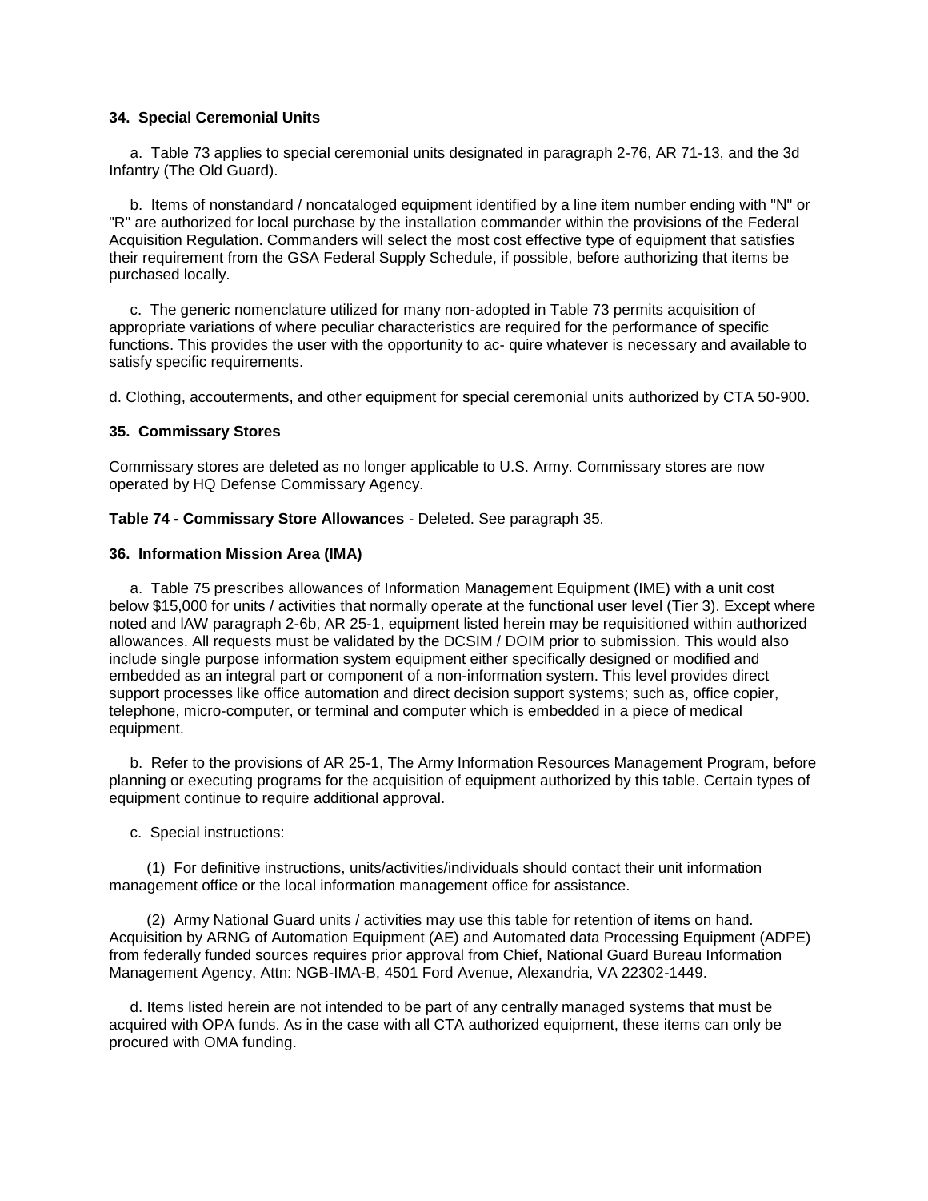**34. Special Ceremonial Units**

a. Table 73 applies to special ceremonial units designated in paragraph 2-76, AR 71-13, and the 3d Infantry (The Old Guard).

b. Items of nonstandard / noncataloged equipment identified by a line item number ending with "N" or "R" are authorized for local purchase by the installation commander within the provisions of the Federal Acquisition Regulation. Commanders will select the most cost effective type of equipment that satisfies their requirement from the GSA Federal Supply Schedule, if possible, before authorizing that items be purchased locally.

c. The generic nomenclature utilized for many non-adopted in Table 73 permits acquisition of appropriate variations of where peculiar characteristics are required for the performance of specific functions. This provides the user with the opportunity to ac- quire whatever is necessary and available to satisfy specific requirements.

d. Clothing, accouterments, and other equipment for special ceremonial units authorized by CTA 50-900.

**35. Commissary Stores**

Commissary stores are deleted as no longer applicable to U.S. Army. Commissary stores are now operated by HQ Defense Commissary Agency.

**Table 74 - Commissary Store Allowances** - Deleted. See paragraph 35.

**36. Information Mission Area (IMA)**

a. Table 75 prescribes allowances of Information Management Equipment (IME) with a unit cost below $15,000 for units / activities that normally operate at the functional user level (Tier 3). Except where noted and IAW paragraph 2-6b, AR 25-1, equipment listed herein may be requisitioned within authorized allowances. All requests must be validated by the DCSIM / DOIM prior to submission. This would also include single purpose information system equipment either specifically designed or modified and embedded as an integral part or component of a non-information system. This level provides direct support processes like office automation and direct decision support systems; such as, office copier, telephone, micro-computer, or terminal and computer which is embedded in a piece of medical equipment.

b. Refer to the provisions of AR 25-1, The Army Information Resources Management Program, before planning or executing programs for the acquisition of equipment authorized by this table. Certain types of equipment continue to require additional approval.

c. Special instructions:

(1) For definitive instructions, units/activities/individuals should contact their unit information management office or the local information management office for assistance.

(2) Army National Guard units / activities may use this table for retention of items on hand. Acquisition by ARNG of Automation Equipment (AE) and Automated data Processing Equipment (ADPE) from federally funded sources requires prior approval from Chief, National Guard Bureau Information Management Agency, Attn: NGB-IMA-B, 4501 Ford Avenue, Alexandria, VA 22302-1449.

d. Items listed herein are not intended to be part of any centrally managed systems that must be acquired with OPA funds. As in the case with all CTA authorized equipment, these items can only be procured with OMA funding.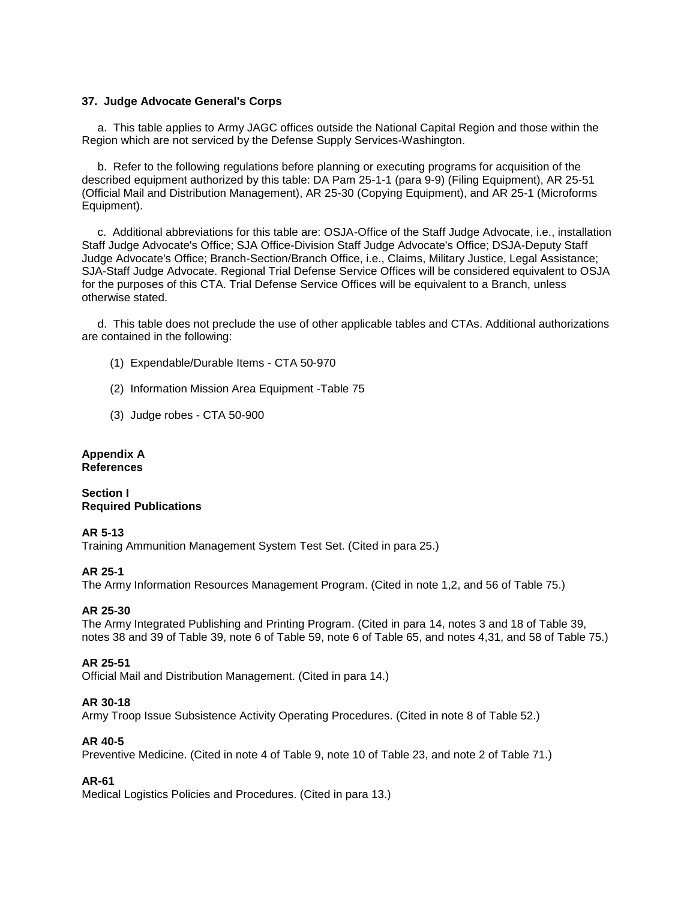**37. Judge Advocate General's Corps**

a. This table applies to Army JAGC offices outside the National Capital Region and those within the Region which are not serviced by the Defense Supply Services-Washington.

b. Refer to the following regulations before planning or executing programs for acquisition of the described equipment authorized by this table: DA Pam 25-1-1 (para 9-9) (Filing Equipment), AR 25-51 (Official Mail and Distribution Management), AR 25-30 (Copying Equipment), and AR 25-1 (Microforms Equipment).

c. Additional abbreviations for this table are: OSJA-Office of the Staff Judge Advocate, i.e., installation Staff Judge Advocate's Office; SJA Office-Division Staff Judge Advocate's Office; DSJA-Deputy Staff Judge Advocate's Office; Branch-Section/Branch Office, i.e., Claims, Military Justice, Legal Assistance; SJA-Staff Judge Advocate. Regional Trial Defense Service Offices will be considered equivalent to OSJA for the purposes of this CTA. Trial Defense Service Offices will be equivalent to a Branch, unless otherwise stated.

d. This table does not preclude the use of other applicable tables and CTAs. Additional authorizations are contained in the following:

(1) Expendable/Durable Items - CTA 50-970

(2) Information Mission Area Equipment -Table 75

(3) Judge robes - CTA 50-900

## Appendix A
## References

### Section I
### Required Publications

**AR 5-13**
Training Ammunition Management System Test Set. (Cited in para 25.)

**AR 25-1**
The Army Information Resources Management Program. (Cited in note 1,2, and 56 of Table 75.)

**AR 25-30**
The Army Integrated Publishing and Printing Program. (Cited in para 14, notes 3 and 18 of Table 39, notes 38 and 39 of Table 39, note 6 of Table 59, note 6 of Table 65, and notes 4,31, and 58 of Table 75.)

**AR 25-51**
Official Mail and Distribution Management. (Cited in para 14.)

**AR 30-18**
Army Troop Issue Subsistence Activity Operating Procedures. (Cited in note 8 of Table 52.)

**AR 40-5**
Preventive Medicine. (Cited in note 4 of Table 9, note 10 of Table 23, and note 2 of Table 71.)

**AR-61**
Medical Logistics Policies and Procedures. (Cited in para 13.)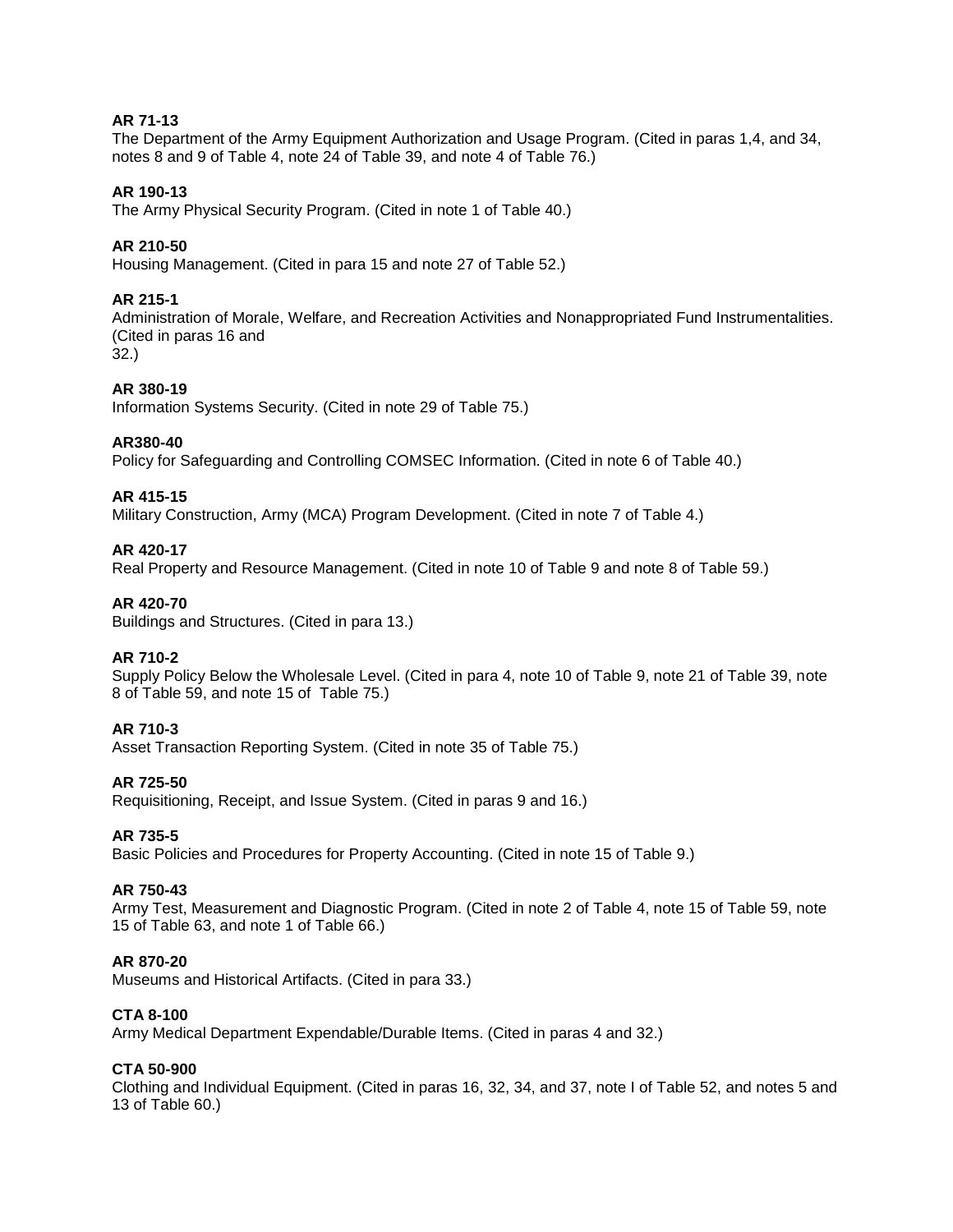**AR 71-13**
The Department of the Army Equipment Authorization and Usage Program. (Cited in paras 1,4, and 34, notes 8 and 9 of Table 4, note 24 of Table 39, and note 4 of Table 76.)

**AR 190-13**
The Army Physical Security Program. (Cited in note 1 of Table 40.)

**AR 210-50**
Housing Management. (Cited in para 15 and note 27 of Table 52.)

**AR 215-1**
Administration of Morale, Welfare, and Recreation Activities and Nonappropriated Fund Instrumentalities. (Cited in paras 16 and
32.)

**AR 380-19**
Information Systems Security. (Cited in note 29 of Table 75.)

**AR380-40**
Policy for Safeguarding and Controlling COMSEC Information. (Cited in note 6 of Table 40.)

**AR 415-15**
Military Construction, Army (MCA) Program Development. (Cited in note 7 of Table 4.)

**AR 420-17**
Real Property and Resource Management. (Cited in note 10 of Table 9 and note 8 of Table 59.)

**AR 420-70**
Buildings and Structures. (Cited in para 13.)

**AR 710-2**
Supply Policy Below the Wholesale Level. (Cited in para 4, note 10 of Table 9, note 21 of Table 39, note 8 of Table 59, and note 15 of Table 75.)

**AR 710-3**
Asset Transaction Reporting System. (Cited in note 35 of Table 75.)

**AR 725-50**
Requisitioning, Receipt, and Issue System. (Cited in paras 9 and 16.)

**AR 735-5**
Basic Policies and Procedures for Property Accounting. (Cited in note 15 of Table 9.)

**AR 750-43**
Army Test, Measurement and Diagnostic Program. (Cited in note 2 of Table 4, note 15 of Table 59, note 15 of Table 63, and note 1 of Table 66.)

**AR 870-20**
Museums and Historical Artifacts. (Cited in para 33.)

**CTA 8-100**
Army Medical Department Expendable/Durable Items. (Cited in paras 4 and 32.)

**CTA 50-900**
Clothing and Individual Equipment. (Cited in paras 16, 32, 34, and 37, note I of Table 52, and notes 5 and 13 of Table 60.)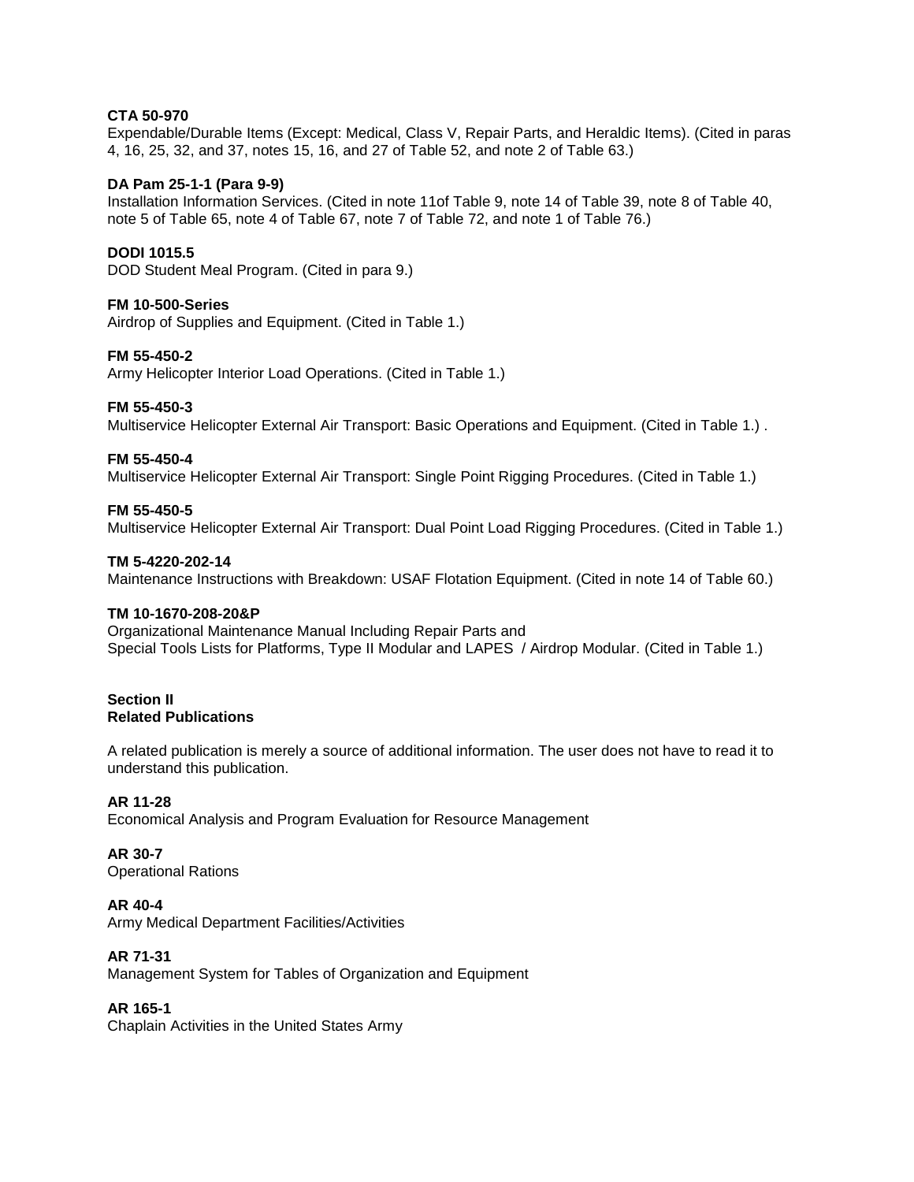**CTA 50-970**
Expendable/Durable Items (Except: Medical, Class V, Repair Parts, and Heraldic Items). (Cited in paras 4, 16, 25, 32, and 37, notes 15, 16, and 27 of Table 52, and note 2 of Table 63.)

**DA Pam 25-1-1 (Para 9-9)**
Installation Information Services. (Cited in note 11of Table 9, note 14 of Table 39, note 8 of Table 40, note 5 of Table 65, note 4 of Table 67, note 7 of Table 72, and note 1 of Table 76.)

**DODI 1015.5**
DOD Student Meal Program. (Cited in para 9.)

**FM 10-500-Series**
Airdrop of Supplies and Equipment. (Cited in Table 1.)

**FM 55-450-2**
Army Helicopter Interior Load Operations. (Cited in Table 1.)

**FM 55-450-3**
Multiservice Helicopter External Air Transport: Basic Operations and Equipment. (Cited in Table 1.) .

**FM 55-450-4**
Multiservice Helicopter External Air Transport: Single Point Rigging Procedures. (Cited in Table 1.)

**FM 55-450-5**
Multiservice Helicopter External Air Transport: Dual Point Load Rigging Procedures. (Cited in Table 1.)

**TM 5-4220-202-14**
Maintenance Instructions with Breakdown: USAF Flotation Equipment. (Cited in note 14 of Table 60.)

**TM 10-1670-208-20&P**
Organizational Maintenance Manual Including Repair Parts and
Special Tools Lists for Platforms, Type II Modular and LAPES / Airdrop Modular. (Cited in Table 1.)

## Section II
## Related Publications

A related publication is merely a source of additional information. The user does not have to read it to understand this publication.

**AR 11-28**
Economical Analysis and Program Evaluation for Resource Management

**AR 30-7**
Operational Rations

**AR 40-4**
Army Medical Department Facilities/Activities

**AR 71-31**
Management System for Tables of Organization and Equipment

**AR 165-1**
Chaplain Activities in the United States Army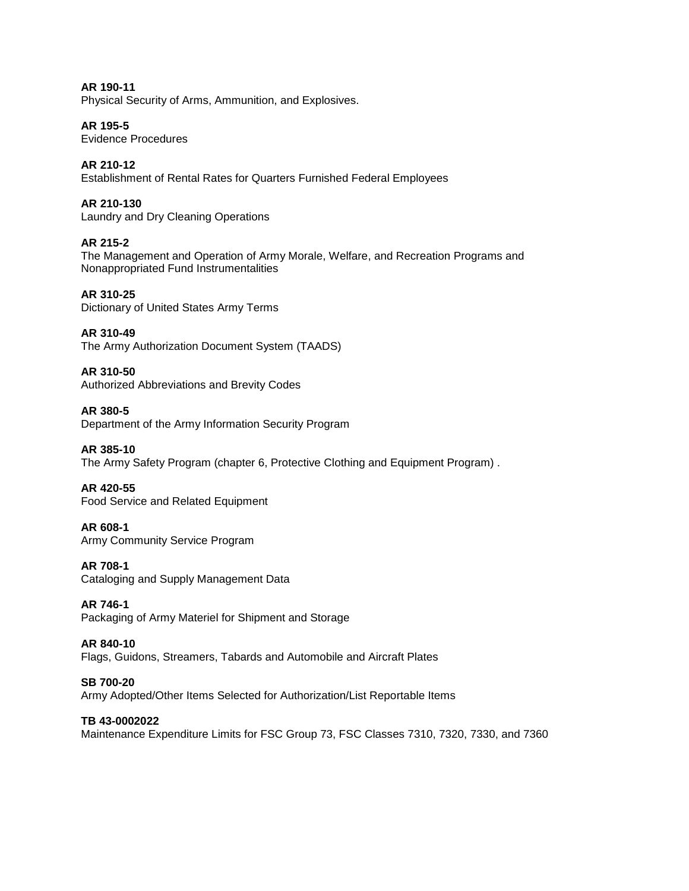**AR 190-11**
Physical Security of Arms, Ammunition, and Explosives.

**AR 195-5**
Evidence Procedures

**AR 210-12**
Establishment of Rental Rates for Quarters Furnished Federal Employees

**AR 210-130**
Laundry and Dry Cleaning Operations

**AR 215-2**
The Management and Operation of Army Morale, Welfare, and Recreation Programs and Nonappropriated Fund Instrumentalities

**AR 310-25**
Dictionary of United States Army Terms

**AR 310-49**
The Army Authorization Document System (TAADS)

**AR 310-50**
Authorized Abbreviations and Brevity Codes

**AR 380-5**
Department of the Army Information Security Program

**AR 385-10**
The Army Safety Program (chapter 6, Protective Clothing and Equipment Program) .

**AR 420-55**
Food Service and Related Equipment

**AR 608-1**
Army Community Service Program

**AR 708-1**
Cataloging and Supply Management Data

**AR 746-1**
Packaging of Army Materiel for Shipment and Storage

**AR 840-10**
Flags, Guidons, Streamers, Tabards and Automobile and Aircraft Plates

**SB 700-20**
Army Adopted/Other Items Selected for Authorization/List Reportable Items

**TB 43-0002022**
Maintenance Expenditure Limits for FSC Group 73, FSC Classes 7310, 7320, 7330, and 7360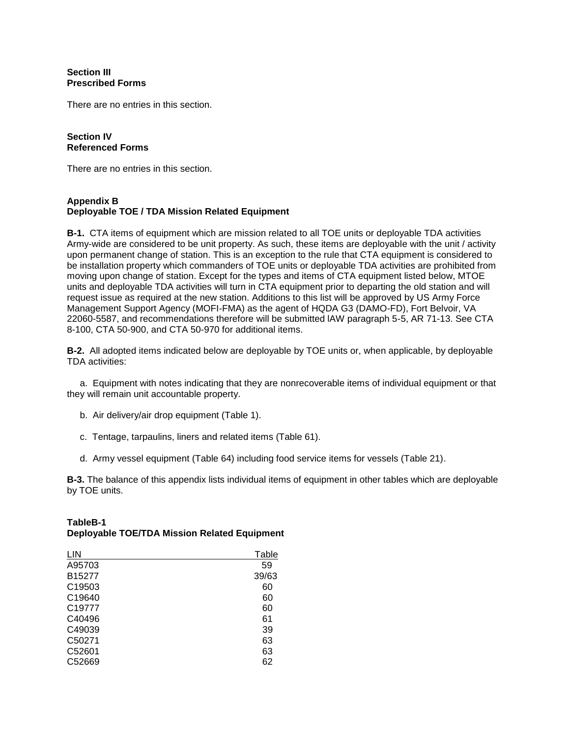**Section III**
**Prescribed Forms**

There are no entries in this section.

**Section IV**
**Referenced Forms**

There are no entries in this section.

## Appendix B
## Deployable TOE / TDA Mission Related Equipment

**B-1.** CTA items of equipment which are mission related to all TOE units or deployable TDA activities Army-wide are considered to be unit property. As such, these items are deployable with the unit / activity upon permanent change of station. This is an exception to the rule that CTA equipment is considered to be installation property which commanders of TOE units or deployable TDA activities are prohibited from moving upon change of station. Except for the types and items of CTA equipment listed below, MTOE units and deployable TDA activities will turn in CTA equipment prior to departing the old station and will request issue as required at the new station. Additions to this list will be approved by US Army Force Management Support Agency (MOFI-FMA) as the agent of HQDA G3 (DAMO-FD), Fort Belvoir, VA 22060-5587, and recommendations therefore will be submitted lAW paragraph 5-5, AR 71-13. See CTA 8-100, CTA 50-900, and CTA 50-970 for additional items.

**B-2.** All adopted items indicated below are deployable by TOE units or, when applicable, by deployable TDA activities:

a. Equipment with notes indicating that they are nonrecoverable items of individual equipment or that they will remain unit accountable property.

b. Air delivery/air drop equipment (Table 1).

c. Tentage, tarpaulins, liners and related items (Table 61).

d. Army vessel equipment (Table 64) including food service items for vessels (Table 21).

**B-3.** The balance of this appendix lists individual items of equipment in other tables which are deployable by TOE units.

**TableB-1**
**Deployable TOE/TDA Mission Related Equipment**

| LIN | Table |
|---|---|
| A95703 | 59 |
| B15277 | 39/63 |
| C19503 | 60 |
| C19640 | 60 |
| C19777 | 60 |
| C40496 | 61 |
| C49039 | 39 |
| C50271 | 63 |
| C52601 | 63 |
| C52669 | 62 |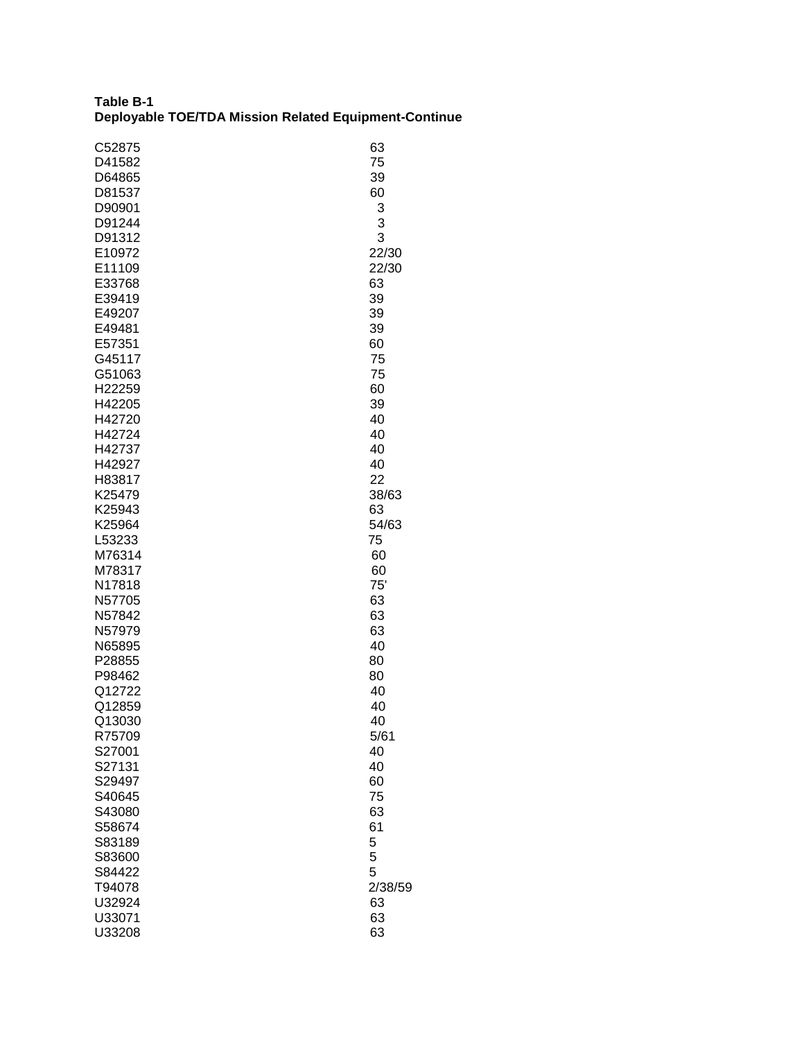**Table B-1**
**Deployable TOE/TDA Mission Related Equipment-Continue**

| | |
|---|---|
| C52875 | 63 |
| D41582 | 75 |
| D64865 | 39 |
| D81537 | 60 |
| D90901 | 3 |
| D91244 | 3 |
| D91312 | 3 |
| E10972 | 22/30 |
| E11109 | 22/30 |
| E33768 | 63 |
| E39419 | 39 |
| E49207 | 39 |
| E49481 | 39 |
| E57351 | 60 |
| G45117 | 75 |
| G51063 | 75 |
| H22259 | 60 |
| H42205 | 39 |
| H42720 | 40 |
| H42724 | 40 |
| H42737 | 40 |
| H42927 | 40 |
| H83817 | 22 |
| K25479 | 38/63 |
| K25943 | 63 |
| K25964 | 54/63 |
| L53233 | 75 |
| M76314 | 60 |
| M78317 | 60 |
| N17818 | 75' |
| N57705 | 63 |
| N57842 | 63 |
| N57979 | 63 |
| N65895 | 40 |
| P28855 | 80 |
| P98462 | 80 |
| Q12722 | 40 |
| Q12859 | 40 |
| Q13030 | 40 |
| R75709 | 5/61 |
| S27001 | 40 |
| S27131 | 40 |
| S29497 | 60 |
| S40645 | 75 |
| S43080 | 63 |
| S58674 | 61 |
| S83189 | 5 |
| S83600 | 5 |
| S84422 | 5 |
| T94078 | 2/38/59 |
| U32924 | 63 |
| U33071 | 63 |
| U33208 | 63 |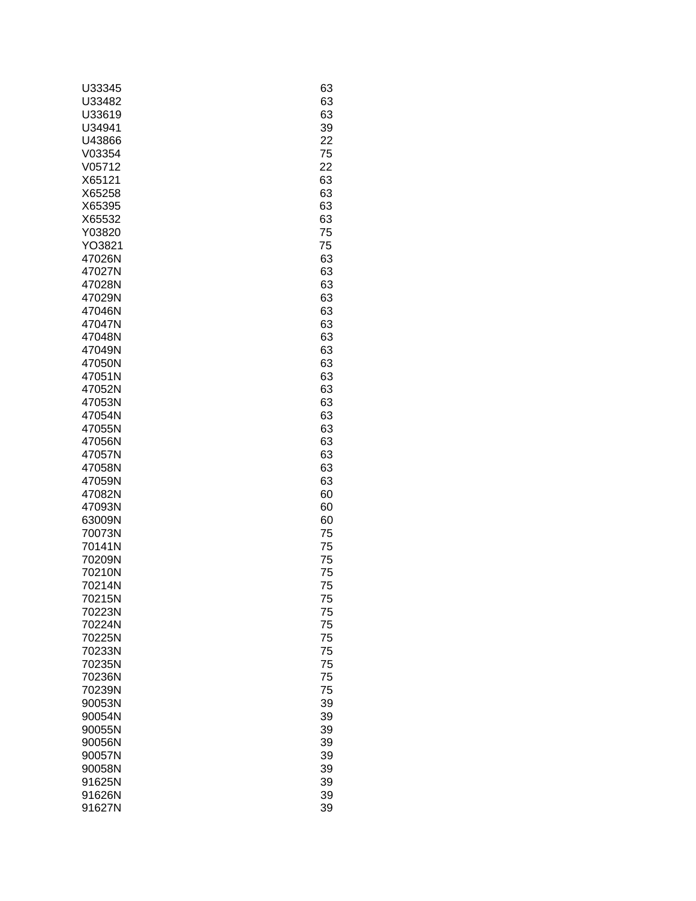| | |
|---|---|
| U33345 | 63 |
| U33482 | 63 |
| U33619 | 63 |
| U34941 | 39 |
| U43866 | 22 |
| V03354 | 75 |
| V05712 | 22 |
| X65121 | 63 |
| X65258 | 63 |
| X65395 | 63 |
| X65532 | 63 |
| Y03820 | 75 |
| YO3821 | 75 |
| 47026N | 63 |
| 47027N | 63 |
| 47028N | 63 |
| 47029N | 63 |
| 47046N | 63 |
| 47047N | 63 |
| 47048N | 63 |
| 47049N | 63 |
| 47050N | 63 |
| 47051N | 63 |
| 47052N | 63 |
| 47053N | 63 |
| 47054N | 63 |
| 47055N | 63 |
| 47056N | 63 |
| 47057N | 63 |
| 47058N | 63 |
| 47059N | 63 |
| 47082N | 60 |
| 47093N | 60 |
| 63009N | 60 |
| 70073N | 75 |
| 70141N | 75 |
| 70209N | 75 |
| 70210N | 75 |
| 70214N | 75 |
| 70215N | 75 |
| 70223N | 75 |
| 70224N | 75 |
| 70225N | 75 |
| 70233N | 75 |
| 70235N | 75 |
| 70236N | 75 |
| 70239N | 75 |
| 90053N | 39 |
| 90054N | 39 |
| 90055N | 39 |
| 90056N | 39 |
| 90057N | 39 |
| 90058N | 39 |
| 91625N | 39 |
| 91626N | 39 |
| 91627N | 39 |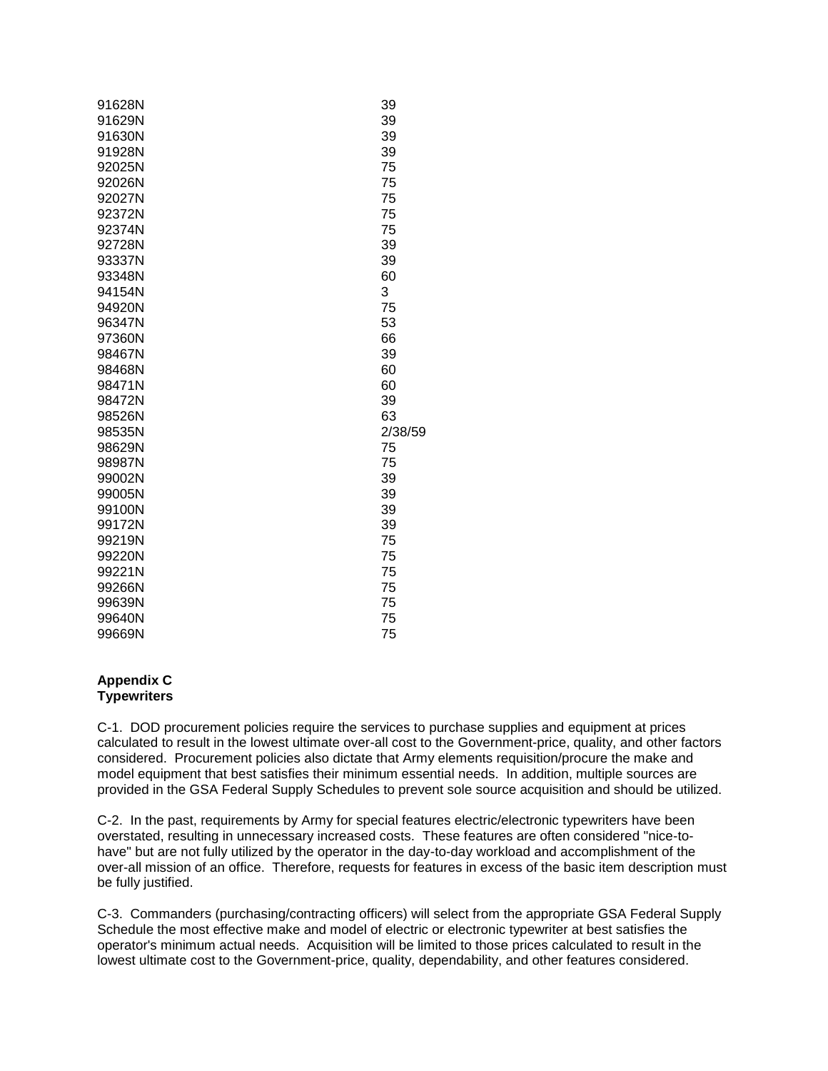| | |
|---|---|
| 91628N | 39 |
| 91629N | 39 |
| 91630N | 39 |
| 91928N | 39 |
| 92025N | 75 |
| 92026N | 75 |
| 92027N | 75 |
| 92372N | 75 |
| 92374N | 75 |
| 92728N | 39 |
| 93337N | 39 |
| 93348N | 60 |
| 94154N | 3 |
| 94920N | 75 |
| 96347N | 53 |
| 97360N | 66 |
| 98467N | 39 |
| 98468N | 60 |
| 98471N | 60 |
| 98472N | 39 |
| 98526N | 63 |
| 98535N | 2/38/59 |
| 98629N | 75 |
| 98987N | 75 |
| 99002N | 39 |
| 99005N | 39 |
| 99100N | 39 |
| 99172N | 39 |
| 99219N | 75 |
| 99220N | 75 |
| 99221N | 75 |
| 99266N | 75 |
| 99639N | 75 |
| 99640N | 75 |
| 99669N | 75 |

**Appendix C**
**Typewriters**

C-1. DOD procurement policies require the services to purchase supplies and equipment at prices calculated to result in the lowest ultimate over-all cost to the Government-price, quality, and other factors considered. Procurement policies also dictate that Army elements requisition/procure the make and model equipment that best satisfies their minimum essential needs. In addition, multiple sources are provided in the GSA Federal Supply Schedules to prevent sole source acquisition and should be utilized.

C-2. In the past, requirements by Army for special features electric/electronic typewriters have been overstated, resulting in unnecessary increased costs. These features are often considered "nice-to-have" but are not fully utilized by the operator in the day-to-day workload and accomplishment of the over-all mission of an office. Therefore, requests for features in excess of the basic item description must be fully justified.

C-3. Commanders (purchasing/contracting officers) will select from the appropriate GSA Federal Supply Schedule the most effective make and model of electric or electronic typewriter at best satisfies the operator's minimum actual needs. Acquisition will be limited to those prices calculated to result in the lowest ultimate cost to the Government-price, quality, dependability, and other features considered.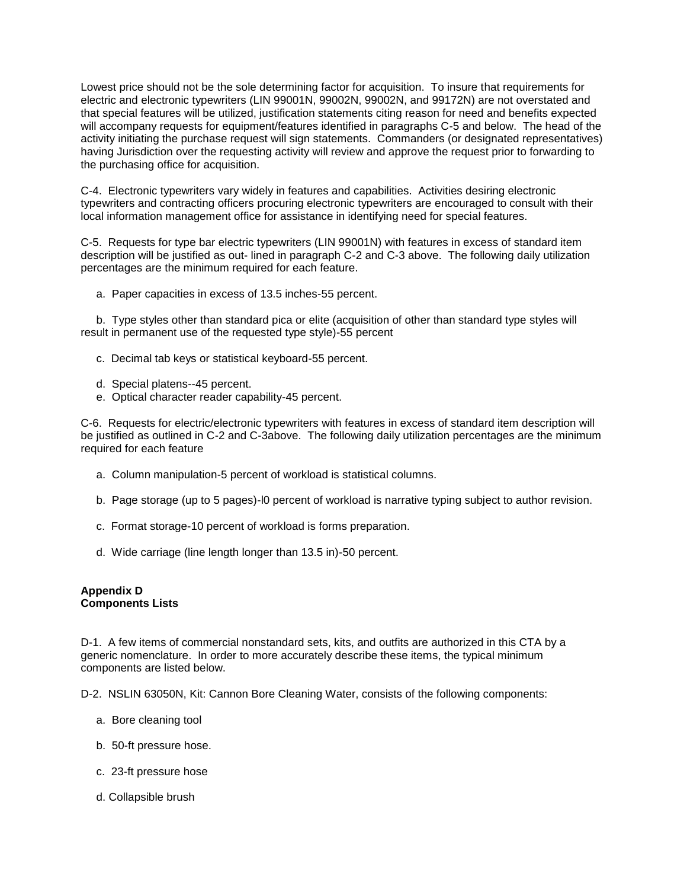Lowest price should not be the sole determining factor for acquisition. To insure that requirements for electric and electronic typewriters (LIN 99001N, 99002N, 99002N, and 99172N) are not overstated and that special features will be utilized, justification statements citing reason for need and benefits expected will accompany requests for equipment/features identified in paragraphs C-5 and below. The head of the activity initiating the purchase request will sign statements. Commanders (or designated representatives) having Jurisdiction over the requesting activity will review and approve the request prior to forwarding to the purchasing office for acquisition.

C-4. Electronic typewriters vary widely in features and capabilities. Activities desiring electronic typewriters and contracting officers procuring electronic typewriters are encouraged to consult with their local information management office for assistance in identifying need for special features.

C-5. Requests for type bar electric typewriters (LIN 99001N) with features in excess of standard item description will be justified as out- lined in paragraph C-2 and C-3 above. The following daily utilization percentages are the minimum required for each feature.

a. Paper capacities in excess of 13.5 inches-55 percent.

b. Type styles other than standard pica or elite (acquisition of other than standard type styles will result in permanent use of the requested type style)-55 percent

c. Decimal tab keys or statistical keyboard-55 percent.

d. Special platens--45 percent.

e. Optical character reader capability-45 percent.

C-6. Requests for electric/electronic typewriters with features in excess of standard item description will be justified as outlined in C-2 and C-3above. The following daily utilization percentages are the minimum required for each feature

a. Column manipulation-5 percent of workload is statistical columns.

b. Page storage (up to 5 pages)-l0 percent of workload is narrative typing subject to author revision.

c. Format storage-10 percent of workload is forms preparation.

d. Wide carriage (line length longer than 13.5 in)-50 percent.

**Appendix D**
**Components Lists**

D-1. A few items of commercial nonstandard sets, kits, and outfits are authorized in this CTA by a generic nomenclature. In order to more accurately describe these items, the typical minimum components are listed below.

D-2. NSLIN 63050N, Kit: Cannon Bore Cleaning Water, consists of the following components:

a. Bore cleaning tool

b. 50-ft pressure hose.

c. 23-ft pressure hose

d. Collapsible brush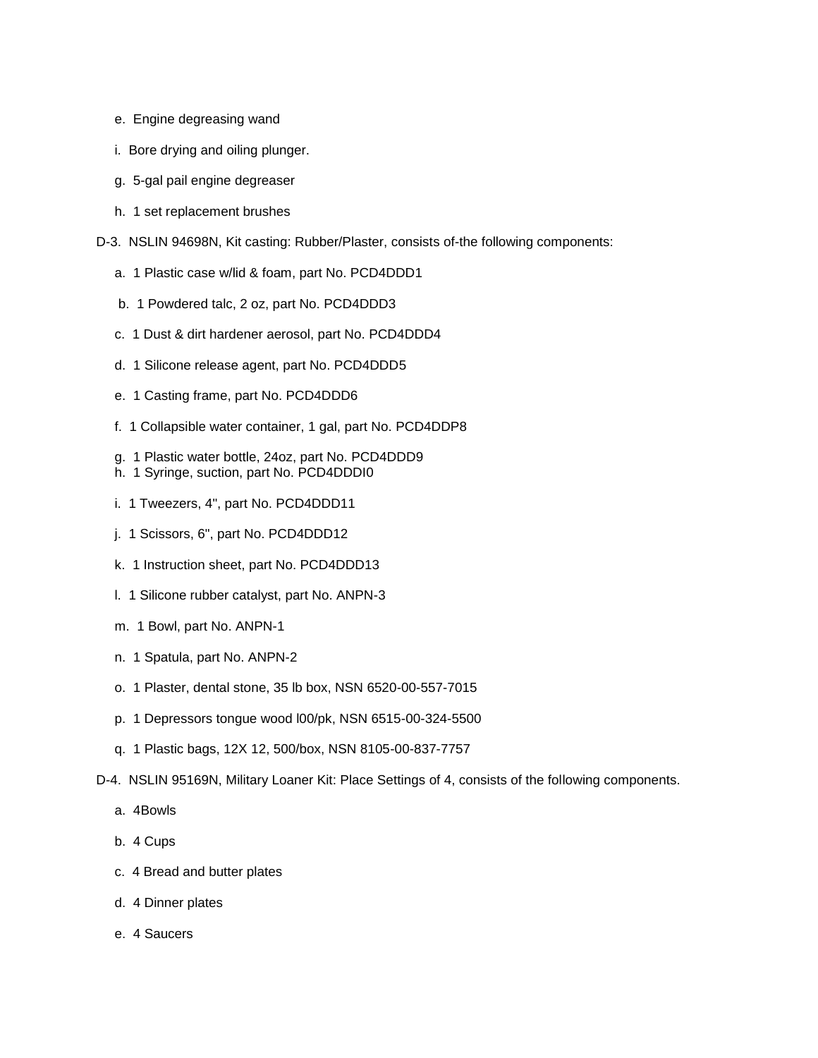e. Engine degreasing wand

i. Bore drying and oiling plunger.

g. 5-gal pail engine degreaser

h. 1 set replacement brushes

D-3. NSLIN 94698N, Kit casting: Rubber/Plaster, consists of-the following components:

a. 1 Plastic case w/lid & foam, part No. PCD4DDD1

b. 1 Powdered talc, 2 oz, part No. PCD4DDD3

c. 1 Dust & dirt hardener aerosol, part No. PCD4DDD4

d. 1 Silicone release agent, part No. PCD4DDD5

e. 1 Casting frame, part No. PCD4DDD6

f. 1 Collapsible water container, 1 gal, part No. PCD4DDP8

g. 1 Plastic water bottle, 24oz, part No. PCD4DDD9
h. 1 Syringe, suction, part No. PCD4DDDI0

i. 1 Tweezers, 4", part No. PCD4DDD11

j. 1 Scissors, 6", part No. PCD4DDD12

k. 1 Instruction sheet, part No. PCD4DDD13

l. 1 Silicone rubber catalyst, part No. ANPN-3

m. 1 Bowl, part No. ANPN-1

n. 1 Spatula, part No. ANPN-2

o. 1 Plaster, dental stone, 35 lb box, NSN 6520-00-557-7015

p. 1 Depressors tongue wood l00/pk, NSN 6515-00-324-5500

q. 1 Plastic bags, 12X 12, 500/box, NSN 8105-00-837-7757

D-4. NSLIN 95169N, Military Loaner Kit: Place Settings of 4, consists of the following components.

a. 4Bowls

b. 4 Cups

c. 4 Bread and butter plates

d. 4 Dinner plates

e. 4 Saucers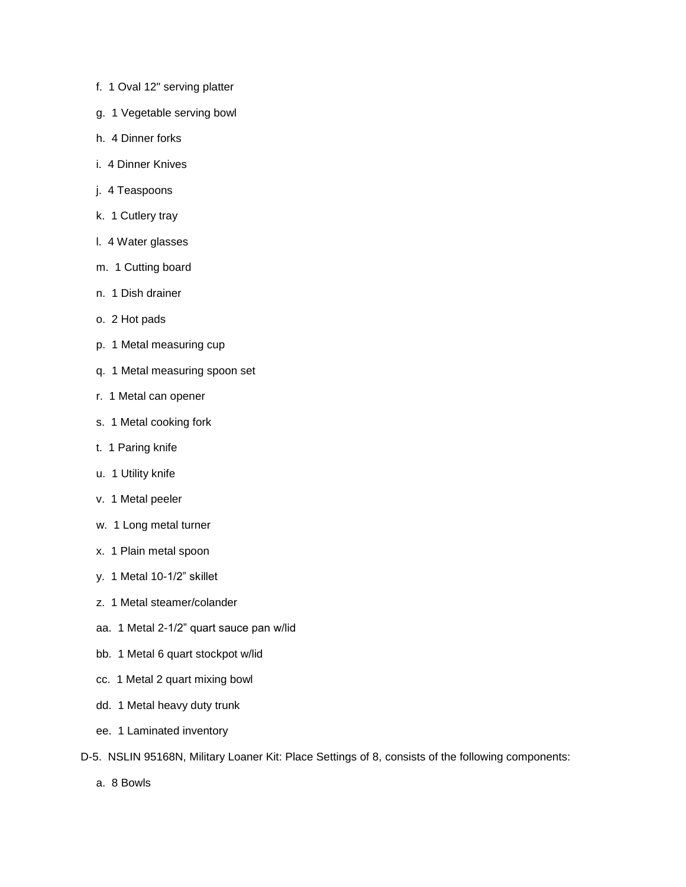f. 1 Oval 12" serving platter

g. 1 Vegetable serving bowl

h. 4 Dinner forks

i. 4 Dinner Knives

j. 4 Teaspoons

k. 1 Cutlery tray

l. 4 Water glasses

m. 1 Cutting board

n. 1 Dish drainer

o. 2 Hot pads

p. 1 Metal measuring cup

q. 1 Metal measuring spoon set

r. 1 Metal can opener

s. 1 Metal cooking fork

t. 1 Paring knife

u. 1 Utility knife

v. 1 Metal peeler

w. 1 Long metal turner

x. 1 Plain metal spoon

y. 1 Metal 10-1/2" skillet

z. 1 Metal steamer/colander

aa. 1 Metal 2-1/2" quart sauce pan w/lid

bb. 1 Metal 6 quart stockpot w/lid

cc. 1 Metal 2 quart mixing bowl

dd. 1 Metal heavy duty trunk

ee. 1 Laminated inventory

D-5. NSLIN 95168N, Military Loaner Kit: Place Settings of 8, consists of the following components:

a. 8 Bowls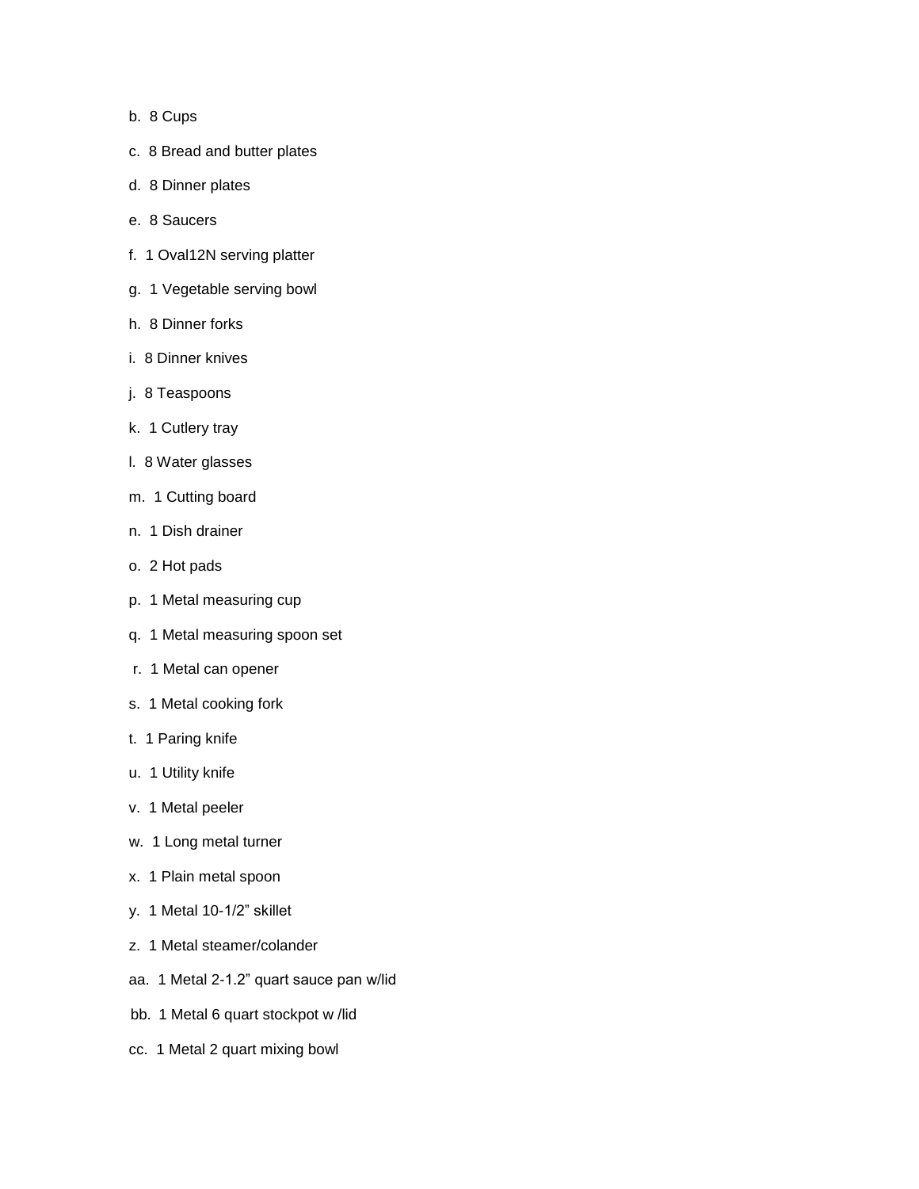b. 8 Cups

c. 8 Bread and butter plates

d. 8 Dinner plates

e. 8 Saucers

f. 1 Oval12N serving platter

g. 1 Vegetable serving bowl

h. 8 Dinner forks

i. 8 Dinner knives

j. 8 Teaspoons

k. 1 Cutlery tray

l. 8 Water glasses

m. 1 Cutting board

n. 1 Dish drainer

o. 2 Hot pads

p. 1 Metal measuring cup

q. 1 Metal measuring spoon set

r. 1 Metal can opener

s. 1 Metal cooking fork

t. 1 Paring knife

u. 1 Utility knife

v. 1 Metal peeler

w. 1 Long metal turner

x. 1 Plain metal spoon

y. 1 Metal 10-1/2" skillet

z. 1 Metal steamer/colander

aa. 1 Metal 2-1.2" quart sauce pan w/lid

bb. 1 Metal 6 quart stockpot w /lid

cc. 1 Metal 2 quart mixing bowl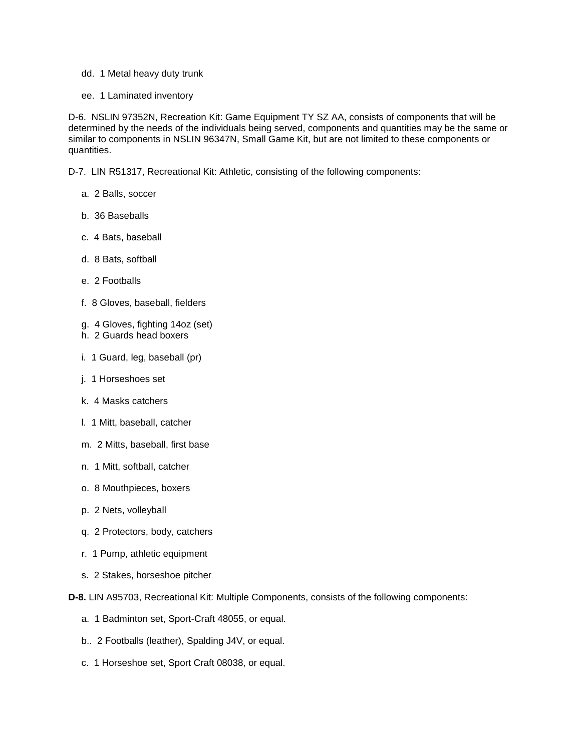dd. 1 Metal heavy duty trunk

ee. 1 Laminated inventory

D-6. NSLIN 97352N, Recreation Kit: Game Equipment TY SZ AA, consists of components that will be determined by the needs of the individuals being served, components and quantities may be the same or similar to components in NSLIN 96347N, Small Game Kit, but are not limited to these components or quantities.

D-7. LIN R51317, Recreational Kit: Athletic, consisting of the following components:

a. 2 Balls, soccer

b. 36 Baseballs

c. 4 Bats, baseball

d. 8 Bats, softball

e. 2 Footballs

f. 8 Gloves, baseball, fielders

g. 4 Gloves, fighting 14oz (set)
h. 2 Guards head boxers

i. 1 Guard, leg, baseball (pr)

j. 1 Horseshoes set

k. 4 Masks catchers

l. 1 Mitt, baseball, catcher

m. 2 Mitts, baseball, first base

n. 1 Mitt, softball, catcher

o. 8 Mouthpieces, boxers

p. 2 Nets, volleyball

q. 2 Protectors, body, catchers

r. 1 Pump, athletic equipment

s. 2 Stakes, horseshoe pitcher

**D-8.** LIN A95703, Recreational Kit: Multiple Components, consists of the following components:

a. 1 Badminton set, Sport-Craft 48055, or equal.

b.. 2 Footballs (leather), Spalding J4V, or equal.

c. 1 Horseshoe set, Sport Craft 08038, or equal.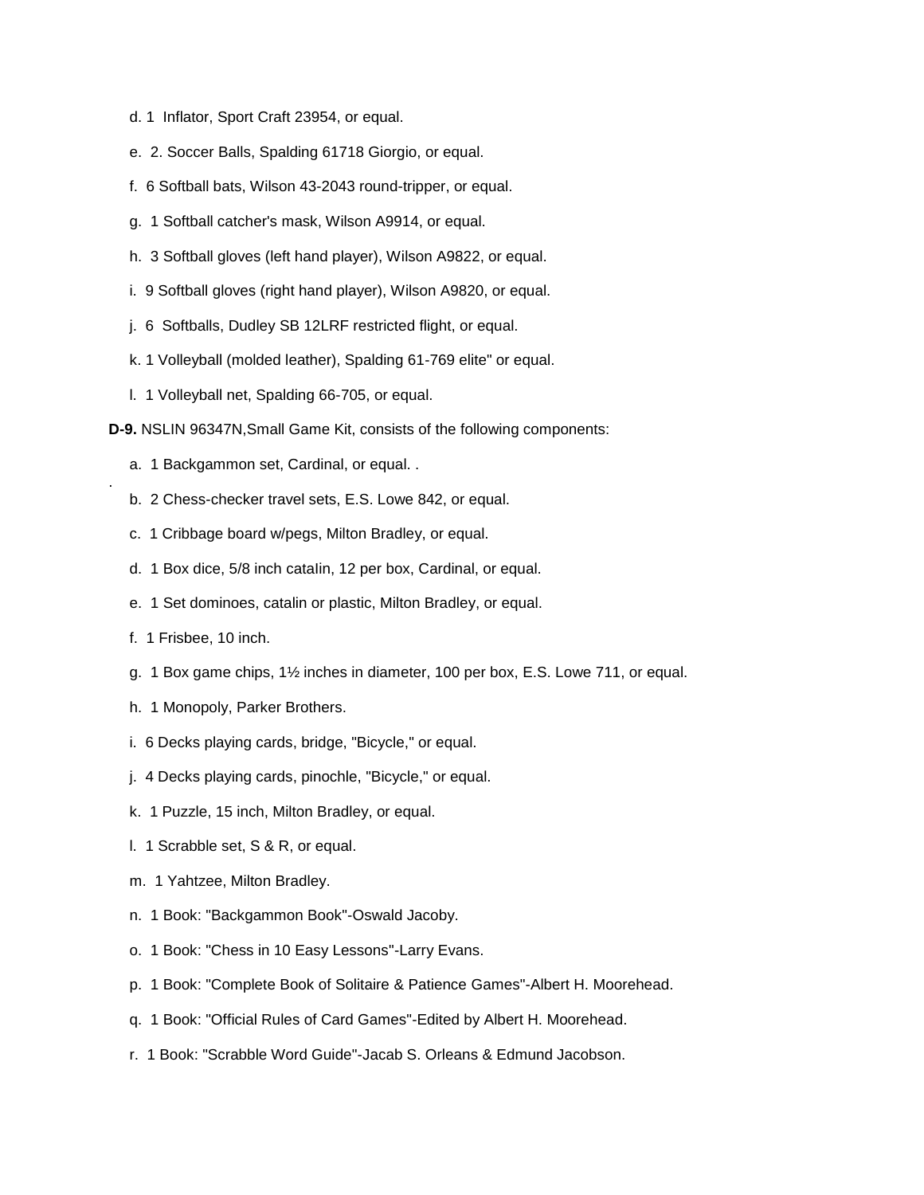d. 1 Inflator, Sport Craft 23954, or equal.

e. 2. Soccer Balls, Spalding 61718 Giorgio, or equal.

f. 6 Softball bats, Wilson 43-2043 round-tripper, or equal.

g. 1 Softball catcher's mask, Wilson A9914, or equal.

h. 3 Softball gloves (left hand player), Wilson A9822, or equal.

i. 9 Softball gloves (right hand player), Wilson A9820, or equal.

j. 6 Softballs, Dudley SB 12LRF restricted flight, or equal.

k. 1 Volleyball (molded leather), Spalding 61-769 elite" or equal.

l. 1 Volleyball net, Spalding 66-705, or equal.

**D-9.** NSLIN 96347N,Small Game Kit, consists of the following components:

a. 1 Backgammon set, Cardinal, or equal. .

.

b. 2 Chess-checker travel sets, E.S. Lowe 842, or equal.

c. 1 Cribbage board w/pegs, Milton Bradley, or equal.

d. 1 Box dice, 5/8 inch cataIin, 12 per box, Cardinal, or equal.

e. 1 Set dominoes, catalin or plastic, Milton Bradley, or equal.

f. 1 Frisbee, 10 inch.

g. 1 Box game chips, 1½ inches in diameter, 100 per box, E.S. Lowe 711, or equal.

h. 1 Monopoly, Parker Brothers.

i. 6 Decks playing cards, bridge, "Bicycle," or equal.

j. 4 Decks playing cards, pinochle, "Bicycle," or equal.

k. 1 Puzzle, 15 inch, Milton Bradley, or equal.

l. 1 Scrabble set, S & R, or equal.

m. 1 Yahtzee, Milton Bradley.

n. 1 Book: "Backgammon Book"-Oswald Jacoby.

o. 1 Book: "Chess in 10 Easy Lessons"-Larry Evans.

p. 1 Book: "Complete Book of Solitaire & Patience Games"-Albert H. Moorehead.

q. 1 Book: "Official Rules of Card Games"-Edited by Albert H. Moorehead.

r. 1 Book: "Scrabble Word Guide"-Jacab S. Orleans & Edmund Jacobson.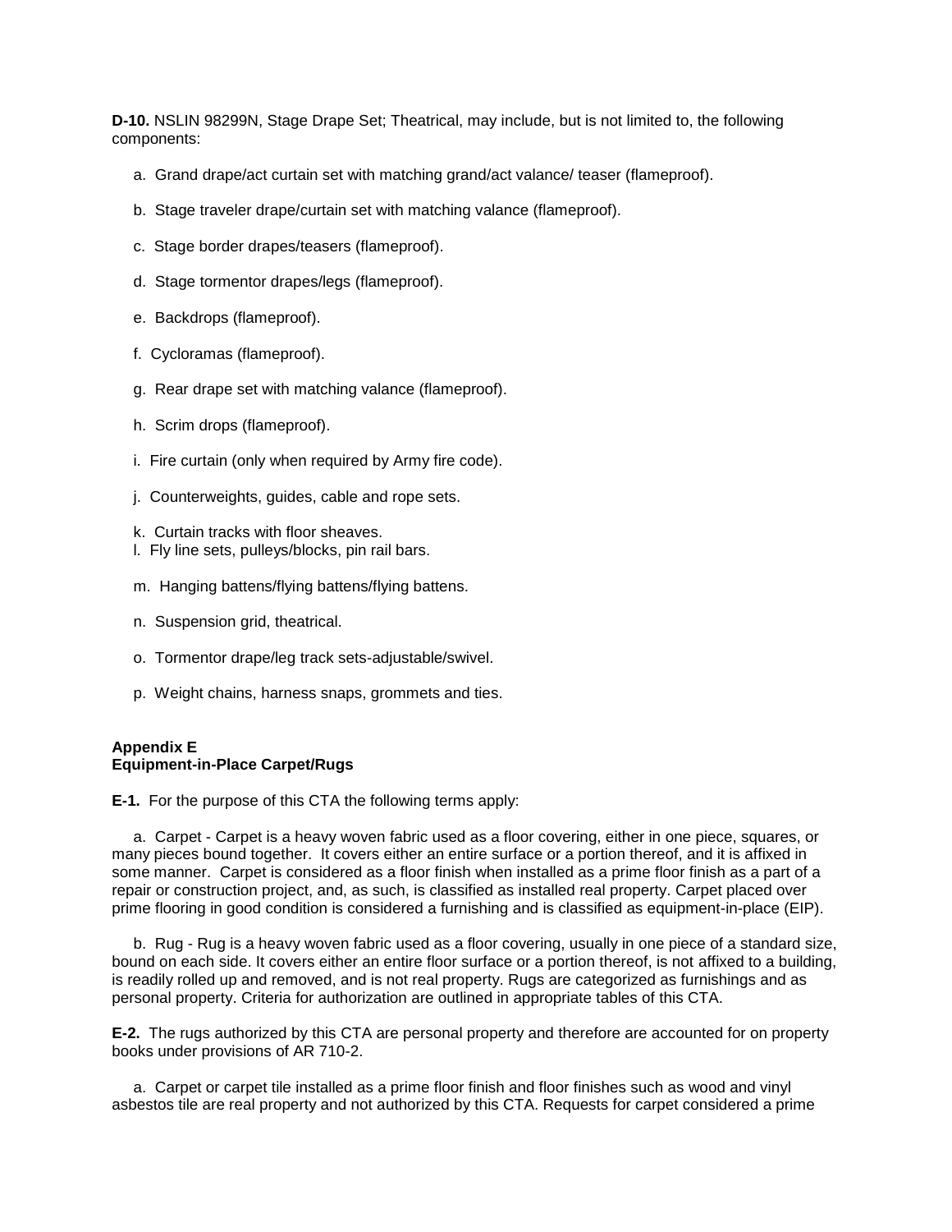**D-10.** NSLIN 98299N, Stage Drape Set; Theatrical, may include, but is not limited to, the following components:

a. Grand drape/act curtain set with matching grand/act valance/ teaser (flameproof).

b. Stage traveler drape/curtain set with matching valance (flameproof).

c. Stage border drapes/teasers (flameproof).

d. Stage tormentor drapes/legs (flameproof).

e. Backdrops (flameproof).

f. Cycloramas (flameproof).

g. Rear drape set with matching valance (flameproof).

h. Scrim drops (flameproof).

i. Fire curtain (only when required by Army fire code).

j. Counterweights, guides, cable and rope sets.

k. Curtain tracks with floor sheaves.
l. Fly line sets, pulleys/blocks, pin rail bars.

m. Hanging battens/flying battens/flying battens.

n. Suspension grid, theatrical.

o. Tormentor drape/leg track sets-adjustable/swivel.

p. Weight chains, harness snaps, grommets and ties.

**Appendix E**
**Equipment-in-Place Carpet/Rugs**

**E-1.** For the purpose of this CTA the following terms apply:

a. Carpet - Carpet is a heavy woven fabric used as a floor covering, either in one piece, squares, or many pieces bound together. It covers either an entire surface or a portion thereof, and it is affixed in some manner. Carpet is considered as a floor finish when installed as a prime floor finish as a part of a repair or construction project, and, as such, is classified as installed real property. Carpet placed over prime flooring in good condition is considered a furnishing and is classified as equipment-in-place (EIP).

b. Rug - Rug is a heavy woven fabric used as a floor covering, usually in one piece of a standard size, bound on each side. It covers either an entire floor surface or a portion thereof, is not affixed to a building, is readily rolled up and removed, and is not real property. Rugs are categorized as furnishings and as personal property. Criteria for authorization are outlined in appropriate tables of this CTA.

**E-2.** The rugs authorized by this CTA are personal property and therefore are accounted for on property books under provisions of AR 710-2.

a. Carpet or carpet tile installed as a prime floor finish and floor finishes such as wood and vinyl asbestos tile are real property and not authorized by this CTA. Requests for carpet considered a prime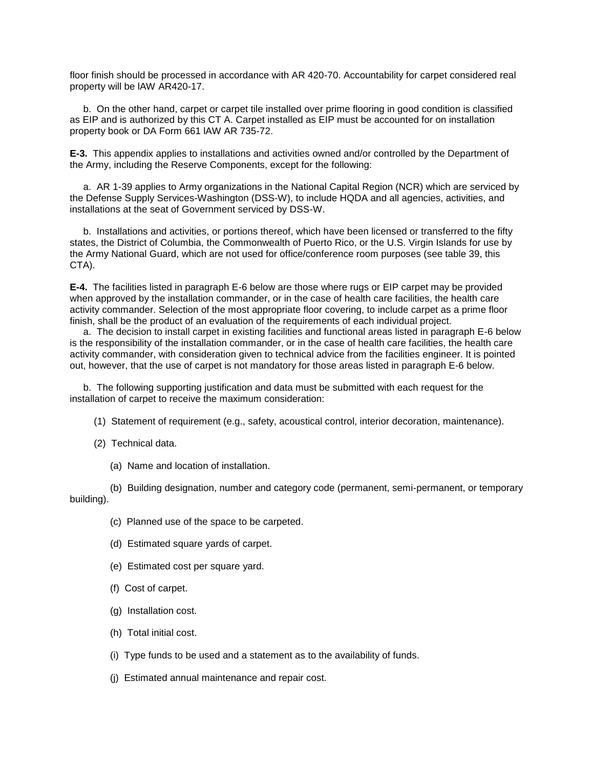floor finish should be processed in accordance with AR 420-70. Accountability for carpet considered real property will be lAW AR420-17.

b. On the other hand, carpet or carpet tile installed over prime flooring in good condition is classified as EIP and is authorized by this CT A. Carpet installed as EIP must be accounted for on installation property book or DA Form 661 lAW AR 735-72.

**E-3.** This appendix applies to installations and activities owned and/or controlled by the Department of the Army, including the Reserve Components, except for the following:

a. AR 1-39 applies to Army organizations in the National Capital Region (NCR) which are serviced by the Defense Supply Services-Washington (DSS-W), to include HQDA and all agencies, activities, and installations at the seat of Government serviced by DSS-W.

b. Installations and activities, or portions thereof, which have been licensed or transferred to the fifty states, the District of Columbia, the Commonwealth of Puerto Rico, or the U.S. Virgin Islands for use by the Army National Guard, which are not used for office/conference room purposes (see table 39, this CTA).

**E-4.** The facilities listed in paragraph E-6 below are those where rugs or EIP carpet may be provided when approved by the installation commander, or in the case of health care facilities, the health care activity commander. Selection of the most appropriate floor covering, to include carpet as a prime floor finish, shall be the product of an evaluation of the requirements of each individual project.

a. The decision to install carpet in existing facilities and functional areas listed in paragraph E-6 below is the responsibility of the installation commander, or in the case of health care facilities, the health care activity commander, with consideration given to technical advice from the facilities engineer. It is pointed out, however, that the use of carpet is not mandatory for those areas listed in paragraph E-6 below.

b. The following supporting justification and data must be submitted with each request for the installation of carpet to receive the maximum consideration:

(1) Statement of requirement (e.g., safety, acoustical control, interior decoration, maintenance).

(2) Technical data.

(a) Name and location of installation.

(b) Building designation, number and category code (permanent, semi-permanent, or temporary building).

(c) Planned use of the space to be carpeted.

(d) Estimated square yards of carpet.

(e) Estimated cost per square yard.

(f) Cost of carpet.

(g) Installation cost.

(h) Total initial cost.

(i) Type funds to be used and a statement as to the availability of funds.

(j) Estimated annual maintenance and repair cost.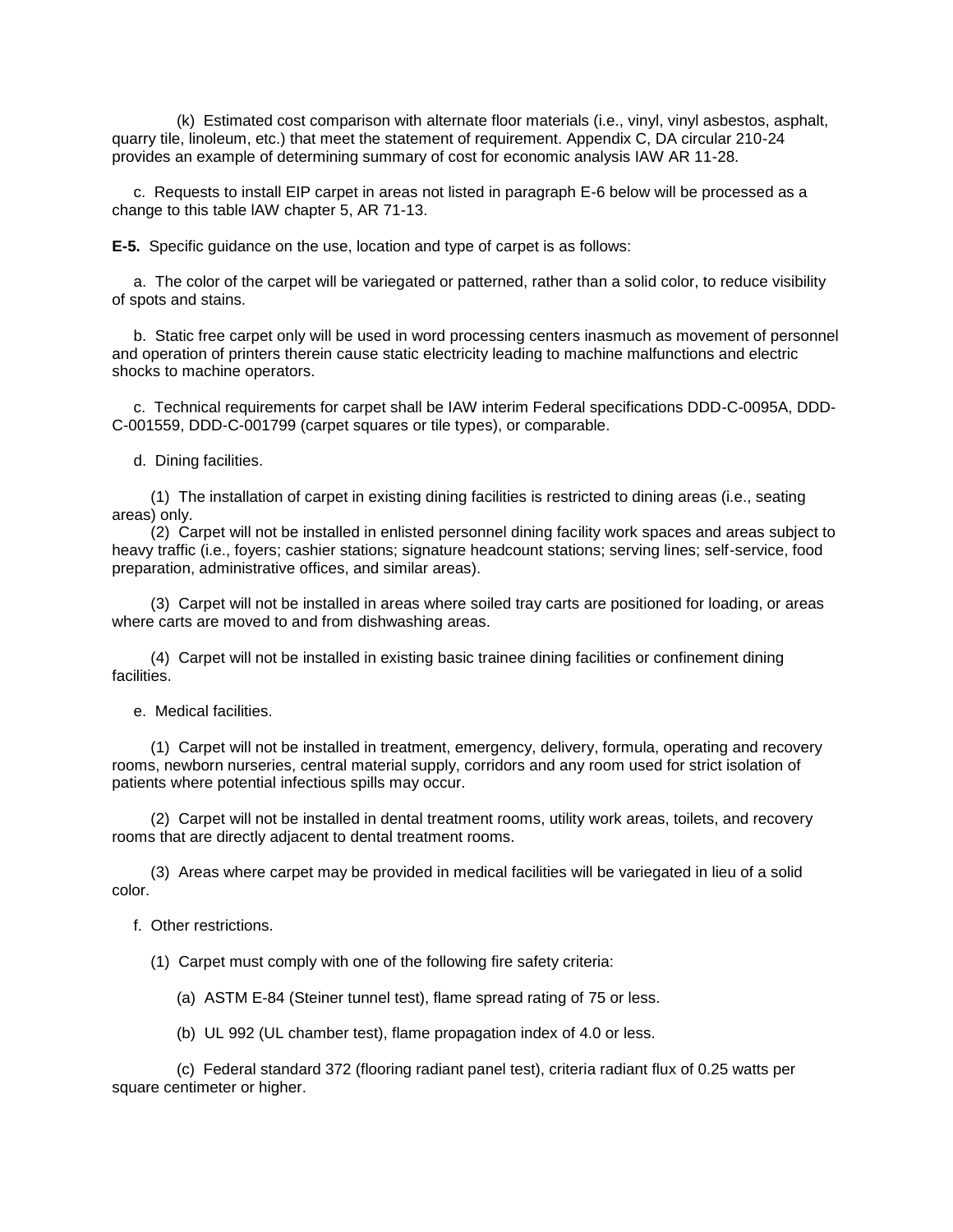(k) Estimated cost comparison with alternate floor materials (i.e., vinyl, vinyl asbestos, asphalt, quarry tile, linoleum, etc.) that meet the statement of requirement. Appendix C, DA circular 210-24 provides an example of determining summary of cost for economic analysis IAW AR 11-28.

c. Requests to install EIP carpet in areas not listed in paragraph E-6 below will be processed as a change to this table lAW chapter 5, AR 71-13.

**E-5.** Specific guidance on the use, location and type of carpet is as follows:

a. The color of the carpet will be variegated or patterned, rather than a solid color, to reduce visibility of spots and stains.

b. Static free carpet only will be used in word processing centers inasmuch as movement of personnel and operation of printers therein cause static electricity leading to machine malfunctions and electric shocks to machine operators.

c. Technical requirements for carpet shall be IAW interim Federal specifications DDD-C-0095A, DDD-C-001559, DDD-C-001799 (carpet squares or tile types), or comparable.

d. Dining facilities.

(1) The installation of carpet in existing dining facilities is restricted to dining areas (i.e., seating areas) only.

(2) Carpet will not be installed in enlisted personnel dining facility work spaces and areas subject to heavy traffic (i.e., foyers; cashier stations; signature headcount stations; serving lines; self-service, food preparation, administrative offices, and similar areas).

(3) Carpet will not be installed in areas where soiled tray carts are positioned for loading, or areas where carts are moved to and from dishwashing areas.

(4) Carpet will not be installed in existing basic trainee dining facilities or confinement dining facilities.

e. Medical facilities.

(1) Carpet will not be installed in treatment, emergency, delivery, formula, operating and recovery rooms, newborn nurseries, central material supply, corridors and any room used for strict isolation of patients where potential infectious spills may occur.

(2) Carpet will not be installed in dental treatment rooms, utility work areas, toilets, and recovery rooms that are directly adjacent to dental treatment rooms.

(3) Areas where carpet may be provided in medical facilities will be variegated in lieu of a solid color.

f. Other restrictions.

(1) Carpet must comply with one of the following fire safety criteria:

(a) ASTM E-84 (Steiner tunnel test), flame spread rating of 75 or less.

(b) UL 992 (UL chamber test), flame propagation index of 4.0 or less.

(c) Federal standard 372 (flooring radiant panel test), criteria radiant flux of 0.25 watts per square centimeter or higher.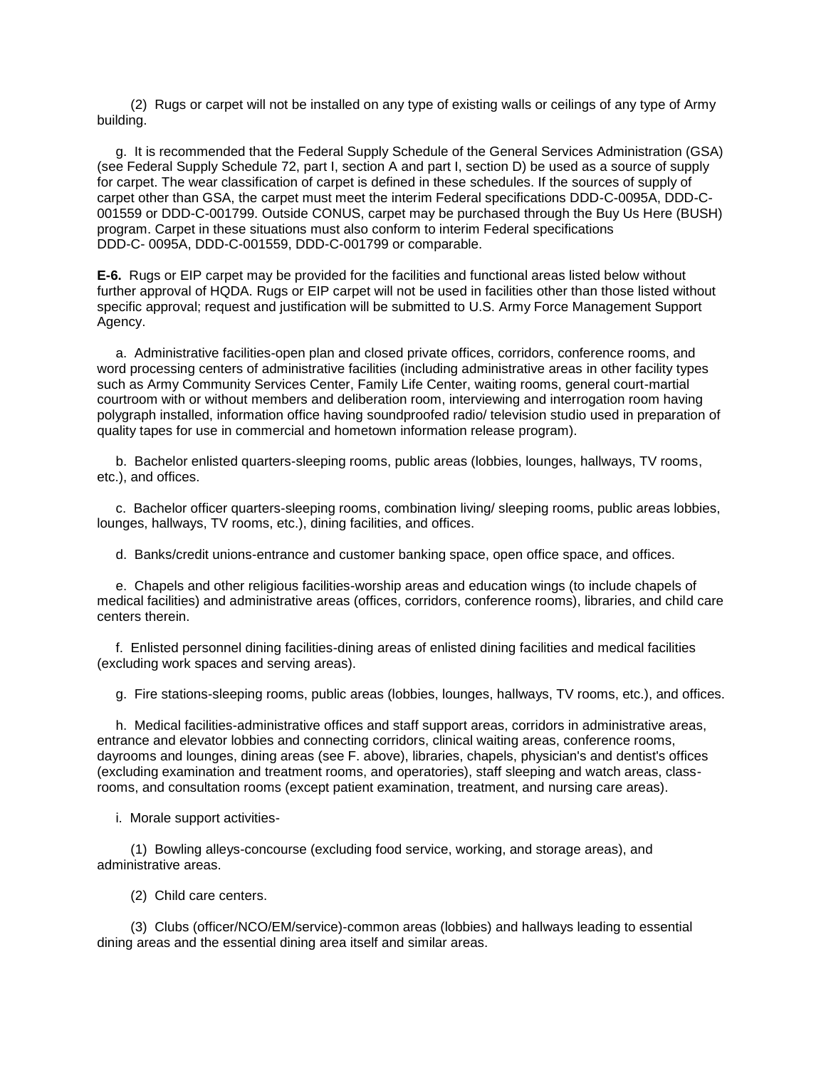(2) Rugs or carpet will not be installed on any type of existing walls or ceilings of any type of Army building.

g. It is recommended that the Federal Supply Schedule of the General Services Administration (GSA) (see Federal Supply Schedule 72, part I, section A and part I, section D) be used as a source of supply for carpet. The wear classification of carpet is defined in these schedules. If the sources of supply of carpet other than GSA, the carpet must meet the interim Federal specifications DDD-C-0095A, DDD-C-001559 or DDD-C-001799. Outside CONUS, carpet may be purchased through the Buy Us Here (BUSH) program. Carpet in these situations must also conform to interim Federal specifications DDD-C- 0095A, DDD-C-001559, DDD-C-001799 or comparable.

**E-6.** Rugs or EIP carpet may be provided for the facilities and functional areas listed below without further approval of HQDA. Rugs or EIP carpet will not be used in facilities other than those listed without specific approval; request and justification will be submitted to U.S. Army Force Management Support Agency.

a. Administrative facilities-open plan and closed private offices, corridors, conference rooms, and word processing centers of administrative facilities (including administrative areas in other facility types such as Army Community Services Center, Family Life Center, waiting rooms, general court-martial courtroom with or without members and deliberation room, interviewing and interrogation room having polygraph installed, information office having soundproofed radio/ television studio used in preparation of quality tapes for use in commercial and hometown information release program).

b. Bachelor enlisted quarters-sleeping rooms, public areas (lobbies, lounges, hallways, TV rooms, etc.), and offices.

c. Bachelor officer quarters-sleeping rooms, combination living/ sleeping rooms, public areas lobbies, lounges, hallways, TV rooms, etc.), dining facilities, and offices.

d. Banks/credit unions-entrance and customer banking space, open office space, and offices.

e. Chapels and other religious facilities-worship areas and education wings (to include chapels of medical facilities) and administrative areas (offices, corridors, conference rooms), libraries, and child care centers therein.

f. Enlisted personnel dining facilities-dining areas of enlisted dining facilities and medical facilities (excluding work spaces and serving areas).

g. Fire stations-sleeping rooms, public areas (lobbies, lounges, hallways, TV rooms, etc.), and offices.

h. Medical facilities-administrative offices and staff support areas, corridors in administrative areas, entrance and elevator lobbies and connecting corridors, clinical waiting areas, conference rooms, dayrooms and lounges, dining areas (see F. above), libraries, chapels, physician's and dentist's offices (excluding examination and treatment rooms, and operatories), staff sleeping and watch areas, class-rooms, and consultation rooms (except patient examination, treatment, and nursing care areas).

i. Morale support activities-

(1) Bowling alleys-concourse (excluding food service, working, and storage areas), and administrative areas.

(2) Child care centers.

(3) Clubs (officer/NCO/EM/service)-common areas (lobbies) and hallways leading to essential dining areas and the essential dining area itself and similar areas.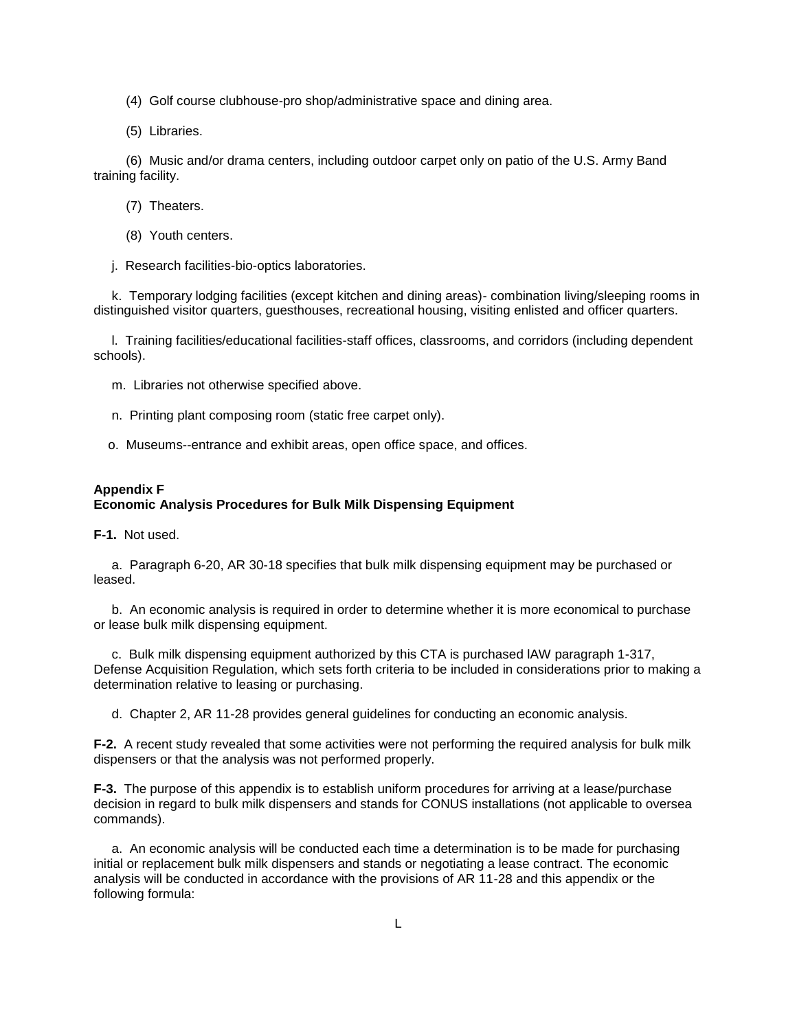(4)  Golf course clubhouse-pro shop/administrative space and dining area.

(5)  Libraries.

(6)  Music and/or drama centers, including outdoor carpet only on patio of the U.S. Army Band training facility.

(7)  Theaters.

(8)  Youth centers.

j.  Research facilities-bio-optics laboratories.

k.  Temporary lodging facilities (except kitchen and dining areas)- combination living/sleeping rooms in distinguished visitor quarters, guesthouses, recreational housing, visiting enlisted and officer quarters.

l.  Training facilities/educational facilities-staff offices, classrooms, and corridors (including dependent schools).

m.  Libraries not otherwise specified above.

n.  Printing plant composing room (static free carpet only).

o.  Museums--entrance and exhibit areas, open office space, and offices.

## Appendix F
## Economic Analysis Procedures for Bulk Milk Dispensing Equipment

**F-1.** Not used.

a.  Paragraph 6-20, AR 30-18 specifies that bulk milk dispensing equipment may be purchased or leased.

b.  An economic analysis is required in order to determine whether it is more economical to purchase or lease bulk milk dispensing equipment.

c.  Bulk milk dispensing equipment authorized by this CTA is purchased lAW paragraph 1-317, Defense Acquisition Regulation, which sets forth criteria to be included in considerations prior to making a determination relative to leasing or purchasing.

d.  Chapter 2, AR 11-28 provides general guidelines for conducting an economic analysis.

**F-2.** A recent study revealed that some activities were not performing the required analysis for bulk milk dispensers or that the analysis was not performed properly.

**F-3.** The purpose of this appendix is to establish uniform procedures for arriving at a lease/purchase decision in regard to bulk milk dispensers and stands for CONUS installations (not applicable to oversea commands).

a.  An economic analysis will be conducted each time a determination is to be made for purchasing initial or replacement bulk milk dispensers and stands or negotiating a lease contract. The economic analysis will be conducted in accordance with the provisions of AR 11-28 and this appendix or the following formula: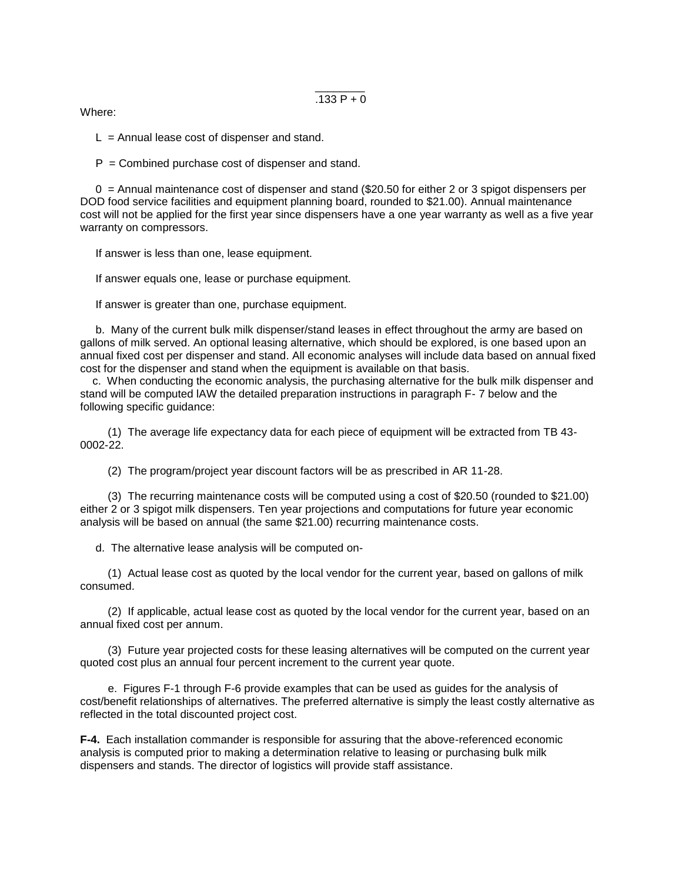$$\frac{\phantom{L}}{.133\ P + 0}$$

Where:

L = Annual lease cost of dispenser and stand.

P = Combined purchase cost of dispenser and stand.

0 = Annual maintenance cost of dispenser and stand ($20.50 for either 2 or 3 spigot dispensers per DOD food service facilities and equipment planning board, rounded to $21.00). Annual maintenance cost will not be applied for the first year since dispensers have a one year warranty as well as a five year warranty on compressors.

If answer is less than one, lease equipment.

If answer equals one, lease or purchase equipment.

If answer is greater than one, purchase equipment.

b. Many of the current bulk milk dispenser/stand leases in effect throughout the army are based on gallons of milk served. An optional leasing alternative, which should be explored, is one based upon an annual fixed cost per dispenser and stand. All economic analyses will include data based on annual fixed cost for the dispenser and stand when the equipment is available on that basis.

c. When conducting the economic analysis, the purchasing alternative for the bulk milk dispenser and stand will be computed IAW the detailed preparation instructions in paragraph F- 7 below and the following specific guidance:

(1) The average life expectancy data for each piece of equipment will be extracted from TB 43-0002-22.

(2) The program/project year discount factors will be as prescribed in AR 11-28.

(3) The recurring maintenance costs will be computed using a cost of $20.50 (rounded to $21.00) either 2 or 3 spigot milk dispensers. Ten year projections and computations for future year economic analysis will be based on annual (the same $21.00) recurring maintenance costs.

d. The alternative lease analysis will be computed on-

(1) Actual lease cost as quoted by the local vendor for the current year, based on gallons of milk consumed.

(2) If applicable, actual lease cost as quoted by the local vendor for the current year, based on an annual fixed cost per annum.

(3) Future year projected costs for these leasing alternatives will be computed on the current year quoted cost plus an annual four percent increment to the current year quote.

e. Figures F-1 through F-6 provide examples that can be used as guides for the analysis of cost/benefit relationships of alternatives. The preferred alternative is simply the least costly alternative as reflected in the total discounted project cost.

**F-4.** Each installation commander is responsible for assuring that the above-referenced economic analysis is computed prior to making a determination relative to leasing or purchasing bulk milk dispensers and stands. The director of logistics will provide staff assistance.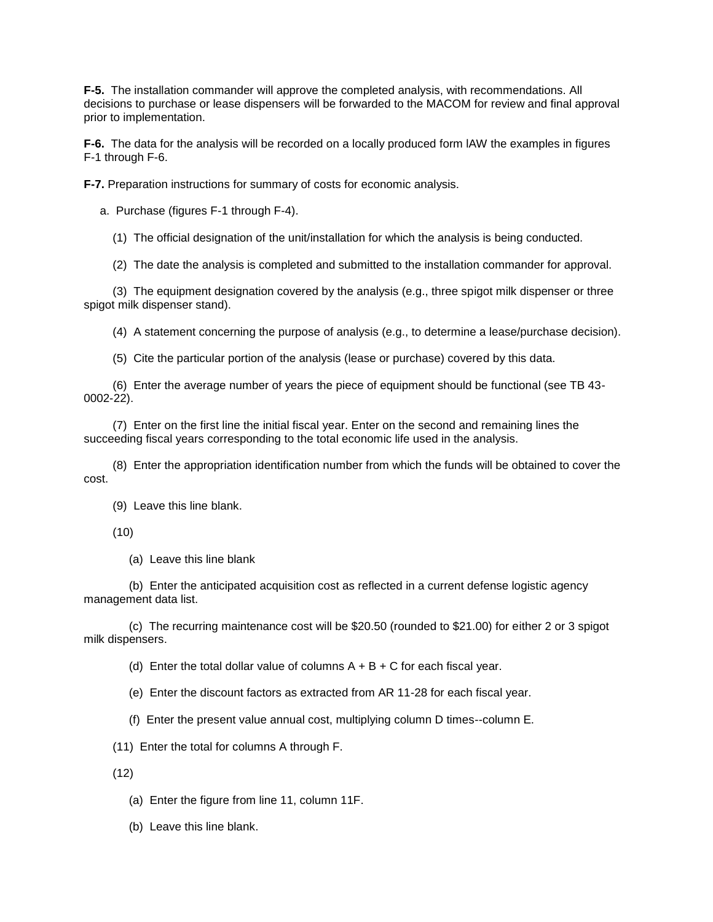**F-5.** The installation commander will approve the completed analysis, with recommendations. All decisions to purchase or lease dispensers will be forwarded to the MACOM for review and final approval prior to implementation.

**F-6.** The data for the analysis will be recorded on a locally produced form lAW the examples in figures F-1 through F-6.

**F-7.** Preparation instructions for summary of costs for economic analysis.

a. Purchase (figures F-1 through F-4).

(1) The official designation of the unit/installation for which the analysis is being conducted.

(2) The date the analysis is completed and submitted to the installation commander for approval.

(3) The equipment designation covered by the analysis (e.g., three spigot milk dispenser or three spigot milk dispenser stand).

(4) A statement concerning the purpose of analysis (e.g., to determine a lease/purchase decision).

(5) Cite the particular portion of the analysis (lease or purchase) covered by this data.

(6) Enter the average number of years the piece of equipment should be functional (see TB 43-0002-22).

(7) Enter on the first line the initial fiscal year. Enter on the second and remaining lines the succeeding fiscal years corresponding to the total economic life used in the analysis.

(8) Enter the appropriation identification number from which the funds will be obtained to cover the cost.

(9) Leave this line blank.

(10)

(a) Leave this line blank

(b) Enter the anticipated acquisition cost as reflected in a current defense logistic agency management data list.

(c) The recurring maintenance cost will be $20.50 (rounded to $21.00) for either 2 or 3 spigot milk dispensers.

(d) Enter the total dollar value of columns A + B + C for each fiscal year.

(e) Enter the discount factors as extracted from AR 11-28 for each fiscal year.

(f) Enter the present value annual cost, multiplying column D times--column E.

(11) Enter the total for columns A through F.

(12)

(a) Enter the figure from line 11, column 11F.

(b) Leave this line blank.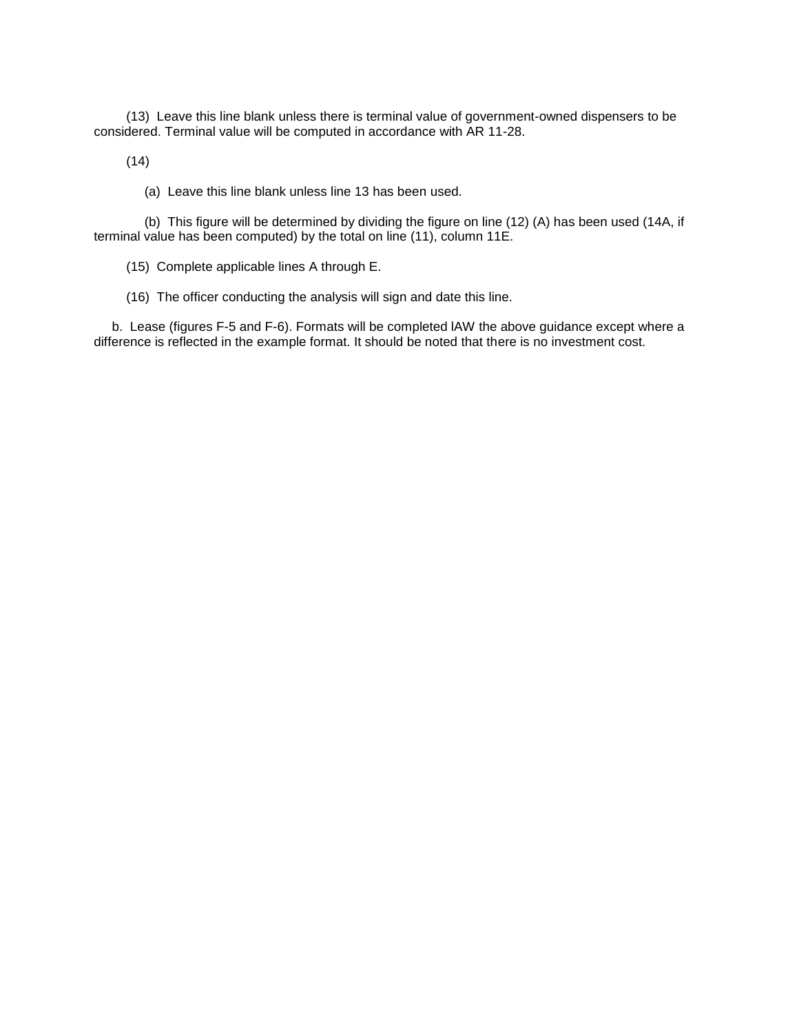(13) Leave this line blank unless there is terminal value of government-owned dispensers to be considered. Terminal value will be computed in accordance with AR 11-28.

(14)

(a) Leave this line blank unless line 13 has been used.

(b) This figure will be determined by dividing the figure on line (12) (A) has been used (14A, if terminal value has been computed) by the total on line (11), column 11E.

(15) Complete applicable lines A through E.

(16) The officer conducting the analysis will sign and date this line.

b. Lease (figures F-5 and F-6). Formats will be completed lAW the above guidance except where a difference is reflected in the example format. It should be noted that there is no investment cost.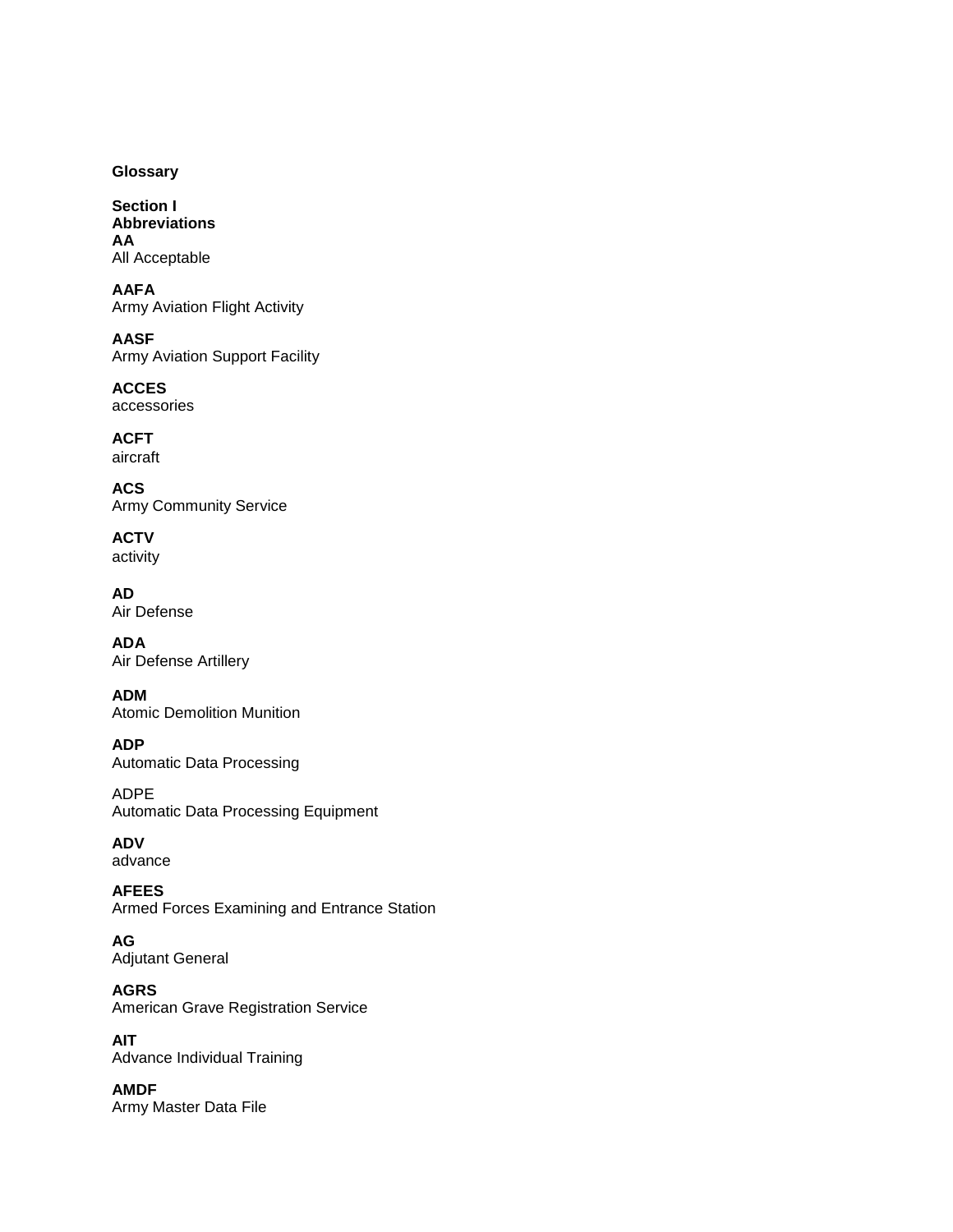**Glossary**

**Section I**
**Abbreviations**

**AA**
All Acceptable

**AAFA**
Army Aviation Flight Activity

**AASF**
Army Aviation Support Facility

**ACCES**
accessories

**ACFT**
aircraft

**ACS**
Army Community Service

**ACTV**
activity

**AD**
Air Defense

**ADA**
Air Defense Artillery

**ADM**
Atomic Demolition Munition

**ADP**
Automatic Data Processing

ADPE
Automatic Data Processing Equipment

**ADV**
advance

**AFEES**
Armed Forces Examining and Entrance Station

**AG**
Adjutant General

**AGRS**
American Grave Registration Service

**AIT**
Advance Individual Training

**AMDF**
Army Master Data File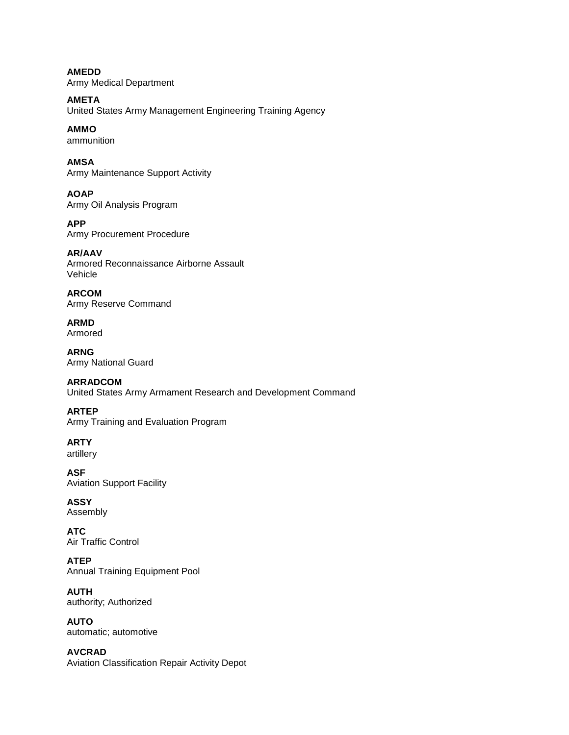**AMEDD**
Army Medical Department

**AMETA**
United States Army Management Engineering Training Agency

**AMMO**
ammunition

**AMSA**
Army Maintenance Support Activity

**AOAP**
Army Oil Analysis Program

**APP**
Army Procurement Procedure

**AR/AAV**
Armored Reconnaissance Airborne Assault Vehicle

**ARCOM**
Army Reserve Command

**ARMD**
Armored

**ARNG**
Army National Guard

**ARRADCOM**
United States Army Armament Research and Development Command

**ARTEP**
Army Training and Evaluation Program

**ARTY**
artillery

**ASF**
Aviation Support Facility

**ASSY**
Assembly

**ATC**
Air Traffic Control

**ATEP**
Annual Training Equipment Pool

**AUTH**
authority; Authorized

**AUTO**
automatic; automotive

**AVCRAD**
Aviation Classification Repair Activity Depot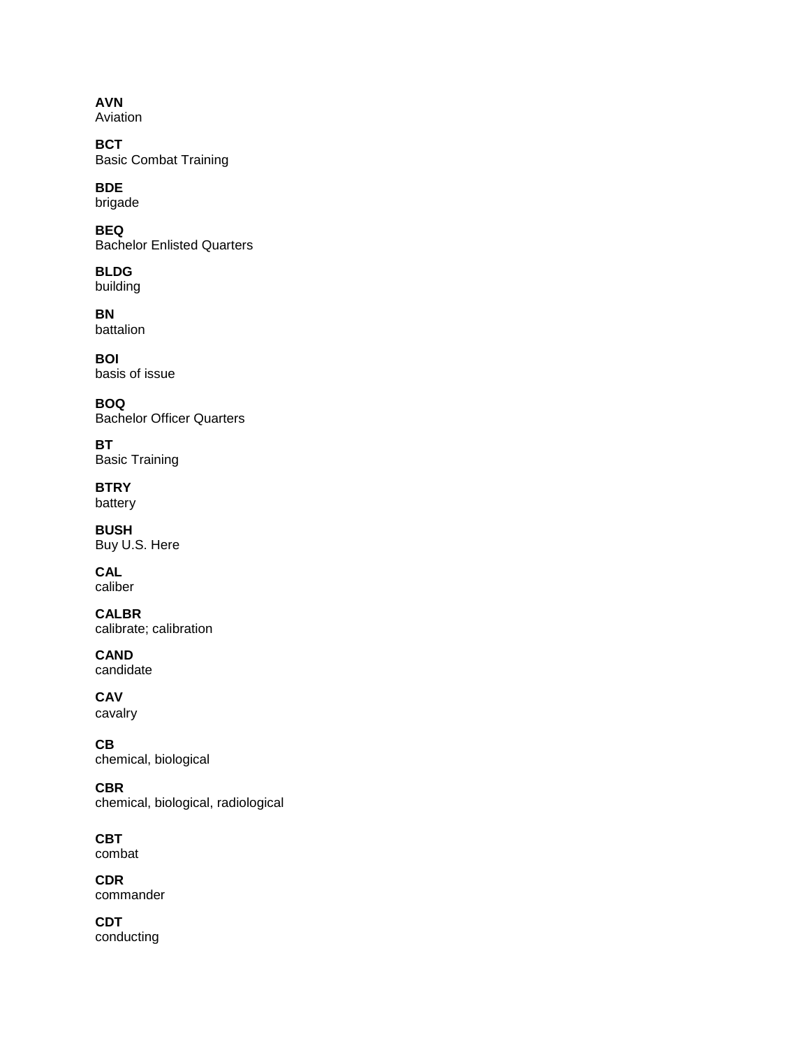**AVN**
Aviation

**BCT**
Basic Combat Training

**BDE**
brigade

**BEQ**
Bachelor Enlisted Quarters

**BLDG**
building

**BN**
battalion

**BOI**
basis of issue

**BOQ**
Bachelor Officer Quarters

**BT**
Basic Training

**BTRY**
battery

**BUSH**
Buy U.S. Here

**CAL**
caliber

**CALBR**
calibrate; calibration

**CAND**
candidate

**CAV**
cavalry

**CB**
chemical, biological

**CBR**
chemical, biological, radiological

**CBT**
combat

**CDR**
commander

**CDT**
conducting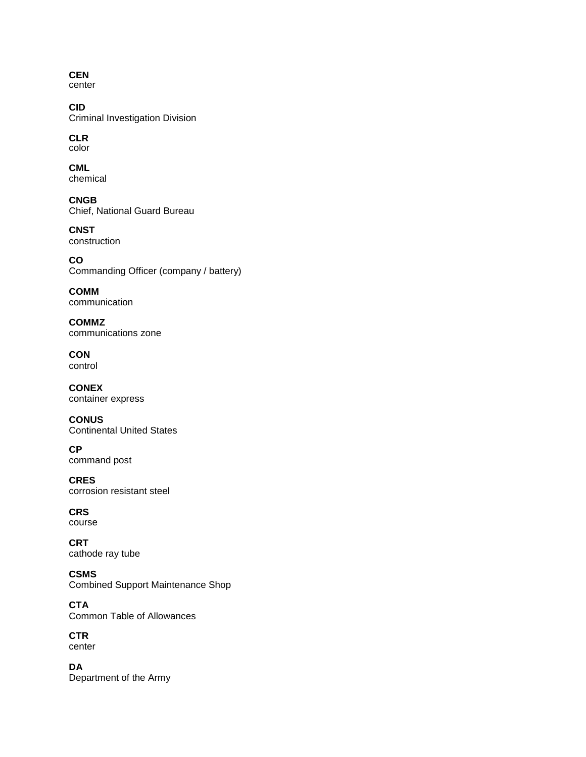**CEN**
center

**CID**
Criminal Investigation Division

**CLR**
color

**CML**
chemical

**CNGB**
Chief, National Guard Bureau

**CNST**
construction

**CO**
Commanding Officer (company / battery)

**COMM**
communication

**COMMZ**
communications zone

**CON**
control

**CONEX**
container express

**CONUS**
Continental United States

**CP**
command post

**CRES**
corrosion resistant steel

**CRS**
course

**CRT**
cathode ray tube

**CSMS**
Combined Support Maintenance Shop

**CTA**
Common Table of Allowances

**CTR**
center

**DA**
Department of the Army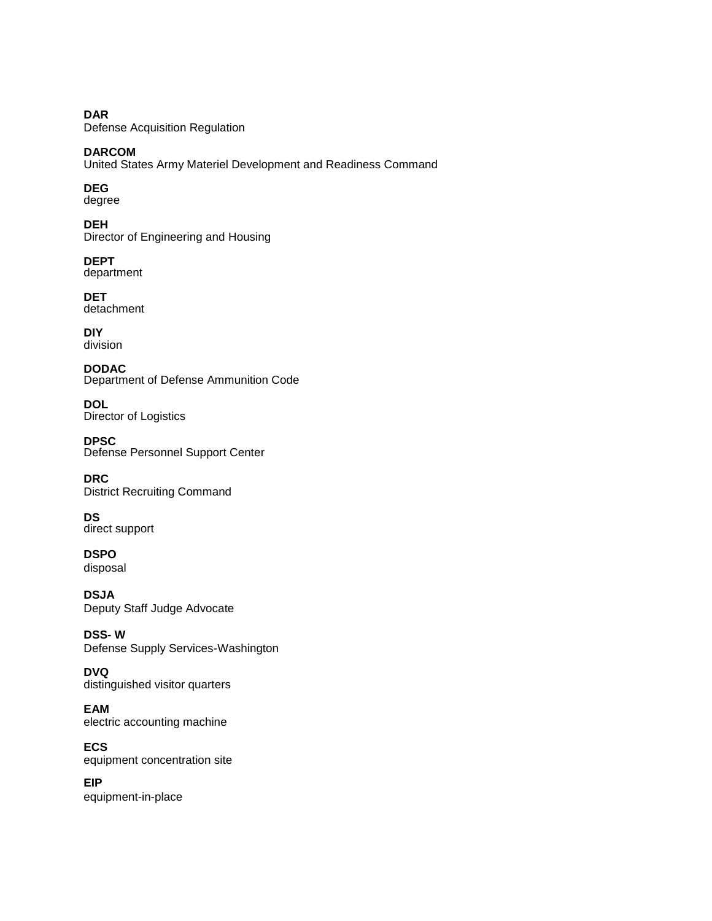**DAR**
Defense Acquisition Regulation

**DARCOM**
United States Army Materiel Development and Readiness Command

**DEG**
degree

**DEH**
Director of Engineering and Housing

**DEPT**
department

**DET**
detachment

**DIY**
division

**DODAC**
Department of Defense Ammunition Code

**DOL**
Director of Logistics

**DPSC**
Defense Personnel Support Center

**DRC**
District Recruiting Command

**DS**
direct support

**DSPO**
disposal

**DSJA**
Deputy Staff Judge Advocate

**DSS- W**
Defense Supply Services-Washington

**DVQ**
distinguished visitor quarters

**EAM**
electric accounting machine

**ECS**
equipment concentration site

**EIP**
equipment-in-place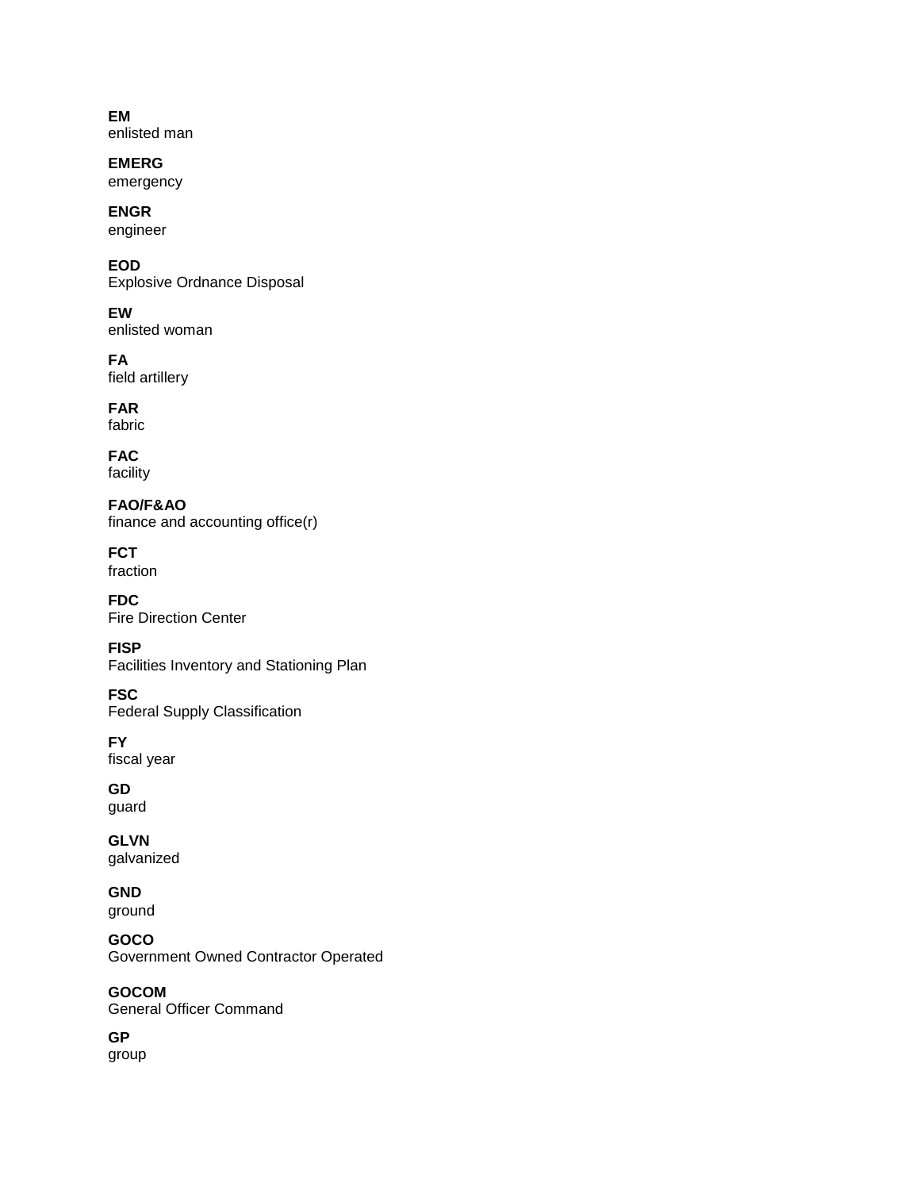**EM**
enlisted man

**EMERG**
emergency

**ENGR**
engineer

**EOD**
Explosive Ordnance Disposal

**EW**
enlisted woman

**FA**
field artillery

**FAR**
fabric

**FAC**
facility

**FAO/F&AO**
finance and accounting office(r)

**FCT**
fraction

**FDC**
Fire Direction Center

**FISP**
Facilities Inventory and Stationing Plan

**FSC**
Federal Supply Classification

**FY**
fiscal year

**GD**
guard

**GLVN**
galvanized

**GND**
ground

**GOCO**
Government Owned Contractor Operated

**GOCOM**
General Officer Command

**GP**
group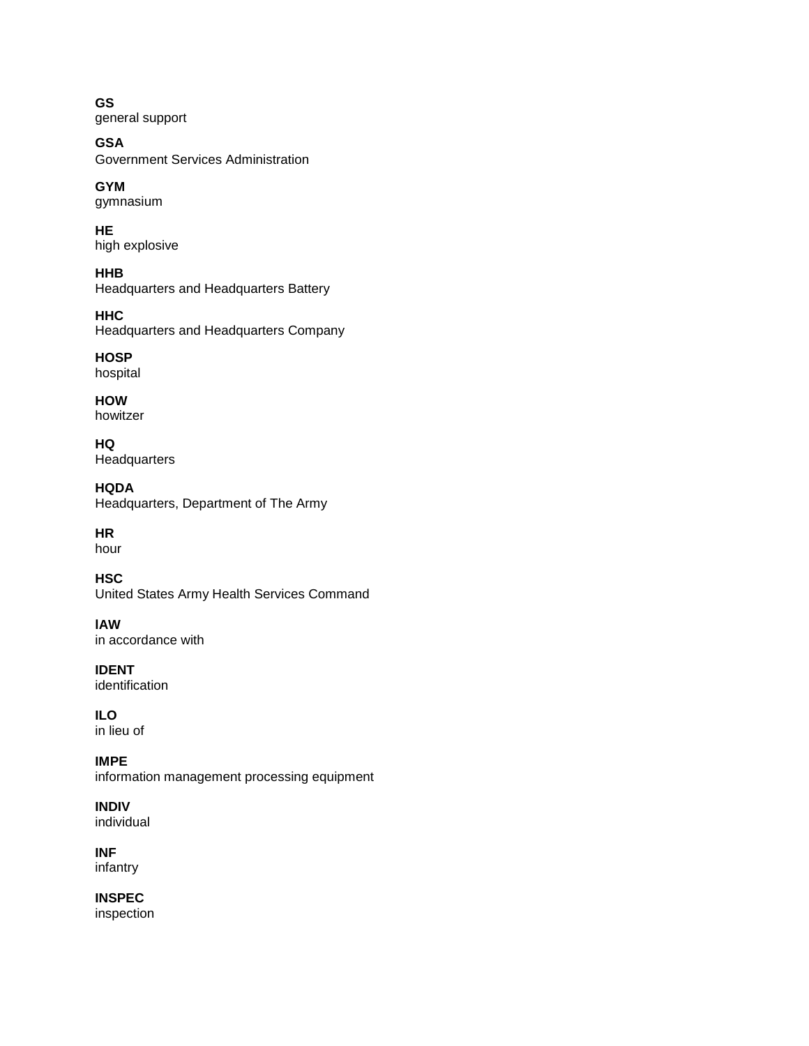**GS**
general support

**GSA**
Government Services Administration

**GYM**
gymnasium

**HE**
high explosive

**HHB**
Headquarters and Headquarters Battery

**HHC**
Headquarters and Headquarters Company

**HOSP**
hospital

**HOW**
howitzer

**HQ**
Headquarters

**HQDA**
Headquarters, Department of The Army

**HR**
hour

**HSC**
United States Army Health Services Command

**IAW**
in accordance with

**IDENT**
identification

**ILO**
in lieu of

**IMPE**
information management processing equipment

**INDIV**
individual

**INF**
infantry

**INSPEC**
inspection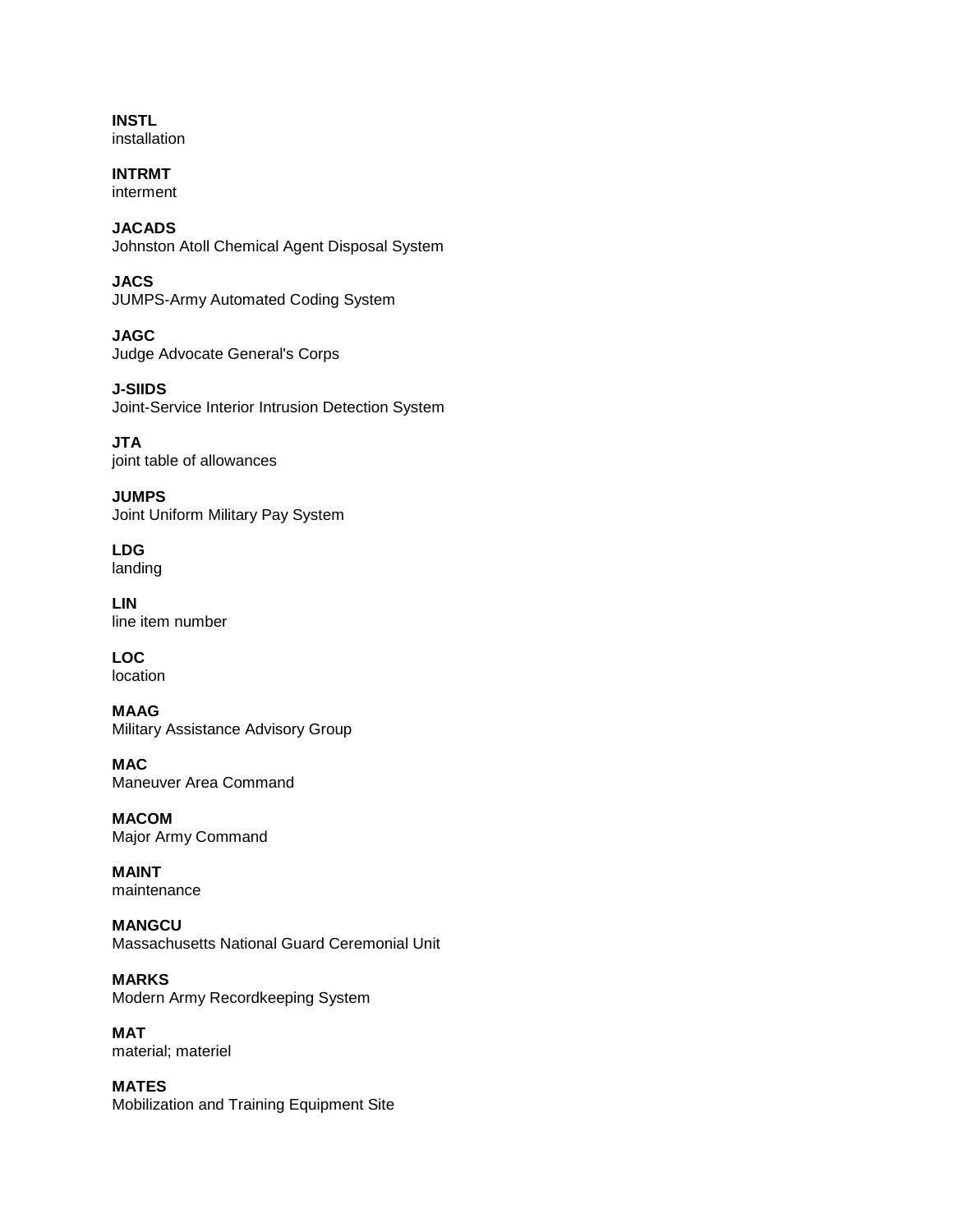**INSTL**
installation

**INTRMT**
interment

**JACADS**
Johnston Atoll Chemical Agent Disposal System

**JACS**
JUMPS-Army Automated Coding System

**JAGC**
Judge Advocate General's Corps

**J-SIIDS**
Joint-Service Interior Intrusion Detection System

**JTA**
joint table of allowances

**JUMPS**
Joint Uniform Military Pay System

**LDG**
landing

**LIN**
line item number

**LOC**
location

**MAAG**
Military Assistance Advisory Group

**MAC**
Maneuver Area Command

**MACOM**
Major Army Command

**MAINT**
maintenance

**MANGCU**
Massachusetts National Guard Ceremonial Unit

**MARKS**
Modern Army Recordkeeping System

**MAT**
material; materiel

**MATES**
Mobilization and Training Equipment Site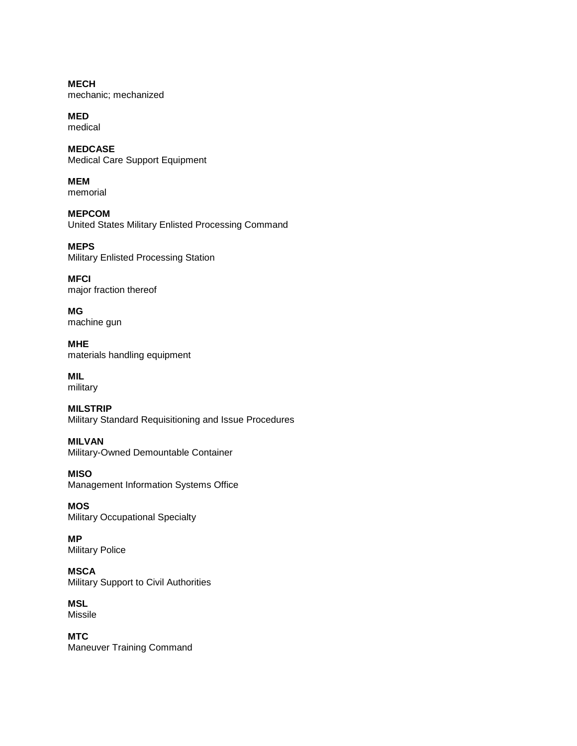**MECH**
mechanic; mechanized

**MED**
medical

**MEDCASE**
Medical Care Support Equipment

**MEM**
memorial

**MEPCOM**
United States Military Enlisted Processing Command

**MEPS**
Military Enlisted Processing Station

**MFCI**
major fraction thereof

**MG**
machine gun

**MHE**
materials handling equipment

**MIL**
military

**MILSTRIP**
Military Standard Requisitioning and Issue Procedures

**MILVAN**
Military-Owned Demountable Container

**MISO**
Management Information Systems Office

**MOS**
Military Occupational Specialty

**MP**
Military Police

**MSCA**
Military Support to Civil Authorities

**MSL**
Missile

**MTC**
Maneuver Training Command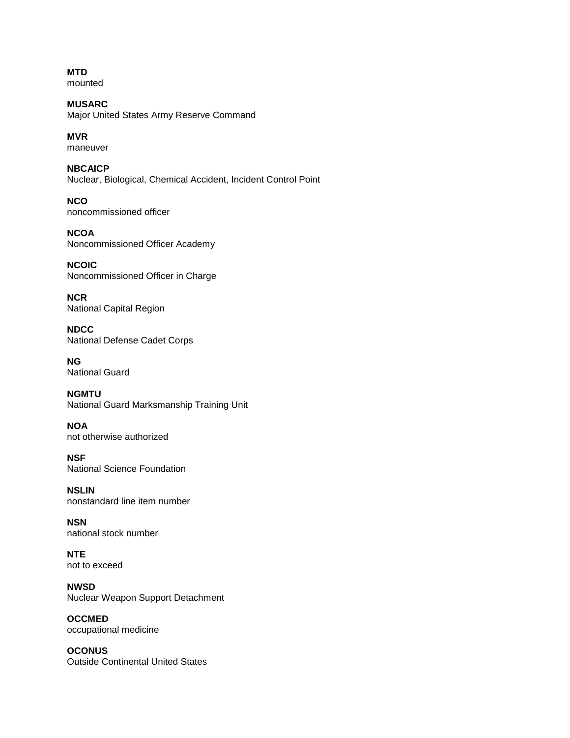**MTD**
mounted

**MUSARC**
Major United States Army Reserve Command

**MVR**
maneuver

**NBCAICP**
Nuclear, Biological, Chemical Accident, Incident Control Point

**NCO**
noncommissioned officer

**NCOA**
Noncommissioned Officer Academy

**NCOIC**
Noncommissioned Officer in Charge

**NCR**
National Capital Region

**NDCC**
National Defense Cadet Corps

**NG**
National Guard

**NGMTU**
National Guard Marksmanship Training Unit

**NOA**
not otherwise authorized

**NSF**
National Science Foundation

**NSLIN**
nonstandard line item number

**NSN**
national stock number

**NTE**
not to exceed

**NWSD**
Nuclear Weapon Support Detachment

**OCCMED**
occupational medicine

**OCONUS**
Outside Continental United States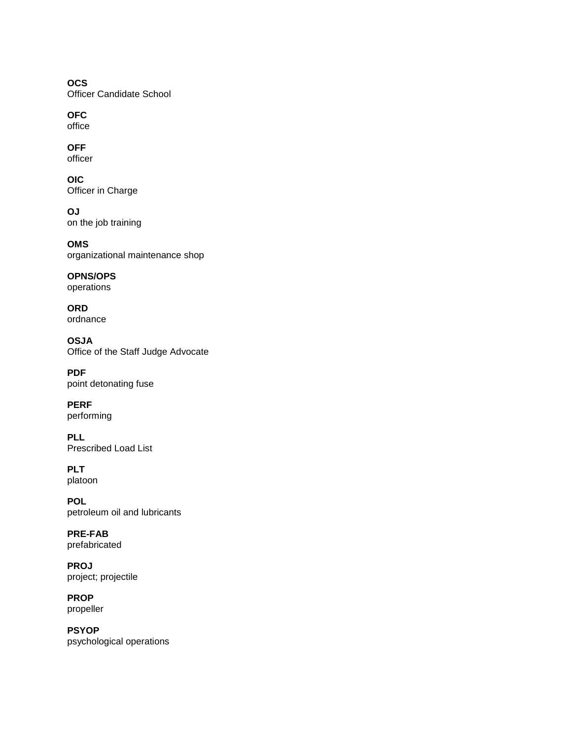**OCS**
Officer Candidate School

**OFC**
office

**OFF**
officer

**OIC**
Officer in Charge

**OJ**
on the job training

**OMS**
organizational maintenance shop

**OPNS/OPS**
operations

**ORD**
ordnance

**OSJA**
Office of the Staff Judge Advocate

**PDF**
point detonating fuse

**PERF**
performing

**PLL**
Prescribed Load List

**PLT**
platoon

**POL**
petroleum oil and lubricants

**PRE-FAB**
prefabricated

**PROJ**
project; projectile

**PROP**
propeller

**PSYOP**
psychological operations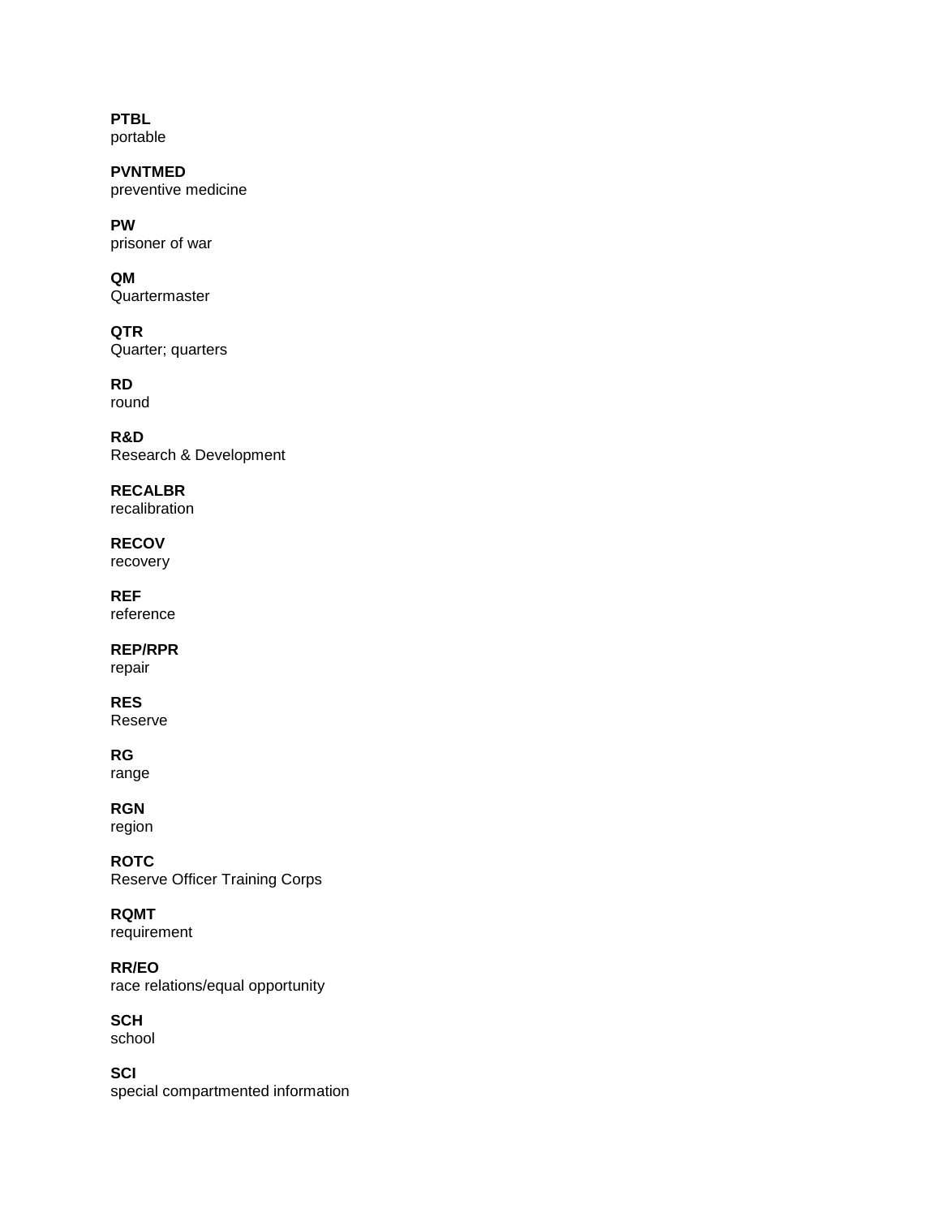**PTBL**
portable

**PVNTMED**
preventive medicine

**PW**
prisoner of war

**QM**
Quartermaster

**QTR**
Quarter; quarters

**RD**
round

**R&D**
Research & Development

**RECALBR**
recalibration

**RECOV**
recovery

**REF**
reference

**REP/RPR**
repair

**RES**
Reserve

**RG**
range

**RGN**
region

**ROTC**
Reserve Officer Training Corps

**RQMT**
requirement

**RR/EO**
race relations/equal opportunity

**SCH**
school

**SCI**
special compartmented information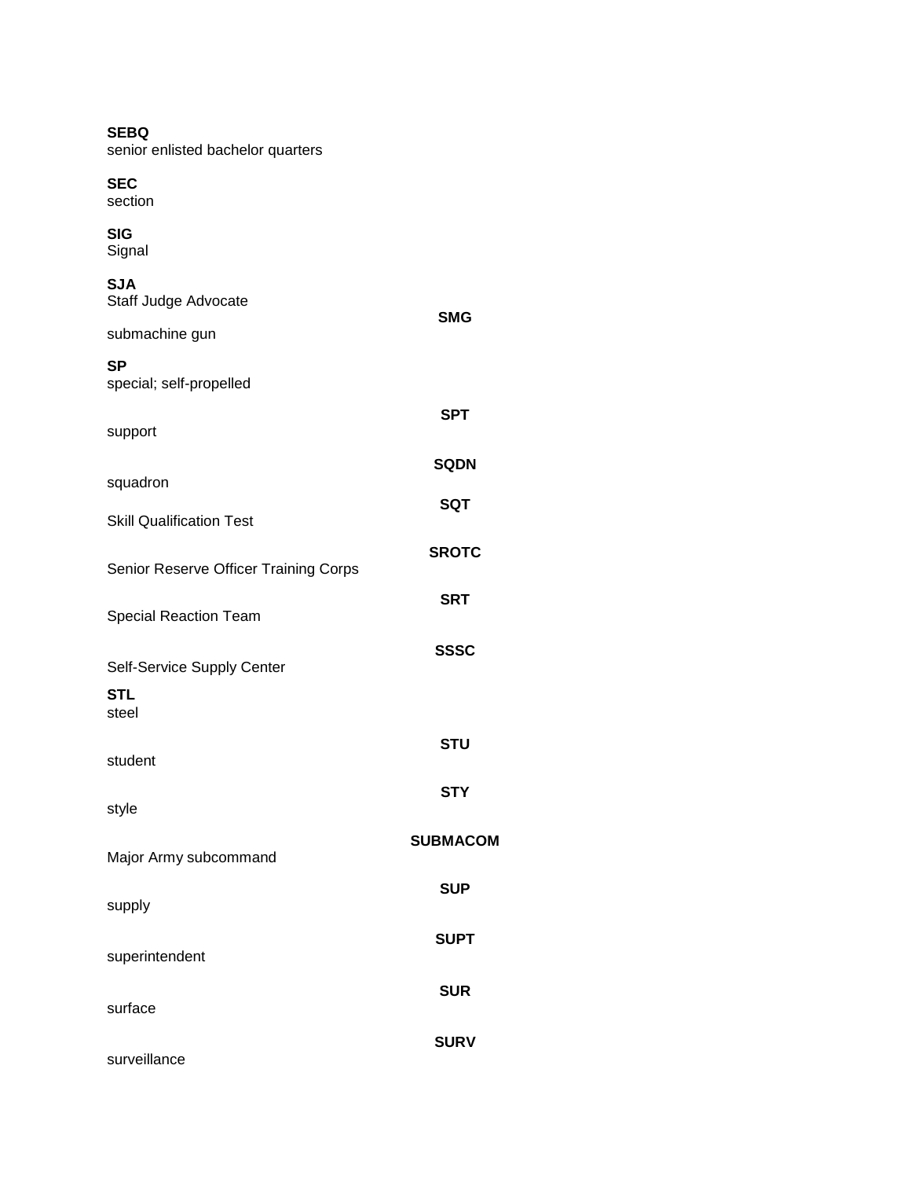**SEBQ**
senior enlisted bachelor quarters

**SEC**
section

**SIG**
Signal

**SJA**
Staff Judge Advocate

**SMG**
submachine gun

**SP**
special; self-propelled

**SPT**
support

**SQDN**
squadron

**SQT**
Skill Qualification Test

**SROTC**
Senior Reserve Officer Training Corps

**SRT**
Special Reaction Team

**SSSC**
Self-Service Supply Center

**STL**
steel

**STU**
student

**STY**
style

**SUBMACOM**
Major Army subcommand

**SUP**
supply

**SUPT**
superintendent

**SUR**
surface

**SURV**
surveillance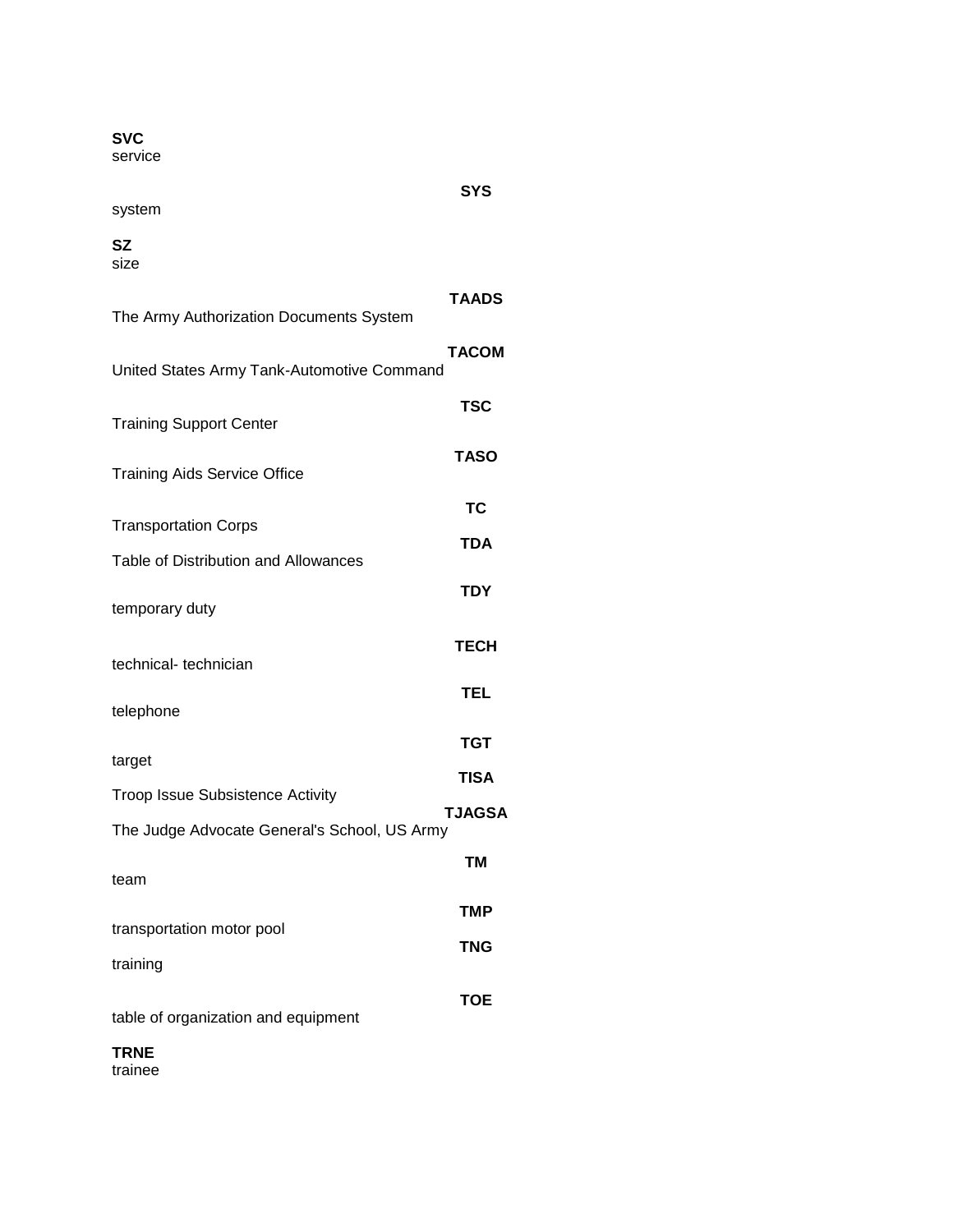**SVC**
service

**SYS**
system

**SZ**
size

**TAADS**
The Army Authorization Documents System

**TACOM**
United States Army Tank-Automotive Command

**TSC**
Training Support Center

**TASO**
Training Aids Service Office

**TC**
Transportation Corps

**TDA**
Table of Distribution and Allowances

**TDY**
temporary duty

**TECH**
technical- technician

**TEL**
telephone

**TGT**
target

**TISA**
Troop Issue Subsistence Activity

**TJAGSA**
The Judge Advocate General's School, US Army

**TM**
team

**TMP**
transportation motor pool

**TNG**
training

**TOE**
table of organization and equipment

**TRNE**
trainee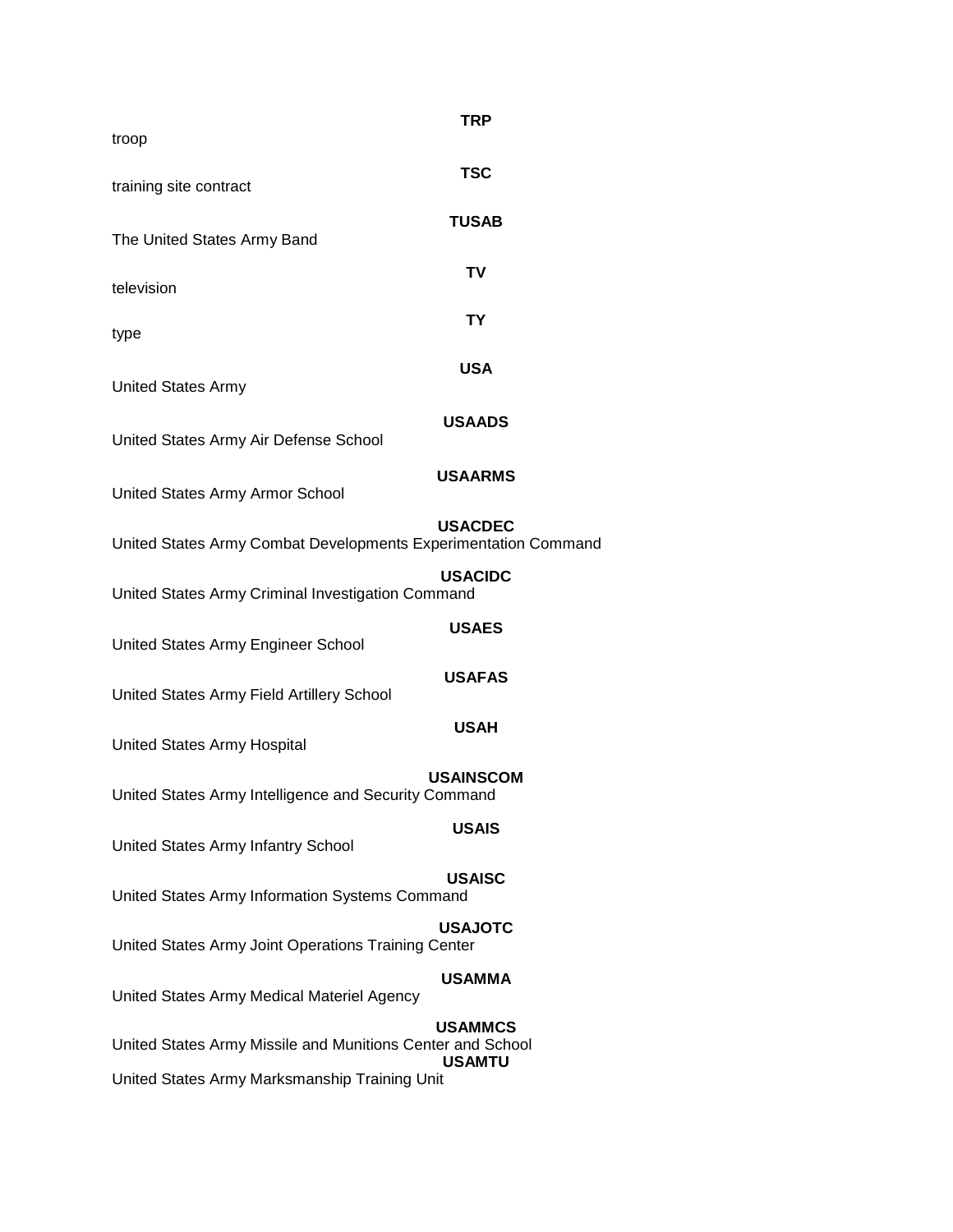**TRP**

troop

**TSC**

training site contract

**TUSAB**

The United States Army Band

**TV**

television

**TY**

type

**USA**

United States Army

**USAADS**

United States Army Air Defense School

**USAARMS**

United States Army Armor School

**USACDEC**

United States Army Combat Developments Experimentation Command

**USACIDC**

United States Army Criminal Investigation Command

**USAES**

United States Army Engineer School

**USAFAS**

United States Army Field Artillery School

**USAH**

United States Army Hospital

**USAINSCOM**

United States Army Intelligence and Security Command

**USAIS**

United States Army Infantry School

**USAISC**

United States Army Information Systems Command

**USAJOTC**

United States Army Joint Operations Training Center

**USAMMA**

United States Army Medical Materiel Agency

**USAMMCS**

United States Army Missile and Munitions Center and School

**USAMTU**

United States Army Marksmanship Training Unit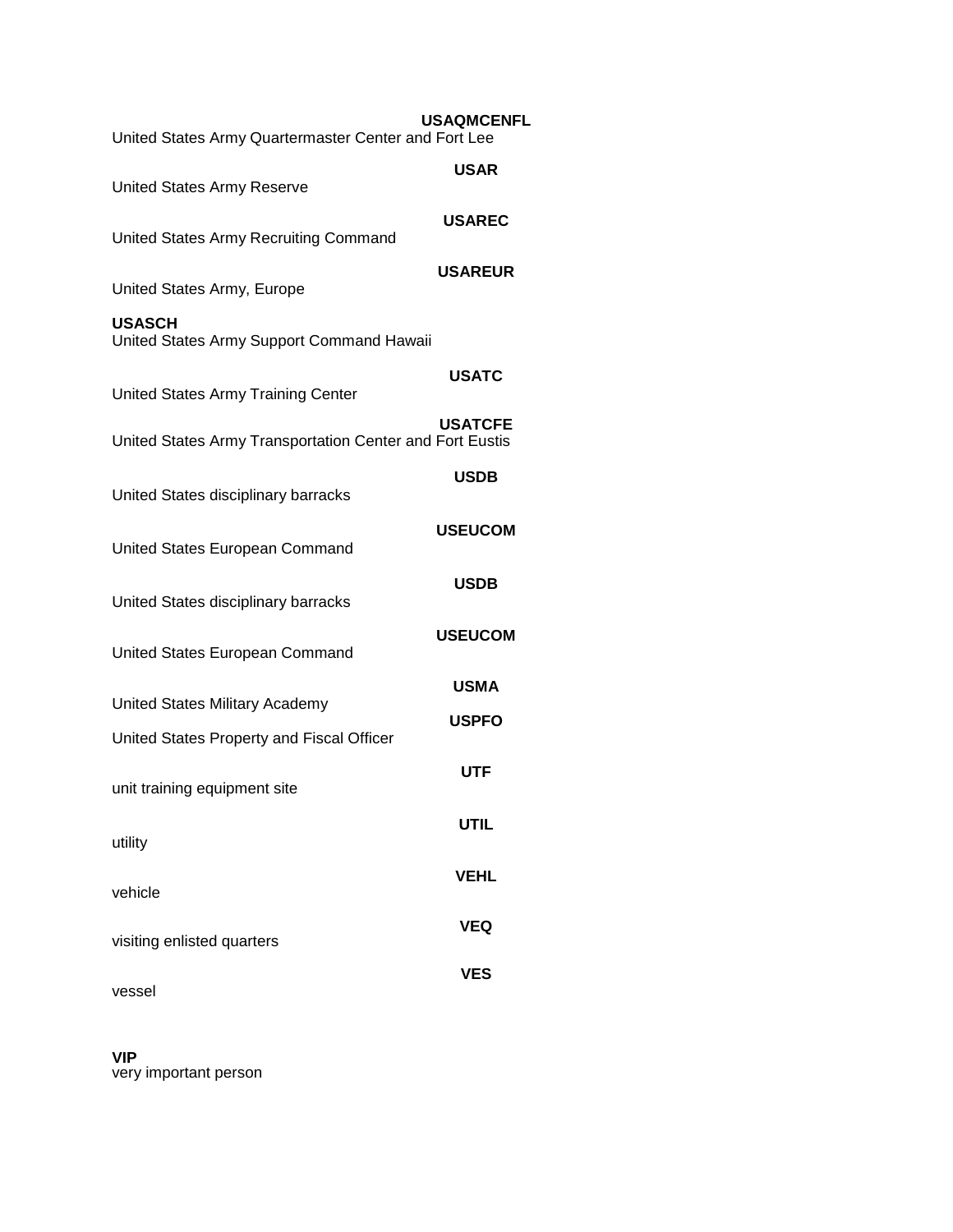**USAQMCENFL**
United States Army Quartermaster Center and Fort Lee

**USAR**
United States Army Reserve

**USAREC**
United States Army Recruiting Command

**USAREUR**
United States Army, Europe

**USASCH**
United States Army Support Command Hawaii

**USATC**
United States Army Training Center

**USATCFE**
United States Army Transportation Center and Fort Eustis

**USDB**
United States disciplinary barracks

**USEUCOM**
United States European Command

**USDB**
United States disciplinary barracks

**USEUCOM**
United States European Command

**USMA**
United States Military Academy

**USPFO**
United States Property and Fiscal Officer

**UTF**
unit training equipment site

**UTIL**
utility

**VEHL**
vehicle

**VEQ**
visiting enlisted quarters

**VES**
vessel

**VIP**
very important person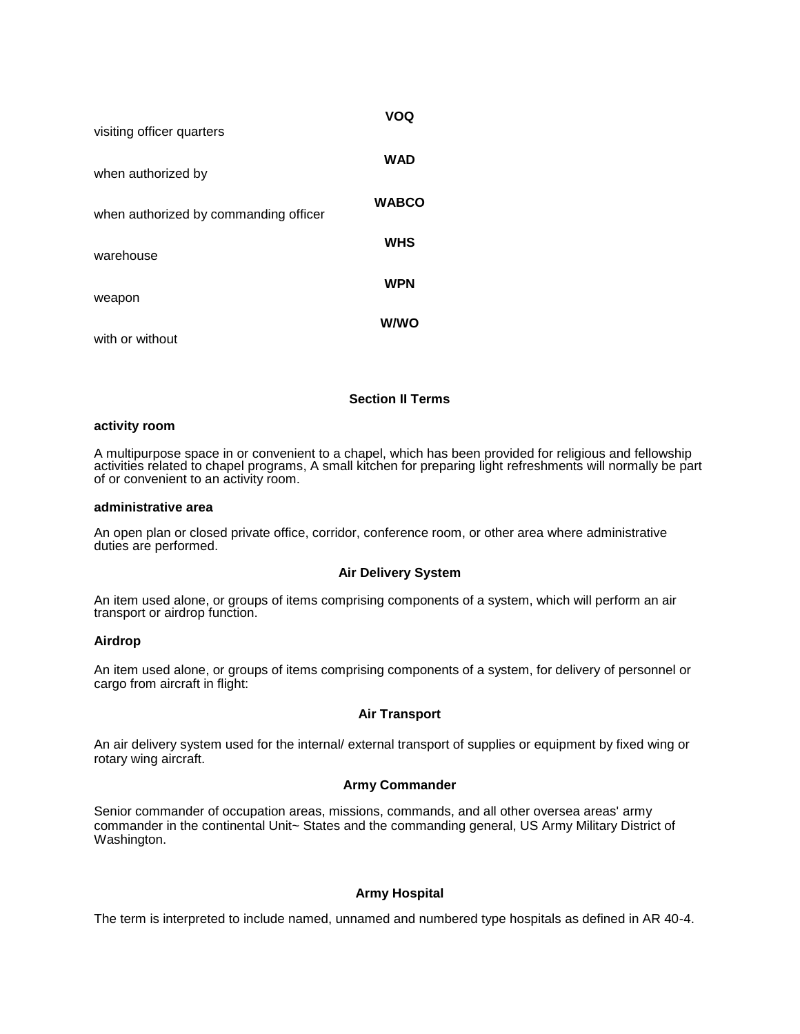**VOQ**

visiting officer quarters

**WAD**

when authorized by

**WABCO**

when authorized by commanding officer

**WHS**

warehouse

**WPN**

weapon

**W/WO**

with or without

## Section II Terms

**activity room**

A multipurpose space in or convenient to a chapel, which has been provided for religious and fellowship activities related to chapel programs, A small kitchen for preparing light refreshments will normally be part of or convenient to an activity room.

**administrative area**

An open plan or closed private office, corridor, conference room, or other area where administrative duties are performed.

**Air Delivery System**

An item used alone, or groups of items comprising components of a system, which will perform an air transport or airdrop function.

**Airdrop**

An item used alone, or groups of items comprising components of a system, for delivery of personnel or cargo from aircraft in flight:

**Air Transport**

An air delivery system used for the internal/ external transport of supplies or equipment by fixed wing or rotary wing aircraft.

**Army Commander**

Senior commander of occupation areas, missions, commands, and all other oversea areas' army commander in the continental Unit~ States and the commanding general, US Army Military District of Washington.

**Army Hospital**

The term is interpreted to include named, unnamed and numbered type hospitals as defined in AR 40-4.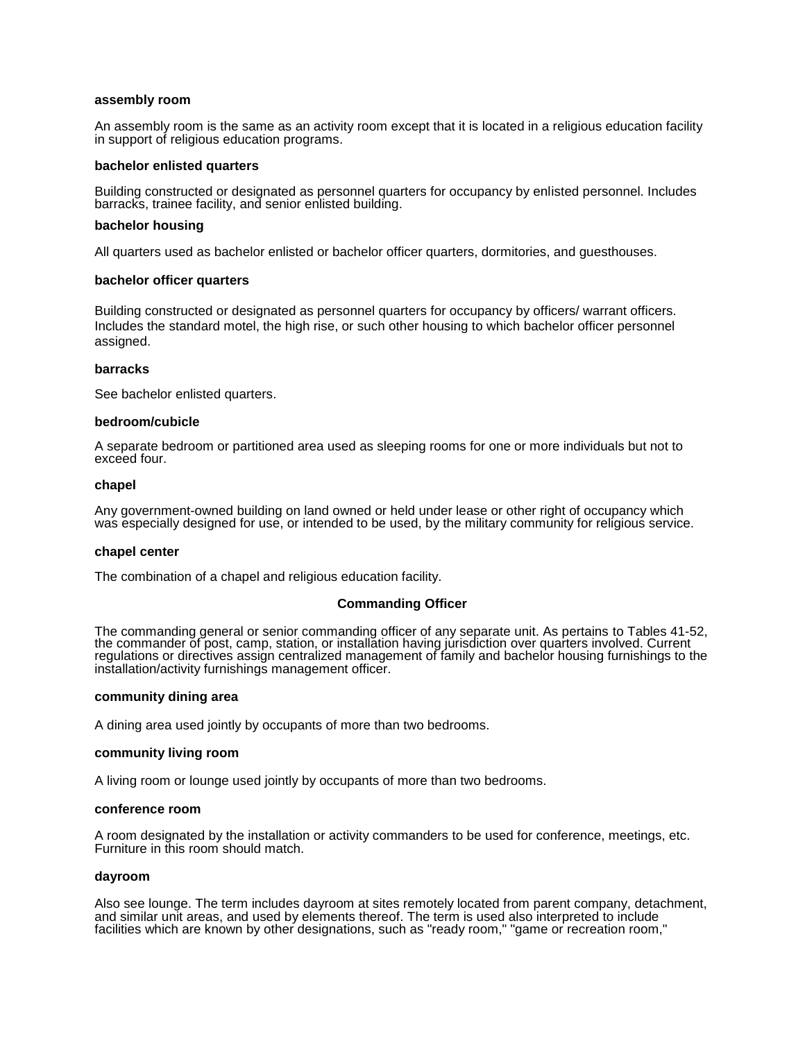**assembly room**

An assembly room is the same as an activity room except that it is located in a religious education facility in support of religious education programs.

**bachelor enlisted quarters**

Building constructed or designated as personnel quarters for occupancy by enlisted personnel. Includes barracks, trainee facility, and senior enlisted building.

**bachelor housing**

All quarters used as bachelor enlisted or bachelor officer quarters, dormitories, and guesthouses.

**bachelor officer quarters**

Building constructed or designated as personnel quarters for occupancy by officers/ warrant officers. Includes the standard motel, the high rise, or such other housing to which bachelor officer personnel assigned.

**barracks**

See bachelor enlisted quarters.

**bedroom/cubicle**

A separate bedroom or partitioned area used as sleeping rooms for one or more individuals but not to exceed four.

**chapel**

Any government-owned building on land owned or held under lease or other right of occupancy which was especially designed for use, or intended to be used, by the military community for religious service.

**chapel center**

The combination of a chapel and religious education facility.

**Commanding Officer**

The commanding general or senior commanding officer of any separate unit. As pertains to Tables 41-52, the commander of post, camp, station, or installation having jurisdiction over quarters involved. Current regulations or directives assign centralized management of family and bachelor housing furnishings to the installation/activity furnishings management officer.

**community dining area**

A dining area used jointly by occupants of more than two bedrooms.

**community living room**

A living room or lounge used jointly by occupants of more than two bedrooms.

**conference room**

A room designated by the installation or activity commanders to be used for conference, meetings, etc. Furniture in this room should match.

**dayroom**

Also see lounge. The term includes dayroom at sites remotely located from parent company, detachment, and similar unit areas, and used by elements thereof. The term is used also interpreted to include facilities which are known by other designations, such as "ready room," "game or recreation room,"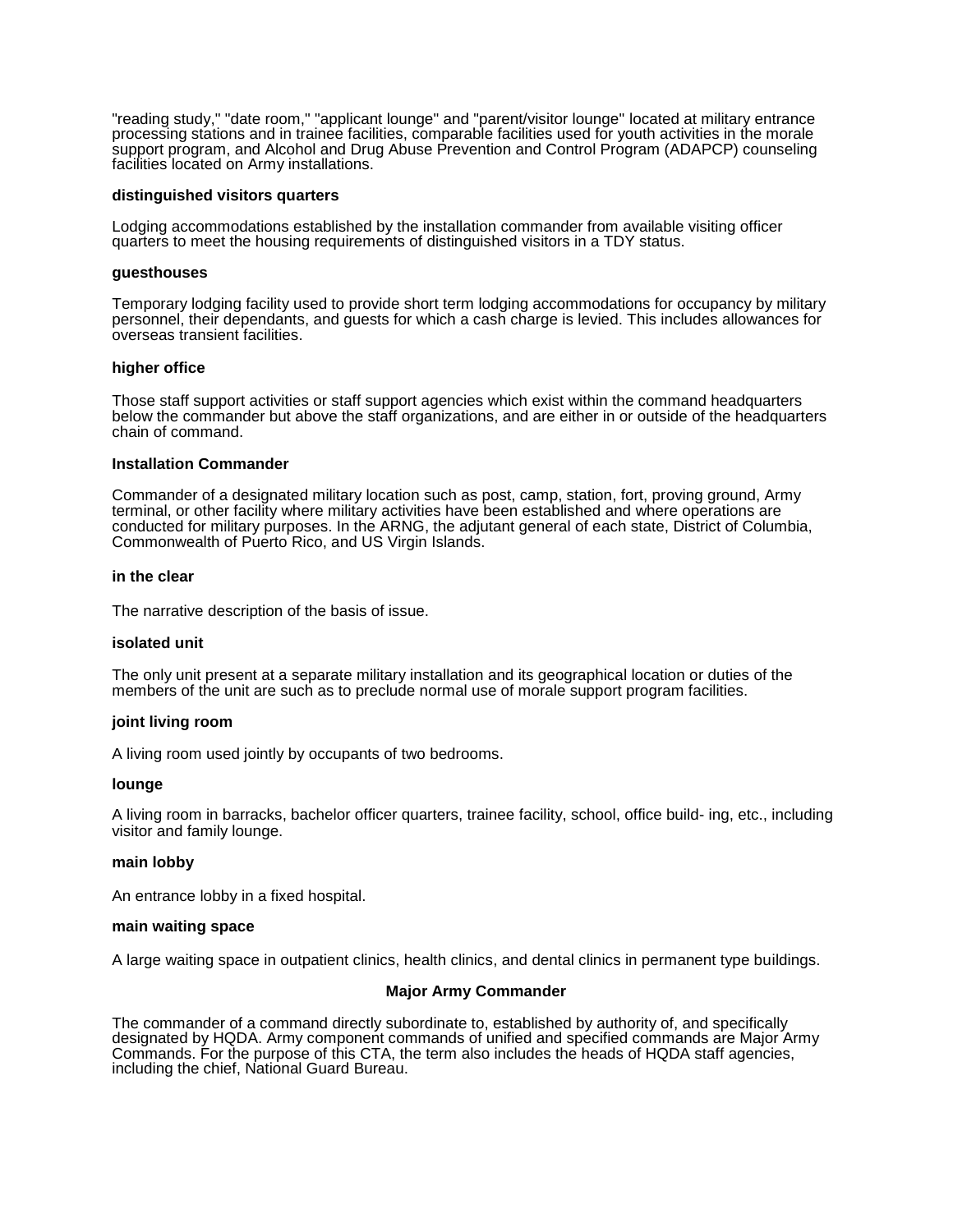"reading study," "date room," "applicant lounge" and "parent/visitor lounge" located at military entrance processing stations and in trainee facilities, comparable facilities used for youth activities in the morale support program, and Alcohol and Drug Abuse Prevention and Control Program (ADAPCP) counseling facilities located on Army installations.

**distinguished visitors quarters**

Lodging accommodations established by the installation commander from available visiting officer quarters to meet the housing requirements of distinguished visitors in a TDY status.

**guesthouses**

Temporary lodging facility used to provide short term lodging accommodations for occupancy by military personnel, their dependants, and guests for which a cash charge is levied. This includes allowances for overseas transient facilities.

**higher office**

Those staff support activities or staff support agencies which exist within the command headquarters below the commander but above the staff organizations, and are either in or outside of the headquarters chain of command.

**Installation Commander**

Commander of a designated military location such as post, camp, station, fort, proving ground, Army terminal, or other facility where military activities have been established and where operations are conducted for military purposes. In the ARNG, the adjutant general of each state, District of Columbia, Commonwealth of Puerto Rico, and US Virgin Islands.

**in the clear**

The narrative description of the basis of issue.

**isolated unit**

The only unit present at a separate military installation and its geographical location or duties of the members of the unit are such as to preclude normal use of morale support program facilities.

**joint living room**

A living room used jointly by occupants of two bedrooms.

**lounge**

A living room in barracks, bachelor officer quarters, trainee facility, school, office build- ing, etc., including visitor and family lounge.

**main lobby**

An entrance lobby in a fixed hospital.

**main waiting space**

A large waiting space in outpatient clinics, health clinics, and dental clinics in permanent type buildings.

**Major Army Commander**

The commander of a command directly subordinate to, established by authority of, and specifically designated by HQDA. Army component commands of unified and specified commands are Major Army Commands. For the purpose of this CTA, the term also includes the heads of HQDA staff agencies, including the chief, National Guard Bureau.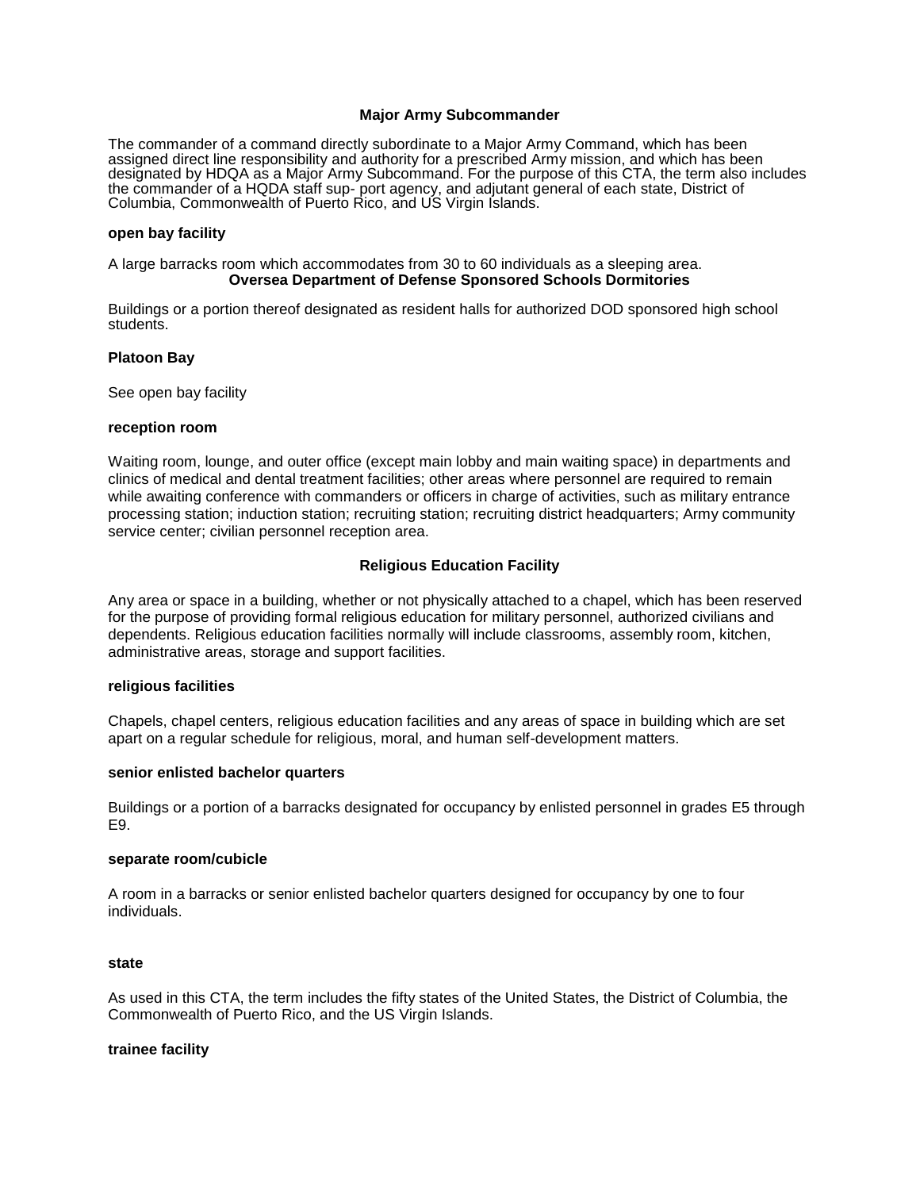**Major Army Subcommander**

The commander of a command directly subordinate to a Major Army Command, which has been assigned direct line responsibility and authority for a prescribed Army mission, and which has been designated by HDQA as a Major Army Subcommand. For the purpose of this CTA, the term also includes the commander of a HQDA staff sup- port agency, and adjutant general of each state, District of Columbia, Commonwealth of Puerto Rico, and US Virgin Islands.

**open bay facility**

A large barracks room which accommodates from 30 to 60 individuals as a sleeping area.

**Oversea Department of Defense Sponsored Schools Dormitories**

Buildings or a portion thereof designated as resident halls for authorized DOD sponsored high school students.

**Platoon Bay**

See open bay facility

**reception room**

Waiting room, lounge, and outer office (except main lobby and main waiting space) in departments and clinics of medical and dental treatment facilities; other areas where personnel are required to remain while awaiting conference with commanders or officers in charge of activities, such as military entrance processing station; induction station; recruiting station; recruiting district headquarters; Army community service center; civilian personnel reception area.

**Religious Education Facility**

Any area or space in a building, whether or not physically attached to a chapel, which has been reserved for the purpose of providing formal religious education for military personnel, authorized civilians and dependents. Religious education facilities normally will include classrooms, assembly room, kitchen, administrative areas, storage and support facilities.

**religious facilities**

Chapels, chapel centers, religious education facilities and any areas of space in building which are set apart on a regular schedule for religious, moral, and human self-development matters.

**senior enlisted bachelor quarters**

Buildings or a portion of a barracks designated for occupancy by enlisted personnel in grades E5 through E9.

**separate room/cubicle**

A room in a barracks or senior enlisted bachelor quarters designed for occupancy by one to four individuals.

**state**

As used in this CTA, the term includes the fifty states of the United States, the District of Columbia, the Commonwealth of Puerto Rico, and the US Virgin Islands.

**trainee facility**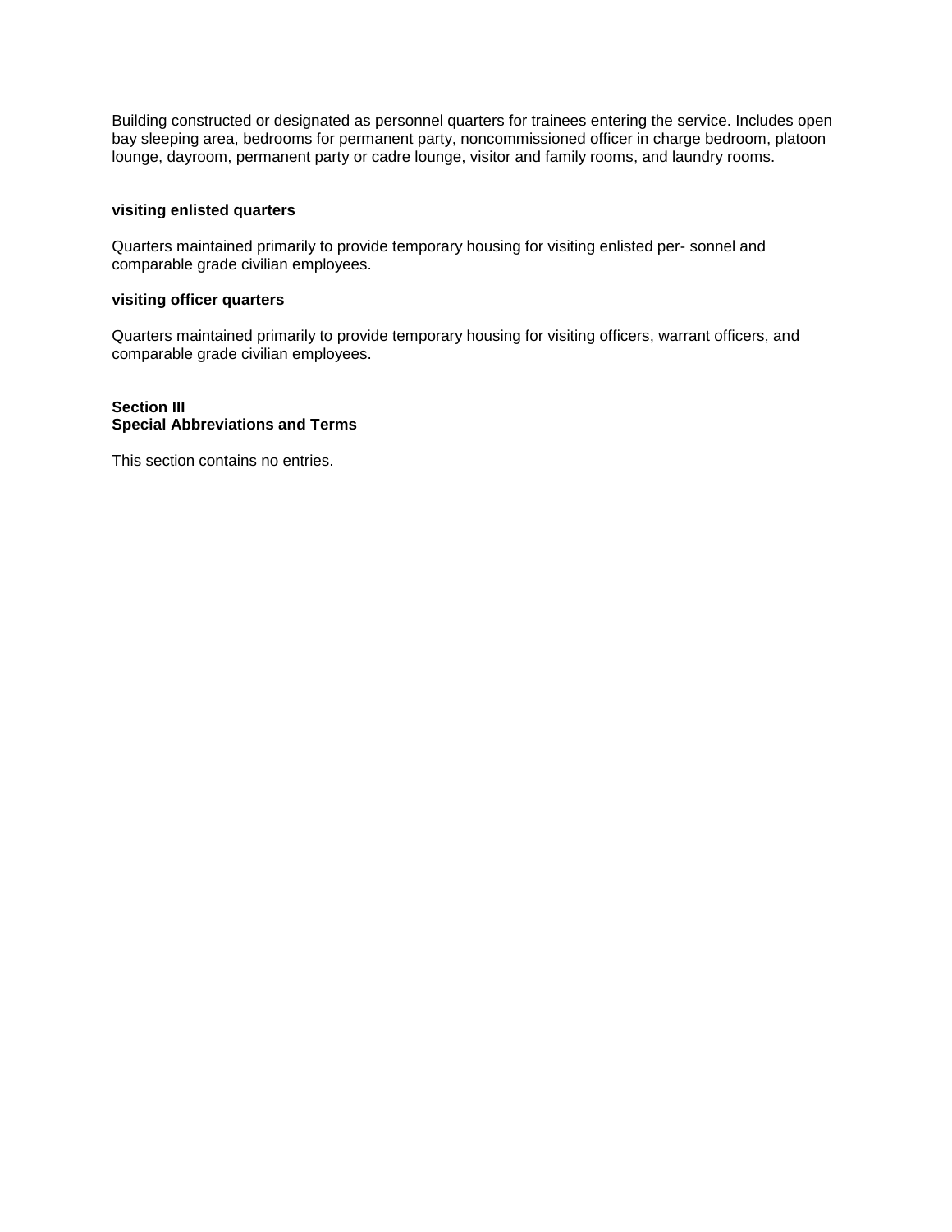Building constructed or designated as personnel quarters for trainees entering the service. Includes open bay sleeping area, bedrooms for permanent party, noncommissioned officer in charge bedroom, platoon lounge, dayroom, permanent party or cadre lounge, visitor and family rooms, and laundry rooms.

**visiting enlisted quarters**

Quarters maintained primarily to provide temporary housing for visiting enlisted per- sonnel and comparable grade civilian employees.

**visiting officer quarters**

Quarters maintained primarily to provide temporary housing for visiting officers, warrant officers, and comparable grade civilian employees.

## Section III
## Special Abbreviations and Terms

This section contains no entries.